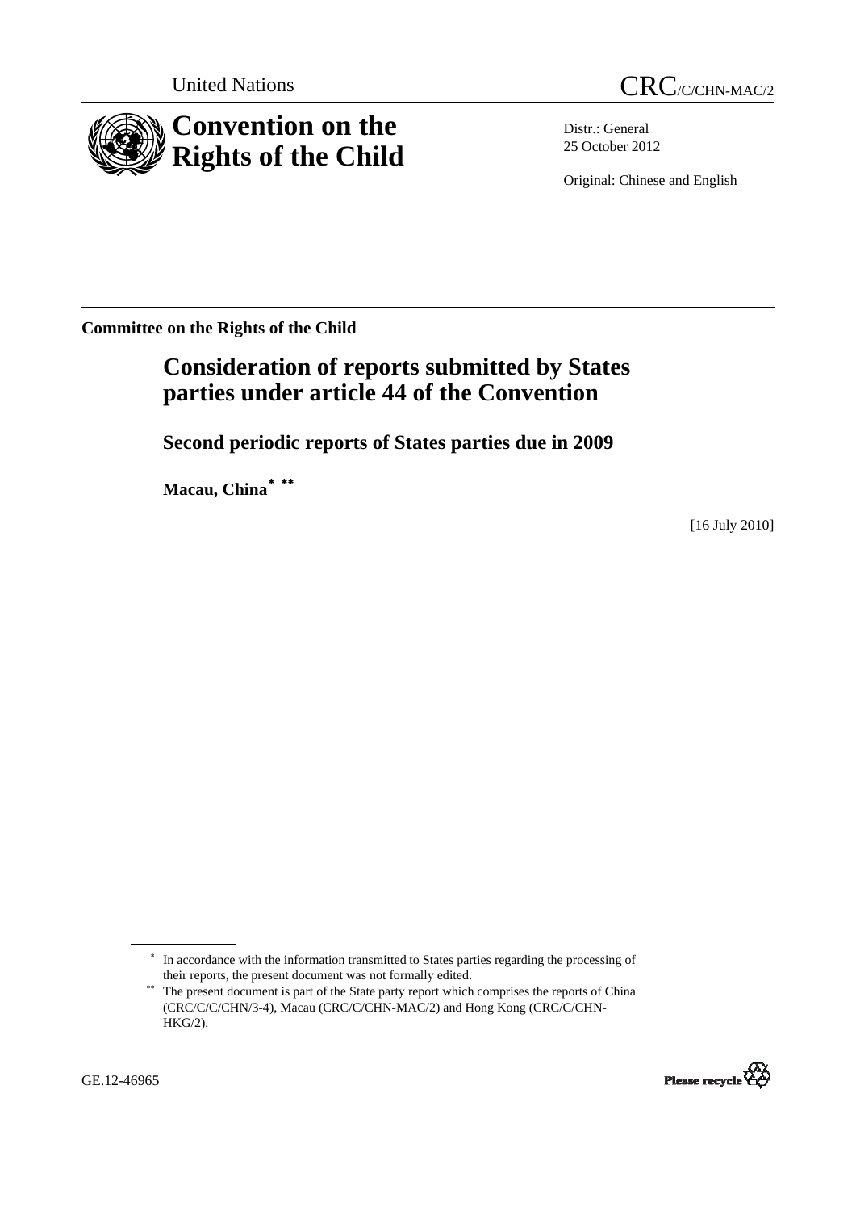United Nations

CRC/C/CHN-MAC/2

# Convention on the Rights of the Child

Distr.: General
25 October 2012

Original: Chinese and English

**Committee on the Rights of the Child**

## Consideration of reports submitted by States parties under article 44 of the Convention

### Second periodic reports of States parties due in 2009

**Macau, China**[*] [**]

[16 July 2010]

[*] In accordance with the information transmitted to States parties regarding the processing of their reports, the present document was not formally edited.

[**] The present document is part of the State party report which comprises the reports of China (CRC/C/C/CHN/3-4), Macau (CRC/C/CHN-MAC/2) and Hong Kong (CRC/C/CHN-HKG/2).

GE.12-46965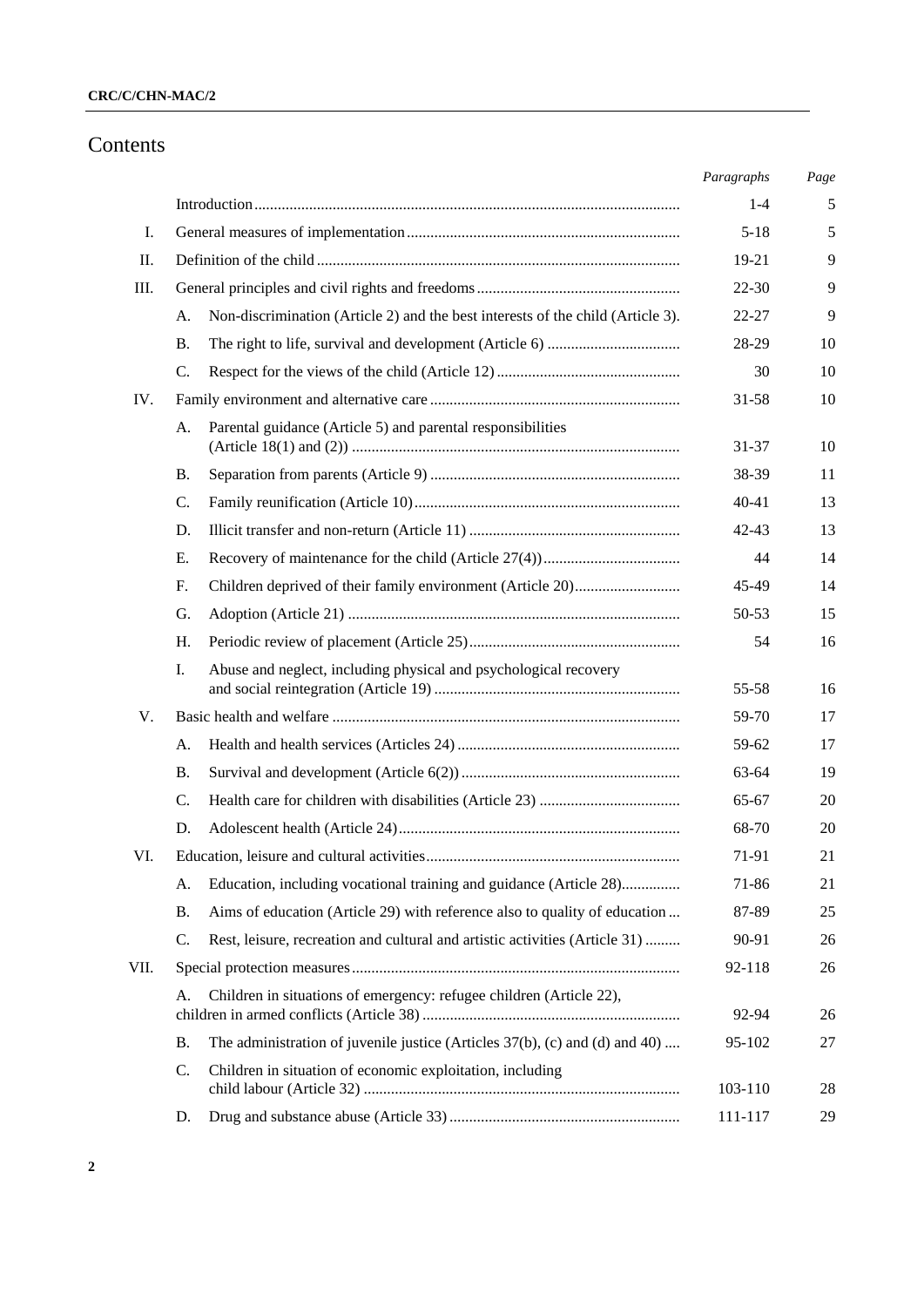# Contents

| | | Paragraphs | Page |
|---|---|---|---|
| | Introduction | 1-4 | 5 |
| I. | General measures of implementation | 5-18 | 5 |
| II. | Definition of the child | 19-21 | 9 |
| III. | General principles and civil rights and freedoms | 22-30 | 9 |
| | A. Non-discrimination (Article 2) and the best interests of the child (Article 3). | 22-27 | 9 |
| | B. The right to life, survival and development (Article 6) | 28-29 | 10 |
| | C. Respect for the views of the child (Article 12) | 30 | 10 |
| IV. | Family environment and alternative care | 31-58 | 10 |
| | A. Parental guidance (Article 5) and parental responsibilities (Article 18(1) and (2)) | 31-37 | 10 |
| | B. Separation from parents (Article 9) | 38-39 | 11 |
| | C. Family reunification (Article 10) | 40-41 | 13 |
| | D. Illicit transfer and non-return (Article 11) | 42-43 | 13 |
| | E. Recovery of maintenance for the child (Article 27(4)) | 44 | 14 |
| | F. Children deprived of their family environment (Article 20) | 45-49 | 14 |
| | G. Adoption (Article 21) | 50-53 | 15 |
| | H. Periodic review of placement (Article 25) | 54 | 16 |
| | I. Abuse and neglect, including physical and psychological recovery and social reintegration (Article 19) | 55-58 | 16 |
| V. | Basic health and welfare | 59-70 | 17 |
| | A. Health and health services (Articles 24) | 59-62 | 17 |
| | B. Survival and development (Article 6(2)) | 63-64 | 19 |
| | C. Health care for children with disabilities (Article 23) | 65-67 | 20 |
| | D. Adolescent health (Article 24) | 68-70 | 20 |
| VI. | Education, leisure and cultural activities | 71-91 | 21 |
| | A. Education, including vocational training and guidance (Article 28) | 71-86 | 21 |
| | B. Aims of education (Article 29) with reference also to quality of education | 87-89 | 25 |
| | C. Rest, leisure, recreation and cultural and artistic activities (Article 31) | 90-91 | 26 |
| VII. | Special protection measures | 92-118 | 26 |
| | A. Children in situations of emergency: refugee children (Article 22), children in armed conflicts (Article 38) | 92-94 | 26 |
| | B. The administration of juvenile justice (Articles 37(b), (c) and (d) and 40) | 95-102 | 27 |
| | C. Children in situation of economic exploitation, including child labour (Article 32) | 103-110 | 28 |
| | D. Drug and substance abuse (Article 33) | 111-117 | 29 |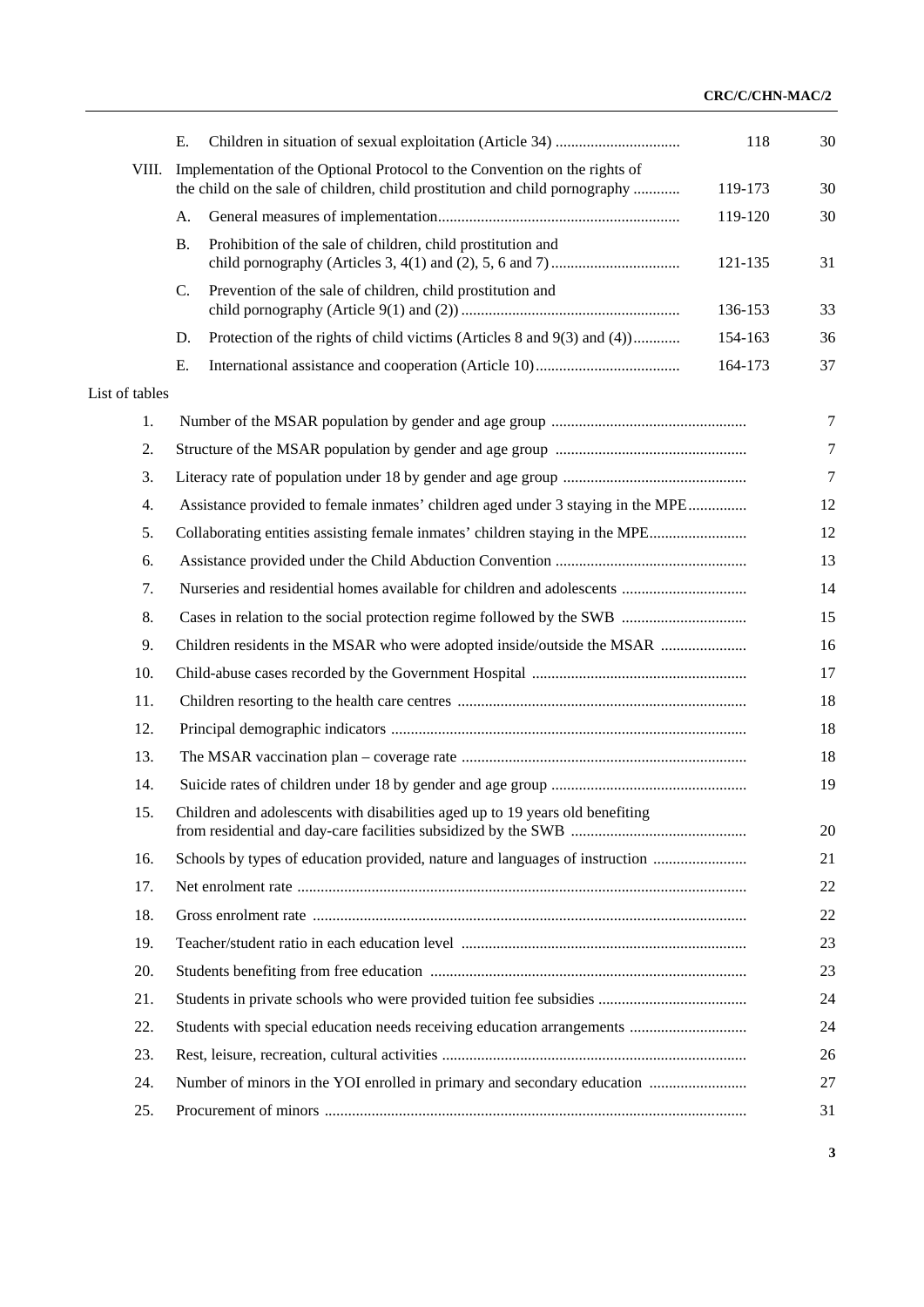| | | | Paragraphs | Page |
|---|---|---|---|---|
| | E. | Children in situation of sexual exploitation (Article 34) | 118 | 30 |
| VIII. | | Implementation of the Optional Protocol to the Convention on the rights of the child on the sale of children, child prostitution and child pornography | 119-173 | 30 |
| | A. | General measures of implementation | 119-120 | 30 |
| | B. | Prohibition of the sale of children, child prostitution and child pornography (Articles 3, 4(1) and (2), 5, 6 and 7) | 121-135 | 31 |
| | C. | Prevention of the sale of children, child prostitution and child pornography (Article 9(1) and (2)) | 136-153 | 33 |
| | D. | Protection of the rights of child victims (Articles 8 and 9(3) and (4)) | 154-163 | 36 |
| | E. | International assistance and cooperation (Article 10) | 164-173 | 37 |

List of tables

| | | Page |
|---|---|---|
| 1. | Number of the MSAR population by gender and age group | 7 |
| 2. | Structure of the MSAR population by gender and age group | 7 |
| 3. | Literacy rate of population under 18 by gender and age group | 7 |
| 4. | Assistance provided to female inmates' children aged under 3 staying in the MPE | 12 |
| 5. | Collaborating entities assisting female inmates' children staying in the MPE | 12 |
| 6. | Assistance provided under the Child Abduction Convention | 13 |
| 7. | Nurseries and residential homes available for children and adolescents | 14 |
| 8. | Cases in relation to the social protection regime followed by the SWB | 15 |
| 9. | Children residents in the MSAR who were adopted inside/outside the MSAR | 16 |
| 10. | Child-abuse cases recorded by the Government Hospital | 17 |
| 11. | Children resorting to the health care centres | 18 |
| 12. | Principal demographic indicators | 18 |
| 13. | The MSAR vaccination plan – coverage rate | 18 |
| 14. | Suicide rates of children under 18 by gender and age group | 19 |
| 15. | Children and adolescents with disabilities aged up to 19 years old benefiting from residential and day-care facilities subsidized by the SWB | 20 |
| 16. | Schools by types of education provided, nature and languages of instruction | 21 |
| 17. | Net enrolment rate | 22 |
| 18. | Gross enrolment rate | 22 |
| 19. | Teacher/student ratio in each education level | 23 |
| 20. | Students benefiting from free education | 23 |
| 21. | Students in private schools who were provided tuition fee subsidies | 24 |
| 22. | Students with special education needs receiving education arrangements | 24 |
| 23. | Rest, leisure, recreation, cultural activities | 26 |
| 24. | Number of minors in the YOI enrolled in primary and secondary education | 27 |
| 25. | Procurement of minors | 31 |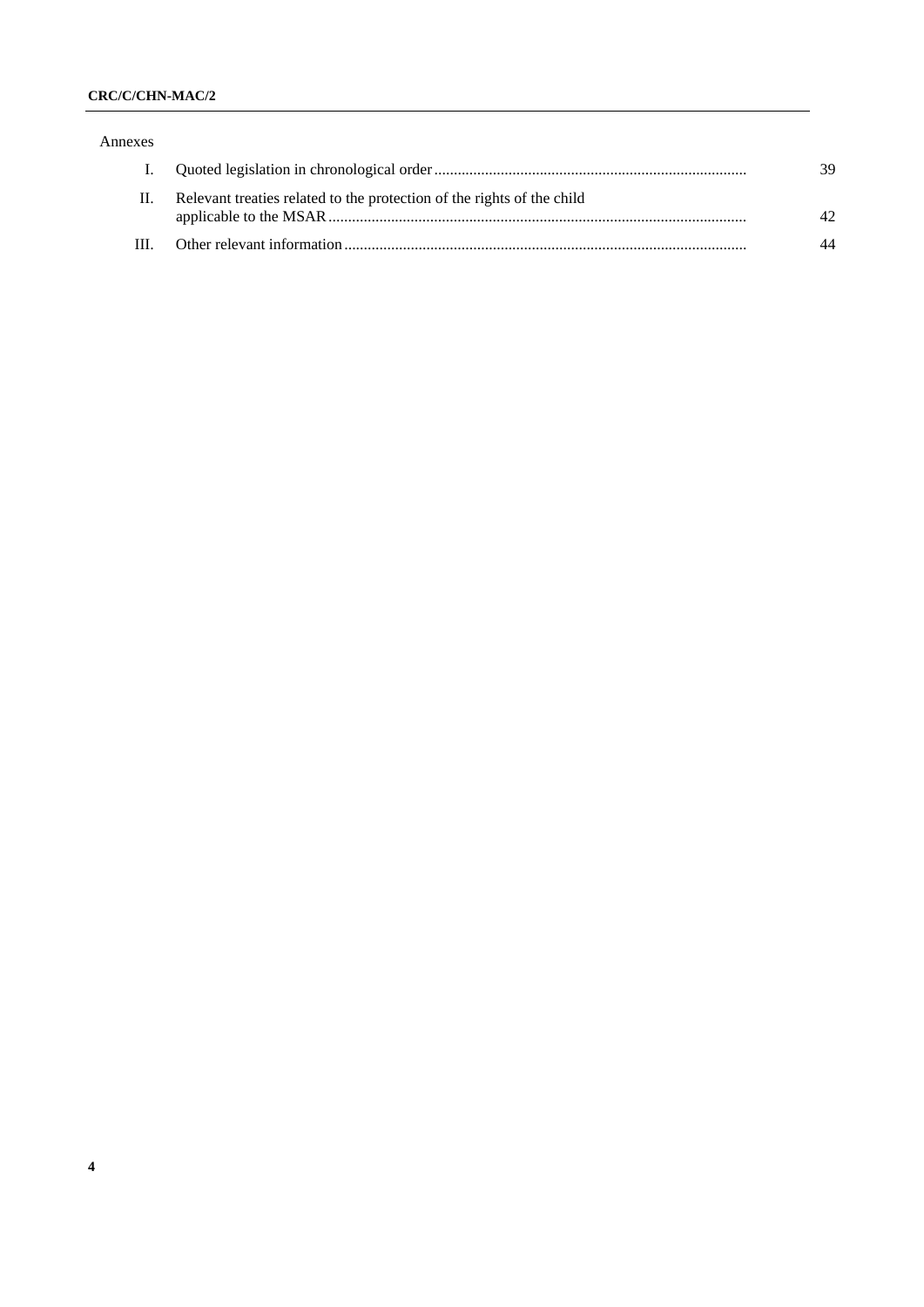Annexes

| | | |
|---|---|---|
| I. | Quoted legislation in chronological order | 39 |
| II. | Relevant treaties related to the protection of the rights of the child applicable to the MSAR | 42 |
| III. | Other relevant information | 44 |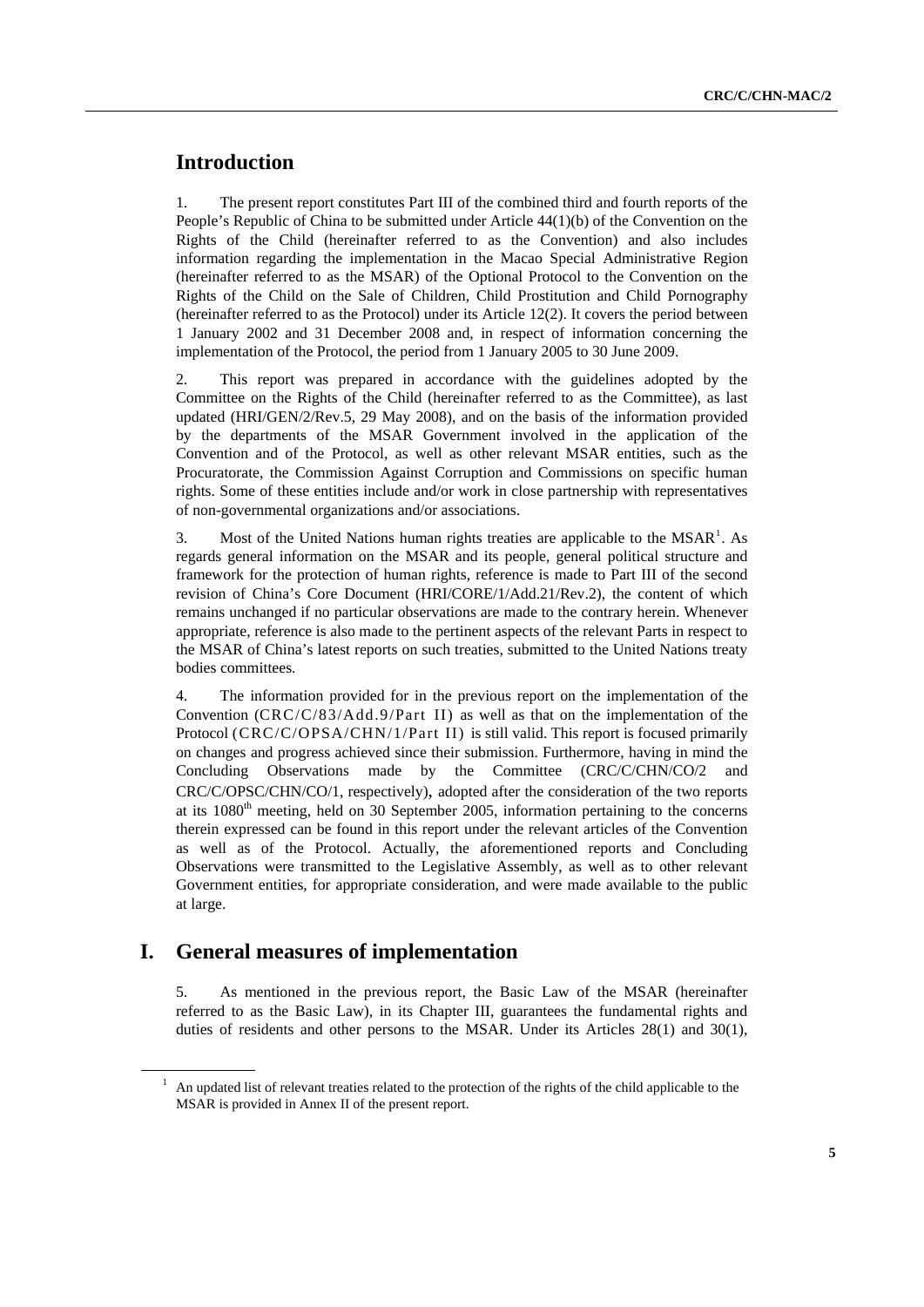# Introduction

1. The present report constitutes Part III of the combined third and fourth reports of the People's Republic of China to be submitted under Article 44(1)(b) of the Convention on the Rights of the Child (hereinafter referred to as the Convention) and also includes information regarding the implementation in the Macao Special Administrative Region (hereinafter referred to as the MSAR) of the Optional Protocol to the Convention on the Rights of the Child on the Sale of Children, Child Prostitution and Child Pornography (hereinafter referred to as the Protocol) under its Article 12(2). It covers the period between 1 January 2002 and 31 December 2008 and, in respect of information concerning the implementation of the Protocol, the period from 1 January 2005 to 30 June 2009.

2. This report was prepared in accordance with the guidelines adopted by the Committee on the Rights of the Child (hereinafter referred to as the Committee), as last updated (HRI/GEN/2/Rev.5, 29 May 2008), and on the basis of the information provided by the departments of the MSAR Government involved in the application of the Convention and of the Protocol, as well as other relevant MSAR entities, such as the Procuratorate, the Commission Against Corruption and Commissions on specific human rights. Some of these entities include and/or work in close partnership with representatives of non-governmental organizations and/or associations.

3. Most of the United Nations human rights treaties are applicable to the MSAR[1]. As regards general information on the MSAR and its people, general political structure and framework for the protection of human rights, reference is made to Part III of the second revision of China's Core Document (HRI/CORE/1/Add.21/Rev.2), the content of which remains unchanged if no particular observations are made to the contrary herein. Whenever appropriate, reference is also made to the pertinent aspects of the relevant Parts in respect to the MSAR of China's latest reports on such treaties, submitted to the United Nations treaty bodies committees.

4. The information provided for in the previous report on the implementation of the Convention (CRC/C/83/Add.9/Part II) as well as that on the implementation of the Protocol (CRC/C/OPSA/CHN/1/Part II) is still valid. This report is focused primarily on changes and progress achieved since their submission. Furthermore, having in mind the Concluding Observations made by the Committee (CRC/C/CHN/CO/2 and CRC/C/OPSC/CHN/CO/1, respectively), adopted after the consideration of the two reports at its 1080th meeting, held on 30 September 2005, information pertaining to the concerns therein expressed can be found in this report under the relevant articles of the Convention as well as of the Protocol. Actually, the aforementioned reports and Concluding Observations were transmitted to the Legislative Assembly, as well as to other relevant Government entities, for appropriate consideration, and were made available to the public at large.

# I. General measures of implementation

5. As mentioned in the previous report, the Basic Law of the MSAR (hereinafter referred to as the Basic Law), in its Chapter III, guarantees the fundamental rights and duties of residents and other persons to the MSAR. Under its Articles 28(1) and 30(1),

[1] An updated list of relevant treaties related to the protection of the rights of the child applicable to the MSAR is provided in Annex II of the present report.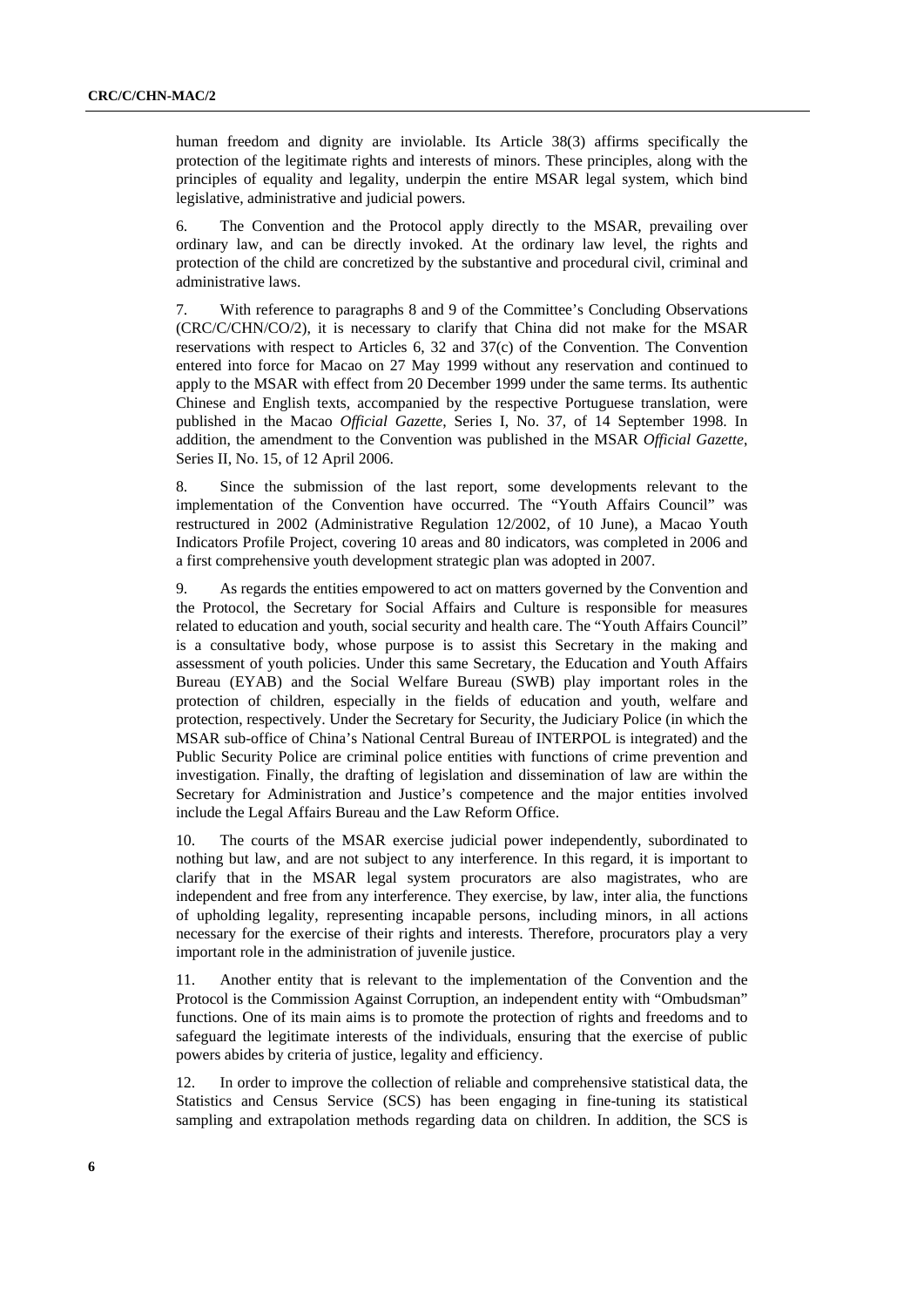human freedom and dignity are inviolable. Its Article 38(3) affirms specifically the protection of the legitimate rights and interests of minors. These principles, along with the principles of equality and legality, underpin the entire MSAR legal system, which bind legislative, administrative and judicial powers.

6. The Convention and the Protocol apply directly to the MSAR, prevailing over ordinary law, and can be directly invoked. At the ordinary law level, the rights and protection of the child are concretized by the substantive and procedural civil, criminal and administrative laws.

7. With reference to paragraphs 8 and 9 of the Committee's Concluding Observations (CRC/C/CHN/CO/2), it is necessary to clarify that China did not make for the MSAR reservations with respect to Articles 6, 32 and 37(c) of the Convention. The Convention entered into force for Macao on 27 May 1999 without any reservation and continued to apply to the MSAR with effect from 20 December 1999 under the same terms. Its authentic Chinese and English texts, accompanied by the respective Portuguese translation, were published in the Macao *Official Gazette*, Series I, No. 37, of 14 September 1998. In addition, the amendment to the Convention was published in the MSAR *Official Gazette*, Series II, No. 15, of 12 April 2006.

8. Since the submission of the last report, some developments relevant to the implementation of the Convention have occurred. The "Youth Affairs Council" was restructured in 2002 (Administrative Regulation 12/2002, of 10 June), a Macao Youth Indicators Profile Project, covering 10 areas and 80 indicators, was completed in 2006 and a first comprehensive youth development strategic plan was adopted in 2007.

9. As regards the entities empowered to act on matters governed by the Convention and the Protocol, the Secretary for Social Affairs and Culture is responsible for measures related to education and youth, social security and health care. The "Youth Affairs Council" is a consultative body, whose purpose is to assist this Secretary in the making and assessment of youth policies. Under this same Secretary, the Education and Youth Affairs Bureau (EYAB) and the Social Welfare Bureau (SWB) play important roles in the protection of children, especially in the fields of education and youth, welfare and protection, respectively. Under the Secretary for Security, the Judiciary Police (in which the MSAR sub-office of China's National Central Bureau of INTERPOL is integrated) and the Public Security Police are criminal police entities with functions of crime prevention and investigation. Finally, the drafting of legislation and dissemination of law are within the Secretary for Administration and Justice's competence and the major entities involved include the Legal Affairs Bureau and the Law Reform Office.

10. The courts of the MSAR exercise judicial power independently, subordinated to nothing but law, and are not subject to any interference. In this regard, it is important to clarify that in the MSAR legal system procurators are also magistrates, who are independent and free from any interference. They exercise, by law, inter alia, the functions of upholding legality, representing incapable persons, including minors, in all actions necessary for the exercise of their rights and interests. Therefore, procurators play a very important role in the administration of juvenile justice.

11. Another entity that is relevant to the implementation of the Convention and the Protocol is the Commission Against Corruption, an independent entity with "Ombudsman" functions. One of its main aims is to promote the protection of rights and freedoms and to safeguard the legitimate interests of the individuals, ensuring that the exercise of public powers abides by criteria of justice, legality and efficiency.

12. In order to improve the collection of reliable and comprehensive statistical data, the Statistics and Census Service (SCS) has been engaging in fine-tuning its statistical sampling and extrapolation methods regarding data on children. In addition, the SCS is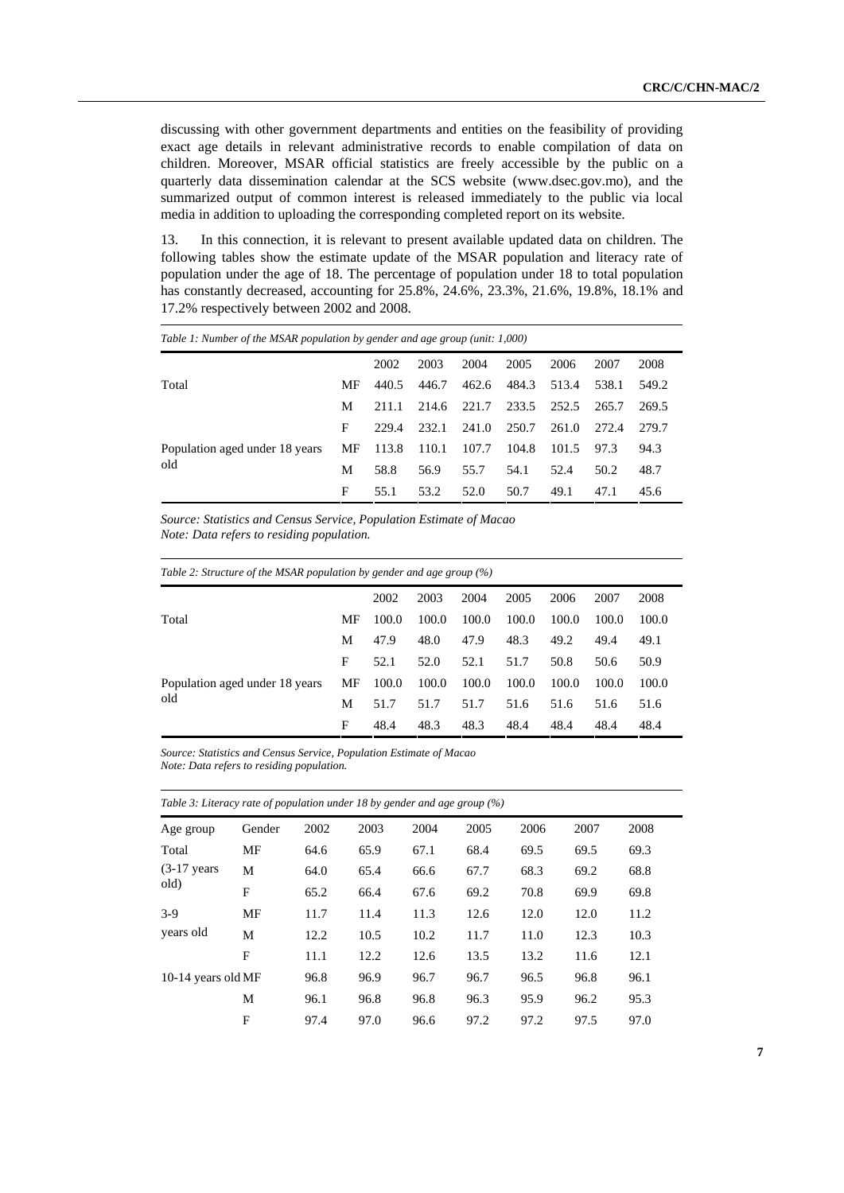discussing with other government departments and entities on the feasibility of providing exact age details in relevant administrative records to enable compilation of data on children. Moreover, MSAR official statistics are freely accessible by the public on a quarterly data dissemination calendar at the SCS website (www.dsec.gov.mo), and the summarized output of common interest is released immediately to the public via local media in addition to uploading the corresponding completed report on its website.

13. In this connection, it is relevant to present available updated data on children. The following tables show the estimate update of the MSAR population and literacy rate of population under the age of 18. The percentage of population under 18 to total population has constantly decreased, accounting for 25.8%, 24.6%, 23.3%, 21.6%, 19.8%, 18.1% and 17.2% respectively between 2002 and 2008.

*Table 1: Number of the MSAR population by gender and age group (unit: 1,000)*

| | | 2002 | 2003 | 2004 | 2005 | 2006 | 2007 | 2008 |
|---|---|---|---|---|---|---|---|---|
| Total | MF | 440.5 | 446.7 | 462.6 | 484.3 | 513.4 | 538.1 | 549.2 |
| | M | 211.1 | 214.6 | 221.7 | 233.5 | 252.5 | 265.7 | 269.5 |
| | F | 229.4 | 232.1 | 241.0 | 250.7 | 261.0 | 272.4 | 279.7 |
| Population aged under 18 years old | MF | 113.8 | 110.1 | 107.7 | 104.8 | 101.5 | 97.3 | 94.3 |
| | M | 58.8 | 56.9 | 55.7 | 54.1 | 52.4 | 50.2 | 48.7 |
| | F | 55.1 | 53.2 | 52.0 | 50.7 | 49.1 | 47.1 | 45.6 |

*Source: Statistics and Census Service, Population Estimate of Macao*
*Note: Data refers to residing population.*

*Table 2: Structure of the MSAR population by gender and age group (%)*

| | | 2002 | 2003 | 2004 | 2005 | 2006 | 2007 | 2008 |
|---|---|---|---|---|---|---|---|---|
| Total | MF | 100.0 | 100.0 | 100.0 | 100.0 | 100.0 | 100.0 | 100.0 |
| | M | 47.9 | 48.0 | 47.9 | 48.3 | 49.2 | 49.4 | 49.1 |
| | F | 52.1 | 52.0 | 52.1 | 51.7 | 50.8 | 50.6 | 50.9 |
| Population aged under 18 years old | MF | 100.0 | 100.0 | 100.0 | 100.0 | 100.0 | 100.0 | 100.0 |
| | M | 51.7 | 51.7 | 51.7 | 51.6 | 51.6 | 51.6 | 51.6 |
| | F | 48.4 | 48.3 | 48.3 | 48.4 | 48.4 | 48.4 | 48.4 |

*Source: Statistics and Census Service, Population Estimate of Macao*
*Note: Data refers to residing population.*

*Table 3: Literacy rate of population under 18 by gender and age group (%)*

| Age group | Gender | 2002 | 2003 | 2004 | 2005 | 2006 | 2007 | 2008 |
|---|---|---|---|---|---|---|---|---|
| Total (3-17 years old) | MF | 64.6 | 65.9 | 67.1 | 68.4 | 69.5 | 69.5 | 69.3 |
| | M | 64.0 | 65.4 | 66.6 | 67.7 | 68.3 | 69.2 | 68.8 |
| | F | 65.2 | 66.4 | 67.6 | 69.2 | 70.8 | 69.9 | 69.8 |
| 3-9 years old | MF | 11.7 | 11.4 | 11.3 | 12.6 | 12.0 | 12.0 | 11.2 |
| | M | 12.2 | 10.5 | 10.2 | 11.7 | 11.0 | 12.3 | 10.3 |
| | F | 11.1 | 12.2 | 12.6 | 13.5 | 13.2 | 11.6 | 12.1 |
| 10-14 years old | MF | 96.8 | 96.9 | 96.7 | 96.7 | 96.5 | 96.8 | 96.1 |
| | M | 96.1 | 96.8 | 96.8 | 96.3 | 95.9 | 96.2 | 95.3 |
| | F | 97.4 | 97.0 | 96.6 | 97.2 | 97.2 | 97.5 | 97.0 |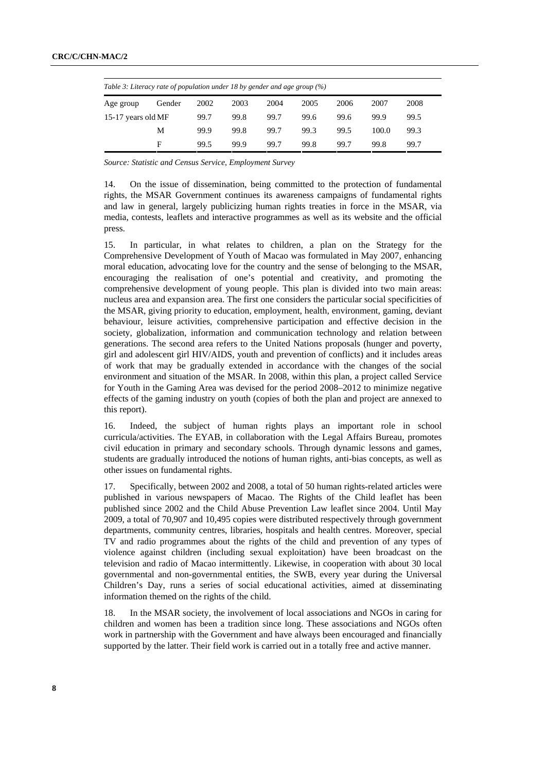*Table 3: Literacy rate of population under 18 by gender and age group (%)*

| Age group | Gender | 2002 | 2003 | 2004 | 2005 | 2006 | 2007 | 2008 |
|---|---|---|---|---|---|---|---|---|
| 15-17 years old | MF | 99.7 | 99.8 | 99.7 | 99.6 | 99.6 | 99.9 | 99.5 |
| | M | 99.9 | 99.8 | 99.7 | 99.3 | 99.5 | 100.0 | 99.3 |
| | F | 99.5 | 99.9 | 99.7 | 99.8 | 99.7 | 99.8 | 99.7 |

*Source: Statistic and Census Service, Employment Survey*

14. On the issue of dissemination, being committed to the protection of fundamental rights, the MSAR Government continues its awareness campaigns of fundamental rights and law in general, largely publicizing human rights treaties in force in the MSAR, via media, contests, leaflets and interactive programmes as well as its website and the official press.

15. In particular, in what relates to children, a plan on the Strategy for the Comprehensive Development of Youth of Macao was formulated in May 2007, enhancing moral education, advocating love for the country and the sense of belonging to the MSAR, encouraging the realisation of one's potential and creativity, and promoting the comprehensive development of young people. This plan is divided into two main areas: nucleus area and expansion area. The first one considers the particular social specificities of the MSAR, giving priority to education, employment, health, environment, gaming, deviant behaviour, leisure activities, comprehensive participation and effective decision in the society, globalization, information and communication technology and relation between generations. The second area refers to the United Nations proposals (hunger and poverty, girl and adolescent girl HIV/AIDS, youth and prevention of conflicts) and it includes areas of work that may be gradually extended in accordance with the changes of the social environment and situation of the MSAR. In 2008, within this plan, a project called Service for Youth in the Gaming Area was devised for the period 2008–2012 to minimize negative effects of the gaming industry on youth (copies of both the plan and project are annexed to this report).

16. Indeed, the subject of human rights plays an important role in school curricula/activities. The EYAB, in collaboration with the Legal Affairs Bureau, promotes civil education in primary and secondary schools. Through dynamic lessons and games, students are gradually introduced the notions of human rights, anti-bias concepts, as well as other issues on fundamental rights.

17. Specifically, between 2002 and 2008, a total of 50 human rights-related articles were published in various newspapers of Macao. The Rights of the Child leaflet has been published since 2002 and the Child Abuse Prevention Law leaflet since 2004. Until May 2009, a total of 70,907 and 10,495 copies were distributed respectively through government departments, community centres, libraries, hospitals and health centres. Moreover, special TV and radio programmes about the rights of the child and prevention of any types of violence against children (including sexual exploitation) have been broadcast on the television and radio of Macao intermittently. Likewise, in cooperation with about 30 local governmental and non-governmental entities, the SWB, every year during the Universal Children's Day, runs a series of social educational activities, aimed at disseminating information themed on the rights of the child.

18. In the MSAR society, the involvement of local associations and NGOs in caring for children and women has been a tradition since long. These associations and NGOs often work in partnership with the Government and have always been encouraged and financially supported by the latter. Their field work is carried out in a totally free and active manner.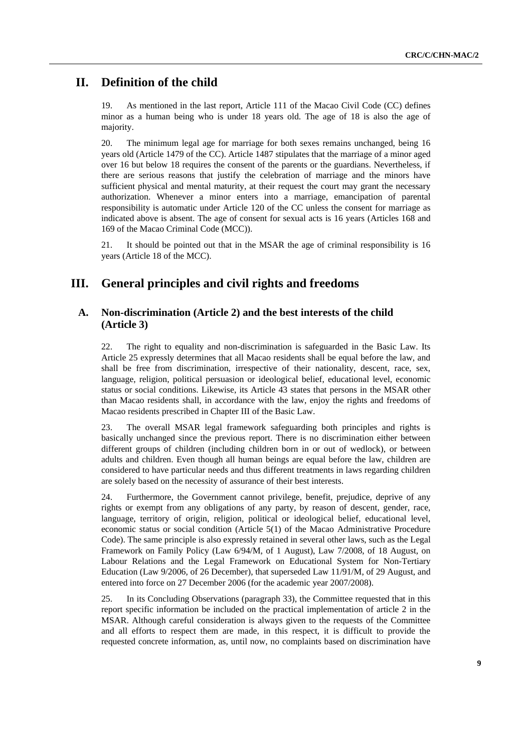# II. Definition of the child

19. As mentioned in the last report, Article 111 of the Macao Civil Code (CC) defines minor as a human being who is under 18 years old. The age of 18 is also the age of majority.

20. The minimum legal age for marriage for both sexes remains unchanged, being 16 years old (Article 1479 of the CC). Article 1487 stipulates that the marriage of a minor aged over 16 but below 18 requires the consent of the parents or the guardians. Nevertheless, if there are serious reasons that justify the celebration of marriage and the minors have sufficient physical and mental maturity, at their request the court may grant the necessary authorization. Whenever a minor enters into a marriage, emancipation of parental responsibility is automatic under Article 120 of the CC unless the consent for marriage as indicated above is absent. The age of consent for sexual acts is 16 years (Articles 168 and 169 of the Macao Criminal Code (MCC)).

21. It should be pointed out that in the MSAR the age of criminal responsibility is 16 years (Article 18 of the MCC).

# III. General principles and civil rights and freedoms

## A. Non-discrimination (Article 2) and the best interests of the child (Article 3)

22. The right to equality and non-discrimination is safeguarded in the Basic Law. Its Article 25 expressly determines that all Macao residents shall be equal before the law, and shall be free from discrimination, irrespective of their nationality, descent, race, sex, language, religion, political persuasion or ideological belief, educational level, economic status or social conditions. Likewise, its Article 43 states that persons in the MSAR other than Macao residents shall, in accordance with the law, enjoy the rights and freedoms of Macao residents prescribed in Chapter III of the Basic Law.

23. The overall MSAR legal framework safeguarding both principles and rights is basically unchanged since the previous report. There is no discrimination either between different groups of children (including children born in or out of wedlock), or between adults and children. Even though all human beings are equal before the law, children are considered to have particular needs and thus different treatments in laws regarding children are solely based on the necessity of assurance of their best interests.

24. Furthermore, the Government cannot privilege, benefit, prejudice, deprive of any rights or exempt from any obligations of any party, by reason of descent, gender, race, language, territory of origin, religion, political or ideological belief, educational level, economic status or social condition (Article 5(1) of the Macao Administrative Procedure Code). The same principle is also expressly retained in several other laws, such as the Legal Framework on Family Policy (Law 6/94/M, of 1 August), Law 7/2008, of 18 August, on Labour Relations and the Legal Framework on Educational System for Non-Tertiary Education (Law 9/2006, of 26 December), that superseded Law 11/91/M, of 29 August, and entered into force on 27 December 2006 (for the academic year 2007/2008).

25. In its Concluding Observations (paragraph 33), the Committee requested that in this report specific information be included on the practical implementation of article 2 in the MSAR. Although careful consideration is always given to the requests of the Committee and all efforts to respect them are made, in this respect, it is difficult to provide the requested concrete information, as, until now, no complaints based on discrimination have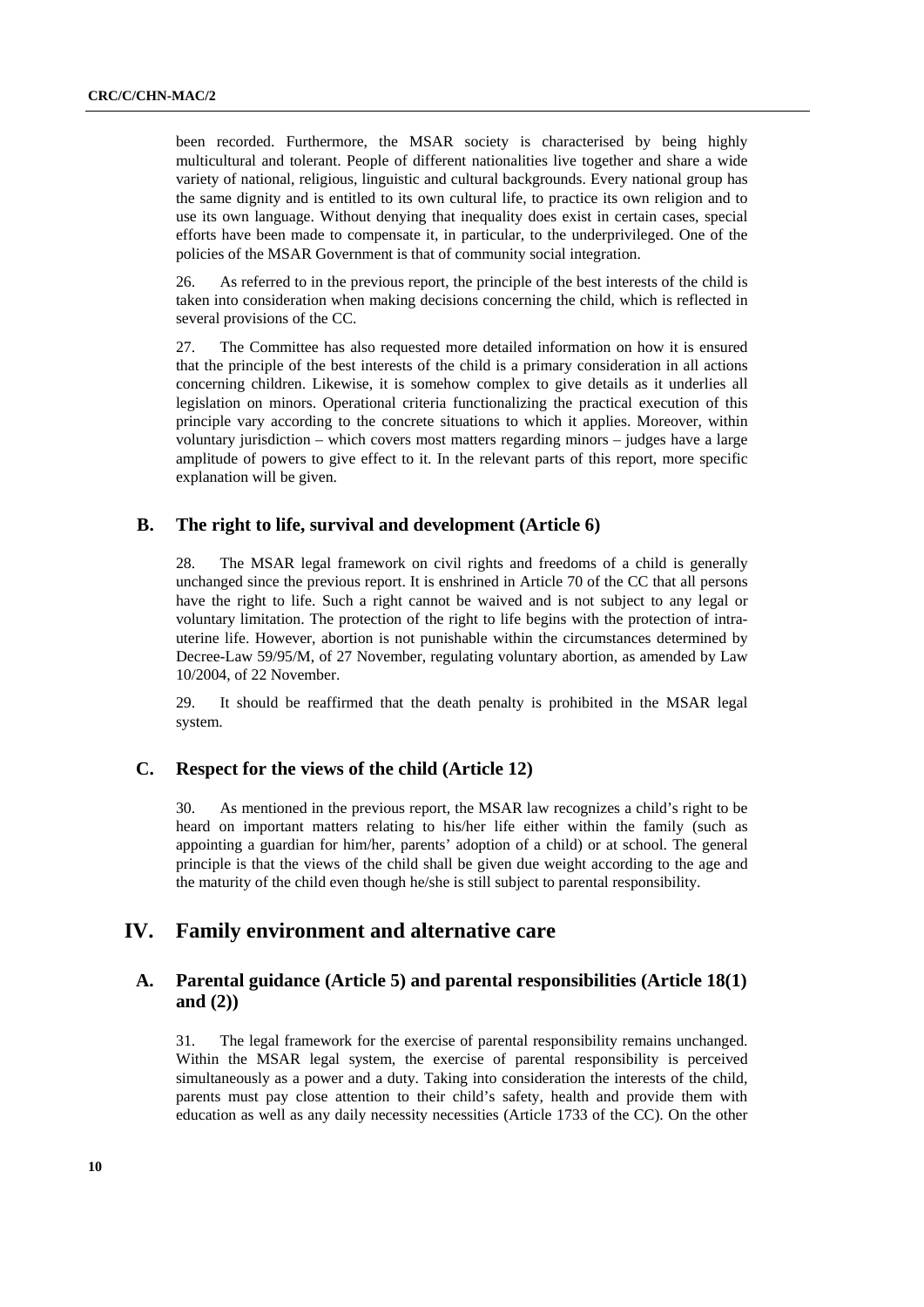been recorded. Furthermore, the MSAR society is characterised by being highly multicultural and tolerant. People of different nationalities live together and share a wide variety of national, religious, linguistic and cultural backgrounds. Every national group has the same dignity and is entitled to its own cultural life, to practice its own religion and to use its own language. Without denying that inequality does exist in certain cases, special efforts have been made to compensate it, in particular, to the underprivileged. One of the policies of the MSAR Government is that of community social integration.

26. As referred to in the previous report, the principle of the best interests of the child is taken into consideration when making decisions concerning the child, which is reflected in several provisions of the CC.

27. The Committee has also requested more detailed information on how it is ensured that the principle of the best interests of the child is a primary consideration in all actions concerning children. Likewise, it is somehow complex to give details as it underlies all legislation on minors. Operational criteria functionalizing the practical execution of this principle vary according to the concrete situations to which it applies. Moreover, within voluntary jurisdiction – which covers most matters regarding minors – judges have a large amplitude of powers to give effect to it. In the relevant parts of this report, more specific explanation will be given.

## B. The right to life, survival and development (Article 6)

28. The MSAR legal framework on civil rights and freedoms of a child is generally unchanged since the previous report. It is enshrined in Article 70 of the CC that all persons have the right to life. Such a right cannot be waived and is not subject to any legal or voluntary limitation. The protection of the right to life begins with the protection of intra-uterine life. However, abortion is not punishable within the circumstances determined by Decree-Law 59/95/M, of 27 November, regulating voluntary abortion, as amended by Law 10/2004, of 22 November.

29. It should be reaffirmed that the death penalty is prohibited in the MSAR legal system.

## C. Respect for the views of the child (Article 12)

30. As mentioned in the previous report, the MSAR law recognizes a child's right to be heard on important matters relating to his/her life either within the family (such as appointing a guardian for him/her, parents' adoption of a child) or at school. The general principle is that the views of the child shall be given due weight according to the age and the maturity of the child even though he/she is still subject to parental responsibility.

# IV. Family environment and alternative care

## A. Parental guidance (Article 5) and parental responsibilities (Article 18(1) and (2))

31. The legal framework for the exercise of parental responsibility remains unchanged. Within the MSAR legal system, the exercise of parental responsibility is perceived simultaneously as a power and a duty. Taking into consideration the interests of the child, parents must pay close attention to their child's safety, health and provide them with education as well as any daily necessity necessities (Article 1733 of the CC). On the other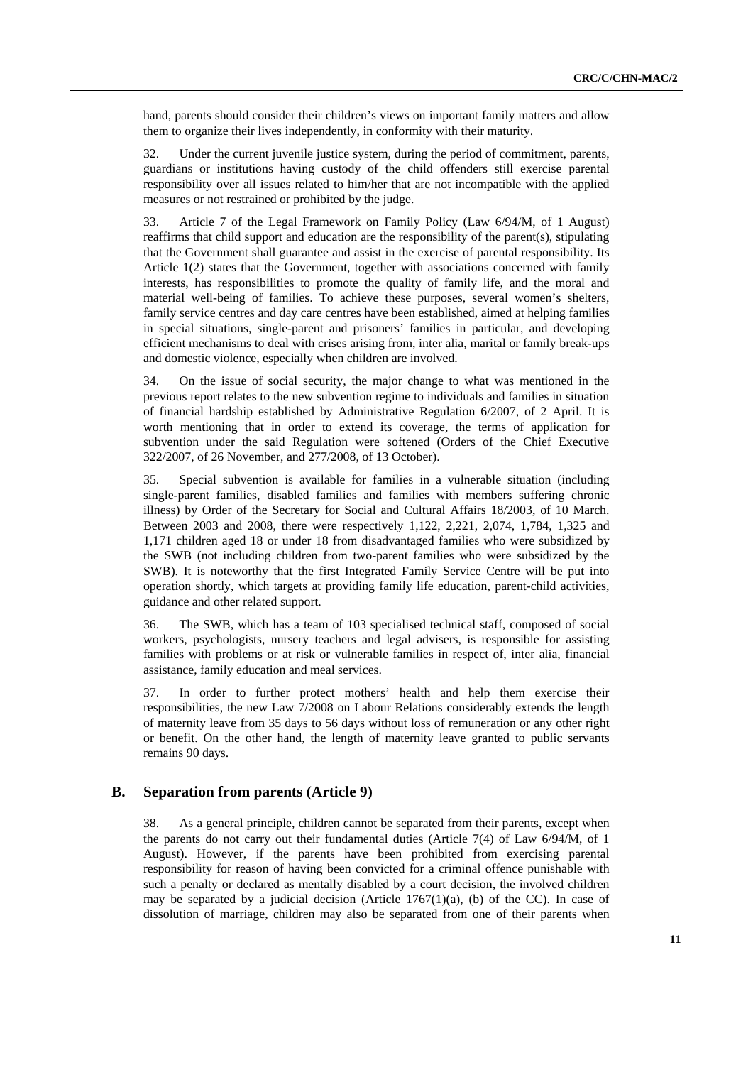hand, parents should consider their children's views on important family matters and allow them to organize their lives independently, in conformity with their maturity.

32. Under the current juvenile justice system, during the period of commitment, parents, guardians or institutions having custody of the child offenders still exercise parental responsibility over all issues related to him/her that are not incompatible with the applied measures or not restrained or prohibited by the judge.

33. Article 7 of the Legal Framework on Family Policy (Law 6/94/M, of 1 August) reaffirms that child support and education are the responsibility of the parent(s), stipulating that the Government shall guarantee and assist in the exercise of parental responsibility. Its Article 1(2) states that the Government, together with associations concerned with family interests, has responsibilities to promote the quality of family life, and the moral and material well-being of families. To achieve these purposes, several women's shelters, family service centres and day care centres have been established, aimed at helping families in special situations, single-parent and prisoners' families in particular, and developing efficient mechanisms to deal with crises arising from, inter alia, marital or family break-ups and domestic violence, especially when children are involved.

34. On the issue of social security, the major change to what was mentioned in the previous report relates to the new subvention regime to individuals and families in situation of financial hardship established by Administrative Regulation 6/2007, of 2 April. It is worth mentioning that in order to extend its coverage, the terms of application for subvention under the said Regulation were softened (Orders of the Chief Executive 322/2007, of 26 November, and 277/2008, of 13 October).

35. Special subvention is available for families in a vulnerable situation (including single-parent families, disabled families and families with members suffering chronic illness) by Order of the Secretary for Social and Cultural Affairs 18/2003, of 10 March. Between 2003 and 2008, there were respectively 1,122, 2,221, 2,074, 1,784, 1,325 and 1,171 children aged 18 or under 18 from disadvantaged families who were subsidized by the SWB (not including children from two-parent families who were subsidized by the SWB). It is noteworthy that the first Integrated Family Service Centre will be put into operation shortly, which targets at providing family life education, parent-child activities, guidance and other related support.

36. The SWB, which has a team of 103 specialised technical staff, composed of social workers, psychologists, nursery teachers and legal advisers, is responsible for assisting families with problems or at risk or vulnerable families in respect of, inter alia, financial assistance, family education and meal services.

37. In order to further protect mothers' health and help them exercise their responsibilities, the new Law 7/2008 on Labour Relations considerably extends the length of maternity leave from 35 days to 56 days without loss of remuneration or any other right or benefit. On the other hand, the length of maternity leave granted to public servants remains 90 days.

## B. Separation from parents (Article 9)

38. As a general principle, children cannot be separated from their parents, except when the parents do not carry out their fundamental duties (Article 7(4) of Law 6/94/M, of 1 August). However, if the parents have been prohibited from exercising parental responsibility for reason of having been convicted for a criminal offence punishable with such a penalty or declared as mentally disabled by a court decision, the involved children may be separated by a judicial decision (Article 1767(1)(a), (b) of the CC). In case of dissolution of marriage, children may also be separated from one of their parents when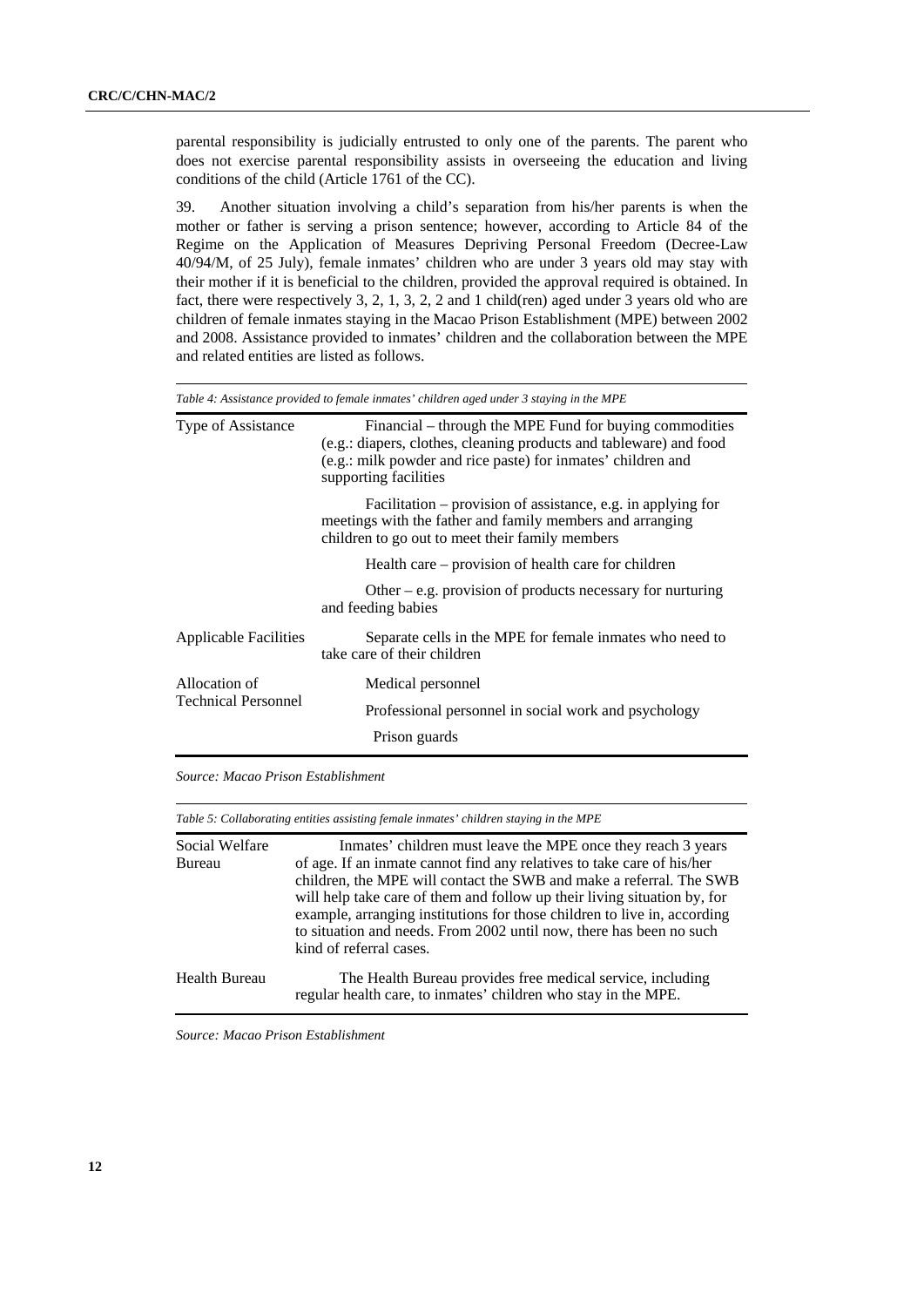parental responsibility is judicially entrusted to only one of the parents. The parent who does not exercise parental responsibility assists in overseeing the education and living conditions of the child (Article 1761 of the CC).

39. Another situation involving a child's separation from his/her parents is when the mother or father is serving a prison sentence; however, according to Article 84 of the Regime on the Application of Measures Depriving Personal Freedom (Decree-Law 40/94/M, of 25 July), female inmates' children who are under 3 years old may stay with their mother if it is beneficial to the children, provided the approval required is obtained. In fact, there were respectively 3, 2, 1, 3, 2, 2 and 1 child(ren) aged under 3 years old who are children of female inmates staying in the Macao Prison Establishment (MPE) between 2002 and 2008. Assistance provided to inmates' children and the collaboration between the MPE and related entities are listed as follows.

*Table 4: Assistance provided to female inmates' children aged under 3 staying in the MPE*

| | |
|---|---|
| Type of Assistance | Financial – through the MPE Fund for buying commodities (e.g.: diapers, clothes, cleaning products and tableware) and food (e.g.: milk powder and rice paste) for inmates' children and supporting facilities |
| | Facilitation – provision of assistance, e.g. in applying for meetings with the father and family members and arranging children to go out to meet their family members |
| | Health care – provision of health care for children |
| | Other – e.g. provision of products necessary for nurturing and feeding babies |
| Applicable Facilities | Separate cells in the MPE for female inmates who need to take care of their children |
| Allocation of Technical Personnel | Medical personnel |
| | Professional personnel in social work and psychology |
| | Prison guards |

*Source: Macao Prison Establishment*

*Table 5: Collaborating entities assisting female inmates' children staying in the MPE*

| | |
|---|---|
| Social Welfare Bureau | Inmates' children must leave the MPE once they reach 3 years of age. If an inmate cannot find any relatives to take care of his/her children, the MPE will contact the SWB and make a referral. The SWB will help take care of them and follow up their living situation by, for example, arranging institutions for those children to live in, according to situation and needs. From 2002 until now, there has been no such kind of referral cases. |
| Health Bureau | The Health Bureau provides free medical service, including regular health care, to inmates' children who stay in the MPE. |

*Source: Macao Prison Establishment*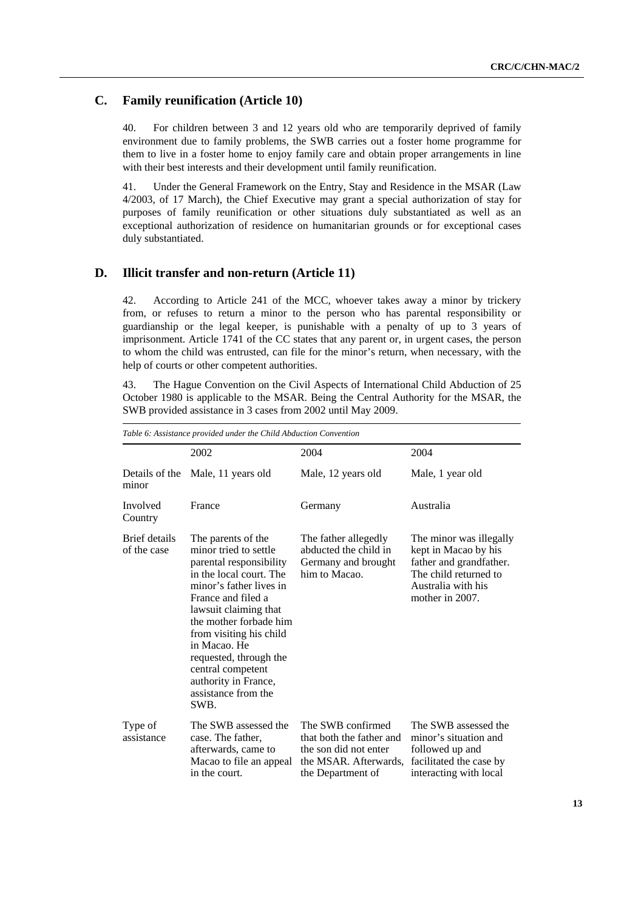## C. Family reunification (Article 10)

40. For children between 3 and 12 years old who are temporarily deprived of family environment due to family problems, the SWB carries out a foster home programme for them to live in a foster home to enjoy family care and obtain proper arrangements in line with their best interests and their development until family reunification.

41. Under the General Framework on the Entry, Stay and Residence in the MSAR (Law 4/2003, of 17 March), the Chief Executive may grant a special authorization of stay for purposes of family reunification or other situations duly substantiated as well as an exceptional authorization of residence on humanitarian grounds or for exceptional cases duly substantiated.

## D. Illicit transfer and non-return (Article 11)

42. According to Article 241 of the MCC, whoever takes away a minor by trickery from, or refuses to return a minor to the person who has parental responsibility or guardianship or the legal keeper, is punishable with a penalty of up to 3 years of imprisonment. Article 1741 of the CC states that any parent or, in urgent cases, the person to whom the child was entrusted, can file for the minor's return, when necessary, with the help of courts or other competent authorities.

43. The Hague Convention on the Civil Aspects of International Child Abduction of 25 October 1980 is applicable to the MSAR. Being the Central Authority for the MSAR, the SWB provided assistance in 3 cases from 2002 until May 2009.

*Table 6: Assistance provided under the Child Abduction Convention*

| | 2002 | 2004 | 2004 |
|---|---|---|---|
| Details of the minor | Male, 11 years old | Male, 12 years old | Male, 1 year old |
| Involved Country | France | Germany | Australia |
| Brief details of the case | The parents of the minor tried to settle parental responsibility in the local court. The minor's father lives in France and filed a lawsuit claiming that the mother forbade him from visiting his child in Macao. He requested, through the central competent authority in France, assistance from the SWB. | The father allegedly abducted the child in Germany and brought him to Macao. | The minor was illegally kept in Macao by his father and grandfather. The child returned to Australia with his mother in 2007. |
| Type of assistance | The SWB assessed the case. The father, afterwards, came to Macao to file an appeal in the court. | The SWB confirmed that both the father and the son did not enter the MSAR. Afterwards, the Department of | The SWB assessed the minor's situation and followed up and facilitated the case by interacting with local |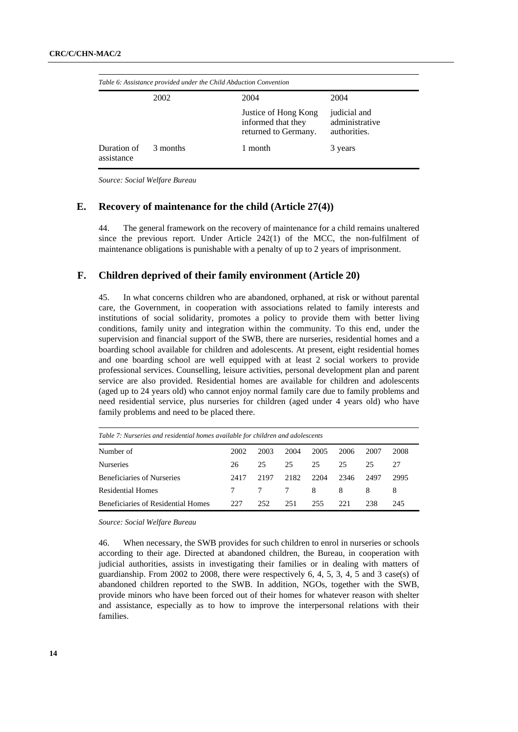*Table 6: Assistance provided under the Child Abduction Convention*

| | 2002 | 2004 | 2004 |
|---|---|---|---|
| | | Justice of Hong Kong informed that they returned to Germany. | judicial and administrative authorities. |
| Duration of assistance | 3 months | 1 month | 3 years |

*Source: Social Welfare Bureau*

## E. Recovery of maintenance for the child (Article 27(4))

44. The general framework on the recovery of maintenance for a child remains unaltered since the previous report. Under Article 242(1) of the MCC, the non-fulfilment of maintenance obligations is punishable with a penalty of up to 2 years of imprisonment.

## F. Children deprived of their family environment (Article 20)

45. In what concerns children who are abandoned, orphaned, at risk or without parental care, the Government, in cooperation with associations related to family interests and institutions of social solidarity, promotes a policy to provide them with better living conditions, family unity and integration within the community. To this end, under the supervision and financial support of the SWB, there are nurseries, residential homes and a boarding school available for children and adolescents. At present, eight residential homes and one boarding school are well equipped with at least 2 social workers to provide professional services. Counselling, leisure activities, personal development plan and parent service are also provided. Residential homes are available for children and adolescents (aged up to 24 years old) who cannot enjoy normal family care due to family problems and need residential service, plus nurseries for children (aged under 4 years old) who have family problems and need to be placed there.

*Table 7: Nurseries and residential homes available for children and adolescents*

| Number of | 2002 | 2003 | 2004 | 2005 | 2006 | 2007 | 2008 |
|---|---|---|---|---|---|---|---|
| Nurseries | 26 | 25 | 25 | 25 | 25 | 25 | 27 |
| Beneficiaries of Nurseries | 2417 | 2197 | 2182 | 2204 | 2346 | 2497 | 2995 |
| Residential Homes | 7 | 7 | 7 | 8 | 8 | 8 | 8 |
| Beneficiaries of Residential Homes | 227 | 252 | 251 | 255 | 221 | 238 | 245 |

*Source: Social Welfare Bureau*

46. When necessary, the SWB provides for such children to enrol in nurseries or schools according to their age. Directed at abandoned children, the Bureau, in cooperation with judicial authorities, assists in investigating their families or in dealing with matters of guardianship. From 2002 to 2008, there were respectively 6, 4, 5, 3, 4, 5 and 3 case(s) of abandoned children reported to the SWB. In addition, NGOs, together with the SWB, provide minors who have been forced out of their homes for whatever reason with shelter and assistance, especially as to how to improve the interpersonal relations with their families.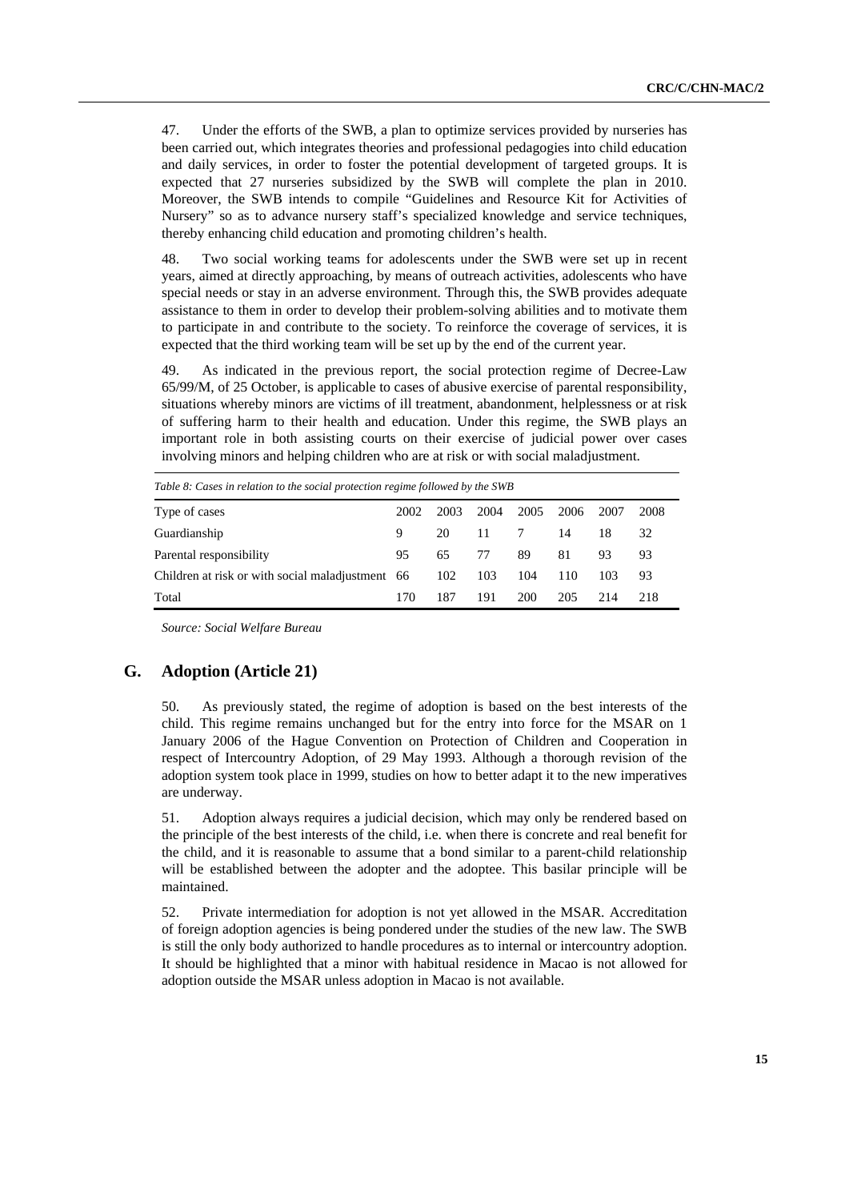47. Under the efforts of the SWB, a plan to optimize services provided by nurseries has been carried out, which integrates theories and professional pedagogies into child education and daily services, in order to foster the potential development of targeted groups. It is expected that 27 nurseries subsidized by the SWB will complete the plan in 2010. Moreover, the SWB intends to compile "Guidelines and Resource Kit for Activities of Nursery" so as to advance nursery staff's specialized knowledge and service techniques, thereby enhancing child education and promoting children's health.

48. Two social working teams for adolescents under the SWB were set up in recent years, aimed at directly approaching, by means of outreach activities, adolescents who have special needs or stay in an adverse environment. Through this, the SWB provides adequate assistance to them in order to develop their problem-solving abilities and to motivate them to participate in and contribute to the society. To reinforce the coverage of services, it is expected that the third working team will be set up by the end of the current year.

49. As indicated in the previous report, the social protection regime of Decree-Law 65/99/M, of 25 October, is applicable to cases of abusive exercise of parental responsibility, situations whereby minors are victims of ill treatment, abandonment, helplessness or at risk of suffering harm to their health and education. Under this regime, the SWB plays an important role in both assisting courts on their exercise of judicial power over cases involving minors and helping children who are at risk or with social maladjustment.

*Table 8: Cases in relation to the social protection regime followed by the SWB*

| Type of cases | 2002 | 2003 | 2004 | 2005 | 2006 | 2007 | 2008 |
|---|---|---|---|---|---|---|---|
| Guardianship | 9 | 20 | 11 | 7 | 14 | 18 | 32 |
| Parental responsibility | 95 | 65 | 77 | 89 | 81 | 93 | 93 |
| Children at risk or with social maladjustment | 66 | 102 | 103 | 104 | 110 | 103 | 93 |
| Total | 170 | 187 | 191 | 200 | 205 | 214 | 218 |

*Source: Social Welfare Bureau*

## G. Adoption (Article 21)

50. As previously stated, the regime of adoption is based on the best interests of the child. This regime remains unchanged but for the entry into force for the MSAR on 1 January 2006 of the Hague Convention on Protection of Children and Cooperation in respect of Intercountry Adoption, of 29 May 1993. Although a thorough revision of the adoption system took place in 1999, studies on how to better adapt it to the new imperatives are underway.

51. Adoption always requires a judicial decision, which may only be rendered based on the principle of the best interests of the child, i.e. when there is concrete and real benefit for the child, and it is reasonable to assume that a bond similar to a parent-child relationship will be established between the adopter and the adoptee. This basilar principle will be maintained.

52. Private intermediation for adoption is not yet allowed in the MSAR. Accreditation of foreign adoption agencies is being pondered under the studies of the new law. The SWB is still the only body authorized to handle procedures as to internal or intercountry adoption. It should be highlighted that a minor with habitual residence in Macao is not allowed for adoption outside the MSAR unless adoption in Macao is not available.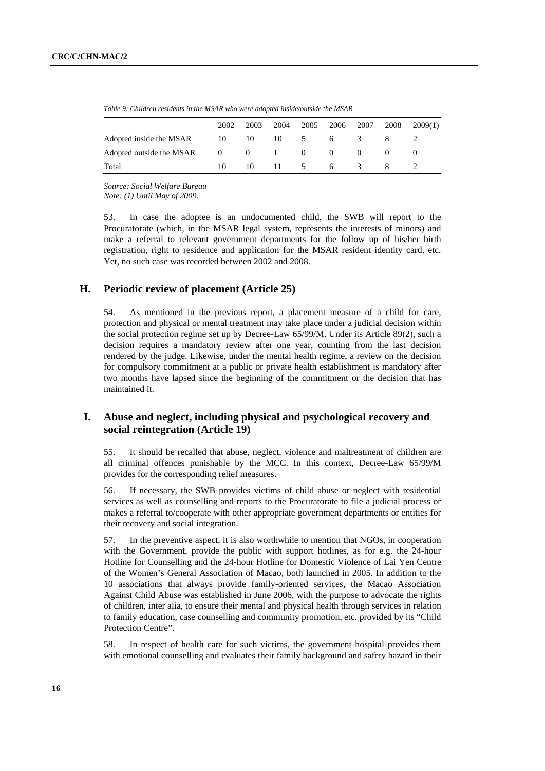*Table 9: Children residents in the MSAR who were adopted inside/outside the MSAR*

| | 2002 | 2003 | 2004 | 2005 | 2006 | 2007 | 2008 | 2009(1) |
|---|---|---|---|---|---|---|---|---|
| Adopted inside the MSAR | 10 | 10 | 10 | 5 | 6 | 3 | 8 | 2 |
| Adopted outside the MSAR | 0 | 0 | 1 | 0 | 0 | 0 | 0 | 0 |
| Total | 10 | 10 | 11 | 5 | 6 | 3 | 8 | 2 |

*Source: Social Welfare Bureau*
*Note: (1) Until May of 2009.*

53. In case the adoptee is an undocumented child, the SWB will report to the Procuratorate (which, in the MSAR legal system, represents the interests of minors) and make a referral to relevant government departments for the follow up of his/her birth registration, right to residence and application for the MSAR resident identity card, etc. Yet, no such case was recorded between 2002 and 2008.

## H. Periodic review of placement (Article 25)

54. As mentioned in the previous report, a placement measure of a child for care, protection and physical or mental treatment may take place under a judicial decision within the social protection regime set up by Decree-Law 65/99/M. Under its Article 89(2), such a decision requires a mandatory review after one year, counting from the last decision rendered by the judge. Likewise, under the mental health regime, a review on the decision for compulsory commitment at a public or private health establishment is mandatory after two months have lapsed since the beginning of the commitment or the decision that has maintained it.

## I. Abuse and neglect, including physical and psychological recovery and social reintegration (Article 19)

55. It should be recalled that abuse, neglect, violence and maltreatment of children are all criminal offences punishable by the MCC. In this context, Decree-Law 65/99/M provides for the corresponding relief measures.

56. If necessary, the SWB provides victims of child abuse or neglect with residential services as well as counselling and reports to the Procuratorate to file a judicial process or makes a referral to/cooperate with other appropriate government departments or entities for their recovery and social integration.

57. In the preventive aspect, it is also worthwhile to mention that NGOs, in cooperation with the Government, provide the public with support hotlines, as for e.g. the 24-hour Hotline for Counselling and the 24-hour Hotline for Domestic Violence of Lai Yen Centre of the Women's General Association of Macao, both launched in 2005. In addition to the 10 associations that always provide family-oriented services, the Macao Association Against Child Abuse was established in June 2006, with the purpose to advocate the rights of children, inter alia, to ensure their mental and physical health through services in relation to family education, case counselling and community promotion, etc. provided by its "Child Protection Centre".

58. In respect of health care for such victims, the government hospital provides them with emotional counselling and evaluates their family background and safety hazard in their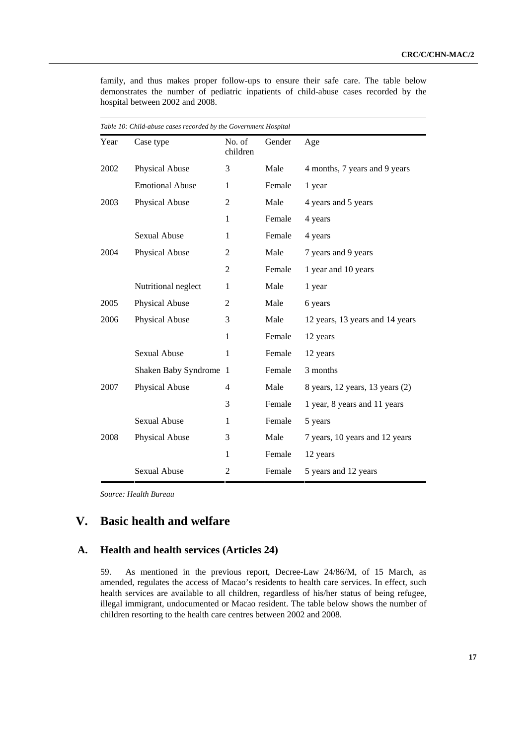family, and thus makes proper follow-ups to ensure their safe care. The table below demonstrates the number of pediatric inpatients of child-abuse cases recorded by the hospital between 2002 and 2008.

*Table 10: Child-abuse cases recorded by the Government Hospital*

| Year | Case type | No. of children | Gender | Age |
|---|---|---|---|---|
| 2002 | Physical Abuse | 3 | Male | 4 months, 7 years and 9 years |
| | Emotional Abuse | 1 | Female | 1 year |
| 2003 | Physical Abuse | 2 | Male | 4 years and 5 years |
| | | 1 | Female | 4 years |
| | Sexual Abuse | 1 | Female | 4 years |
| 2004 | Physical Abuse | 2 | Male | 7 years and 9 years |
| | | 2 | Female | 1 year and 10 years |
| | Nutritional neglect | 1 | Male | 1 year |
| 2005 | Physical Abuse | 2 | Male | 6 years |
| 2006 | Physical Abuse | 3 | Male | 12 years, 13 years and 14 years |
| | | 1 | Female | 12 years |
| | Sexual Abuse | 1 | Female | 12 years |
| | Shaken Baby Syndrome | 1 | Female | 3 months |
| 2007 | Physical Abuse | 4 | Male | 8 years, 12 years, 13 years (2) |
| | | 3 | Female | 1 year, 8 years and 11 years |
| | Sexual Abuse | 1 | Female | 5 years |
| 2008 | Physical Abuse | 3 | Male | 7 years, 10 years and 12 years |
| | | 1 | Female | 12 years |
| | Sexual Abuse | 2 | Female | 5 years and 12 years |

*Source: Health Bureau*

# V. Basic health and welfare

## A. Health and health services (Articles 24)

59. As mentioned in the previous report, Decree-Law 24/86/M, of 15 March, as amended, regulates the access of Macao's residents to health care services. In effect, such health services are available to all children, regardless of his/her status of being refugee, illegal immigrant, undocumented or Macao resident. The table below shows the number of children resorting to the health care centres between 2002 and 2008.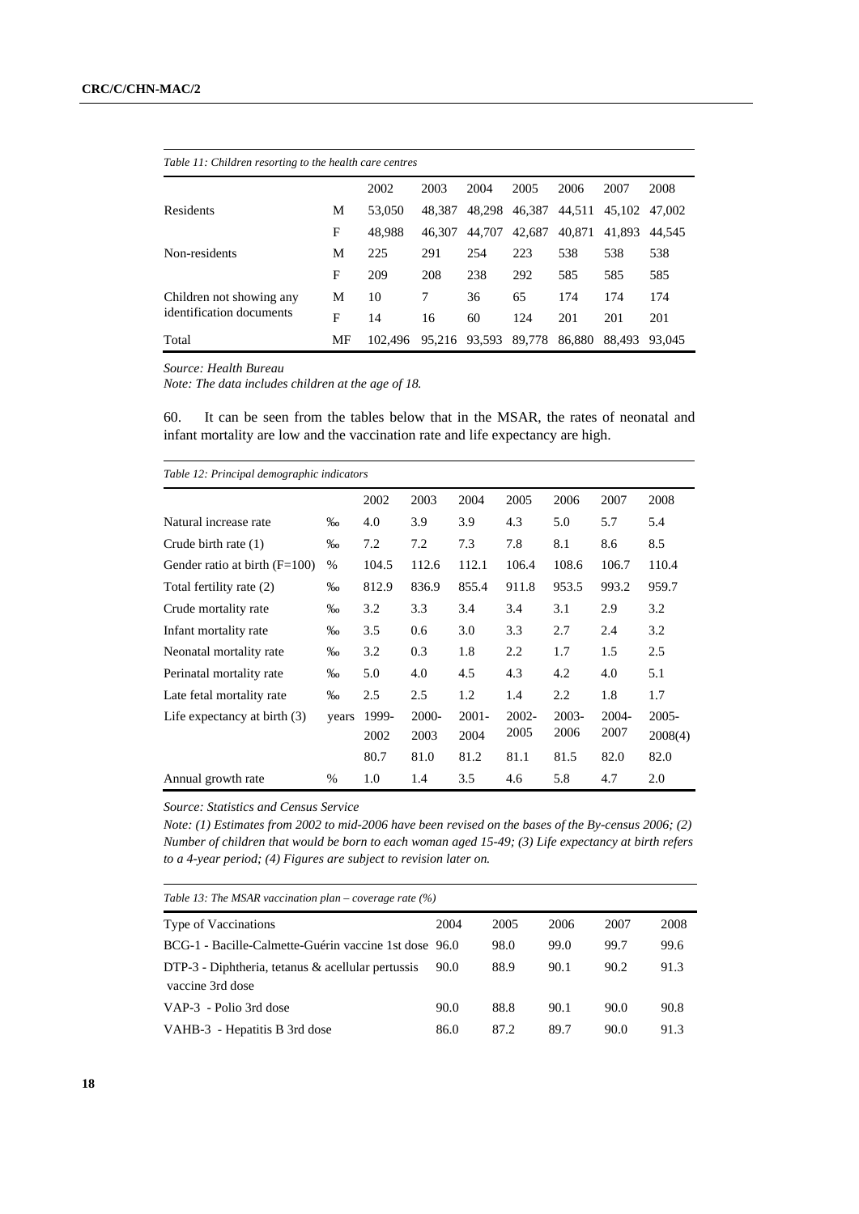*Table 11: Children resorting to the health care centres*

| | | 2002 | 2003 | 2004 | 2005 | 2006 | 2007 | 2008 |
|---|---|---|---|---|---|---|---|---|
| Residents | M | 53,050 | 48,387 | 48,298 | 46,387 | 44,511 | 45,102 | 47,002 |
| | F | 48,988 | 46,307 | 44,707 | 42,687 | 40,871 | 41,893 | 44,545 |
| Non-residents | M | 225 | 291 | 254 | 223 | 538 | 538 | 538 |
| | F | 209 | 208 | 238 | 292 | 585 | 585 | 585 |
| Children not showing any identification documents | M | 10 | 7 | 36 | 65 | 174 | 174 | 174 |
| | F | 14 | 16 | 60 | 124 | 201 | 201 | 201 |
| Total | MF | 102,496 | 95,216 | 93,593 | 89,778 | 86,880 | 88,493 | 93,045 |

*Source: Health Bureau*

*Note: The data includes children at the age of 18.*

60. It can be seen from the tables below that in the MSAR, the rates of neonatal and infant mortality are low and the vaccination rate and life expectancy are high.

*Table 12: Principal demographic indicators*

| | | 2002 | 2003 | 2004 | 2005 | 2006 | 2007 | 2008 |
|---|---|---|---|---|---|---|---|---|
| Natural increase rate | ‰ | 4.0 | 3.9 | 3.9 | 4.3 | 5.0 | 5.7 | 5.4 |
| Crude birth rate (1) | ‰ | 7.2 | 7.2 | 7.3 | 7.8 | 8.1 | 8.6 | 8.5 |
| Gender ratio at birth (F=100) | % | 104.5 | 112.6 | 112.1 | 106.4 | 108.6 | 106.7 | 110.4 |
| Total fertility rate (2) | ‰ | 812.9 | 836.9 | 855.4 | 911.8 | 953.5 | 993.2 | 959.7 |
| Crude mortality rate | ‰ | 3.2 | 3.3 | 3.4 | 3.4 | 3.1 | 2.9 | 3.2 |
| Infant mortality rate | ‰ | 3.5 | 0.6 | 3.0 | 3.3 | 2.7 | 2.4 | 3.2 |
| Neonatal mortality rate | ‰ | 3.2 | 0.3 | 1.8 | 2.2 | 1.7 | 1.5 | 2.5 |
| Perinatal mortality rate | ‰ | 5.0 | 4.0 | 4.5 | 4.3 | 4.2 | 4.0 | 5.1 |
| Late fetal mortality rate | ‰ | 2.5 | 2.5 | 1.2 | 1.4 | 2.2 | 1.8 | 1.7 |
| Life expectancy at birth (3) | years | 1999-2002 | 2000-2003 | 2001-2004 | 2002-2005 | 2003-2006 | 2004-2007 | 2005-2008(4) |
| | | 80.7 | 81.0 | 81.2 | 81.1 | 81.5 | 82.0 | 82.0 |
| Annual growth rate | % | 1.0 | 1.4 | 3.5 | 4.6 | 5.8 | 4.7 | 2.0 |

*Source: Statistics and Census Service*

*Note: (1) Estimates from 2002 to mid-2006 have been revised on the bases of the By-census 2006; (2) Number of children that would be born to each woman aged 15-49; (3) Life expectancy at birth refers to a 4-year period; (4) Figures are subject to revision later on.*

*Table 13: The MSAR vaccination plan – coverage rate (%)*

| Type of Vaccinations | 2004 | 2005 | 2006 | 2007 | 2008 |
|---|---|---|---|---|---|
| BCG-1 - Bacille-Calmette-Guérin vaccine 1st dose | 96.0 | 98.0 | 99.0 | 99.7 | 99.6 |
| DTP-3 - Diphtheria, tetanus & acellular pertussis vaccine 3rd dose | 90.0 | 88.9 | 90.1 | 90.2 | 91.3 |
| VAP-3 - Polio 3rd dose | 90.0 | 88.8 | 90.1 | 90.0 | 90.8 |
| VAHB-3 - Hepatitis B 3rd dose | 86.0 | 87.2 | 89.7 | 90.0 | 91.3 |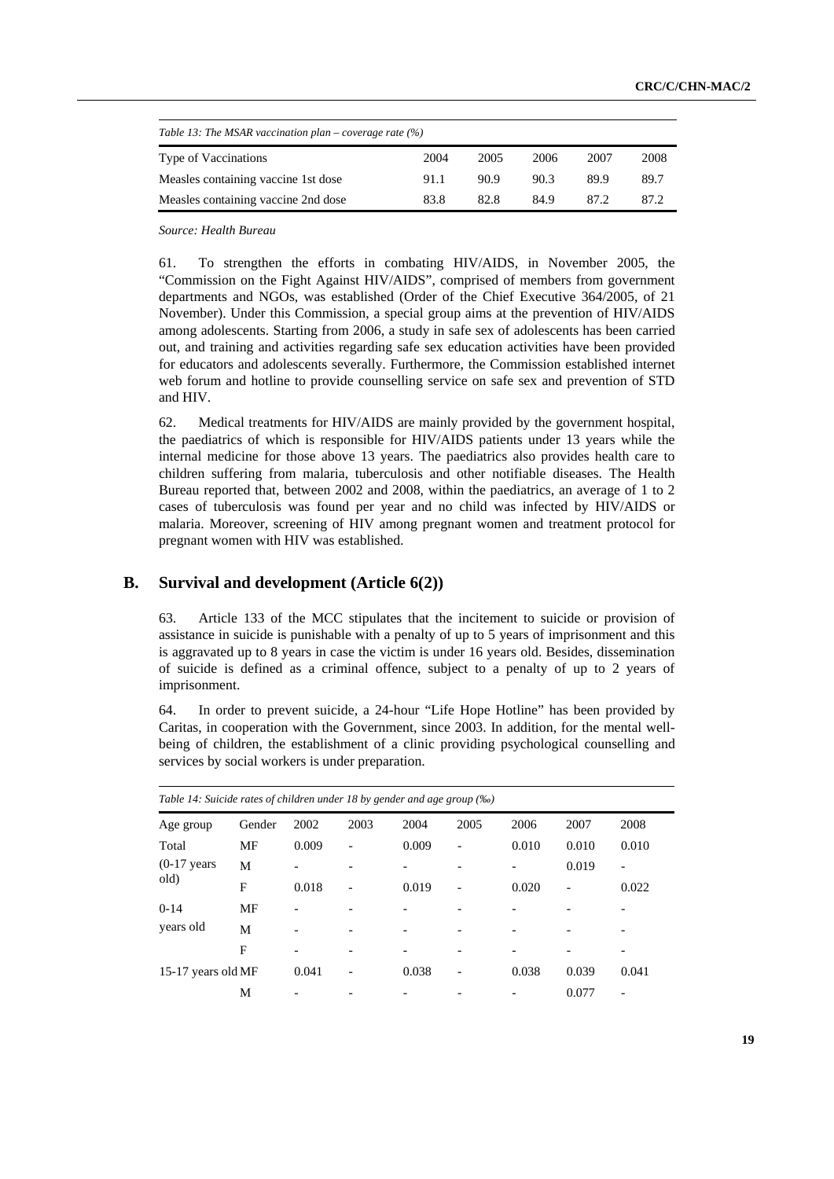*Table 13: The MSAR vaccination plan – coverage rate (%)*

| Type of Vaccinations | 2004 | 2005 | 2006 | 2007 | 2008 |
|---|---|---|---|---|---|
| Measles containing vaccine 1st dose | 91.1 | 90.9 | 90.3 | 89.9 | 89.7 |
| Measles containing vaccine 2nd dose | 83.8 | 82.8 | 84.9 | 87.2 | 87.2 |

*Source: Health Bureau*

61. To strengthen the efforts in combating HIV/AIDS, in November 2005, the "Commission on the Fight Against HIV/AIDS", comprised of members from government departments and NGOs, was established (Order of the Chief Executive 364/2005, of 21 November). Under this Commission, a special group aims at the prevention of HIV/AIDS among adolescents. Starting from 2006, a study in safe sex of adolescents has been carried out, and training and activities regarding safe sex education activities have been provided for educators and adolescents severally. Furthermore, the Commission established internet web forum and hotline to provide counselling service on safe sex and prevention of STD and HIV.

62. Medical treatments for HIV/AIDS are mainly provided by the government hospital, the paediatrics of which is responsible for HIV/AIDS patients under 13 years while the internal medicine for those above 13 years. The paediatrics also provides health care to children suffering from malaria, tuberculosis and other notifiable diseases. The Health Bureau reported that, between 2002 and 2008, within the paediatrics, an average of 1 to 2 cases of tuberculosis was found per year and no child was infected by HIV/AIDS or malaria. Moreover, screening of HIV among pregnant women and treatment protocol for pregnant women with HIV was established.

## B. Survival and development (Article 6(2))

63. Article 133 of the MCC stipulates that the incitement to suicide or provision of assistance in suicide is punishable with a penalty of up to 5 years of imprisonment and this is aggravated up to 8 years in case the victim is under 16 years old. Besides, dissemination of suicide is defined as a criminal offence, subject to a penalty of up to 2 years of imprisonment.

64. In order to prevent suicide, a 24-hour "Life Hope Hotline" has been provided by Caritas, in cooperation with the Government, since 2003. In addition, for the mental well-being of children, the establishment of a clinic providing psychological counselling and services by social workers is under preparation.

*Table 14: Suicide rates of children under 18 by gender and age group (‰)*

| Age group | Gender | 2002 | 2003 | 2004 | 2005 | 2006 | 2007 | 2008 |
|---|---|---|---|---|---|---|---|---|
| Total (0-17 years old) | MF | 0.009 | - | 0.009 | - | 0.010 | 0.010 | 0.010 |
| | M | - | - | - | - | - | 0.019 | - |
| | F | 0.018 | - | 0.019 | - | 0.020 | - | 0.022 |
| 0-14 years old | MF | - | - | - | - | - | - | - |
| | M | - | - | - | - | - | - | - |
| | F | - | - | - | - | - | - | - |
| 15-17 years old | MF | 0.041 | - | 0.038 | - | 0.038 | 0.039 | 0.041 |
| | M | - | - | - | - | - | 0.077 | - |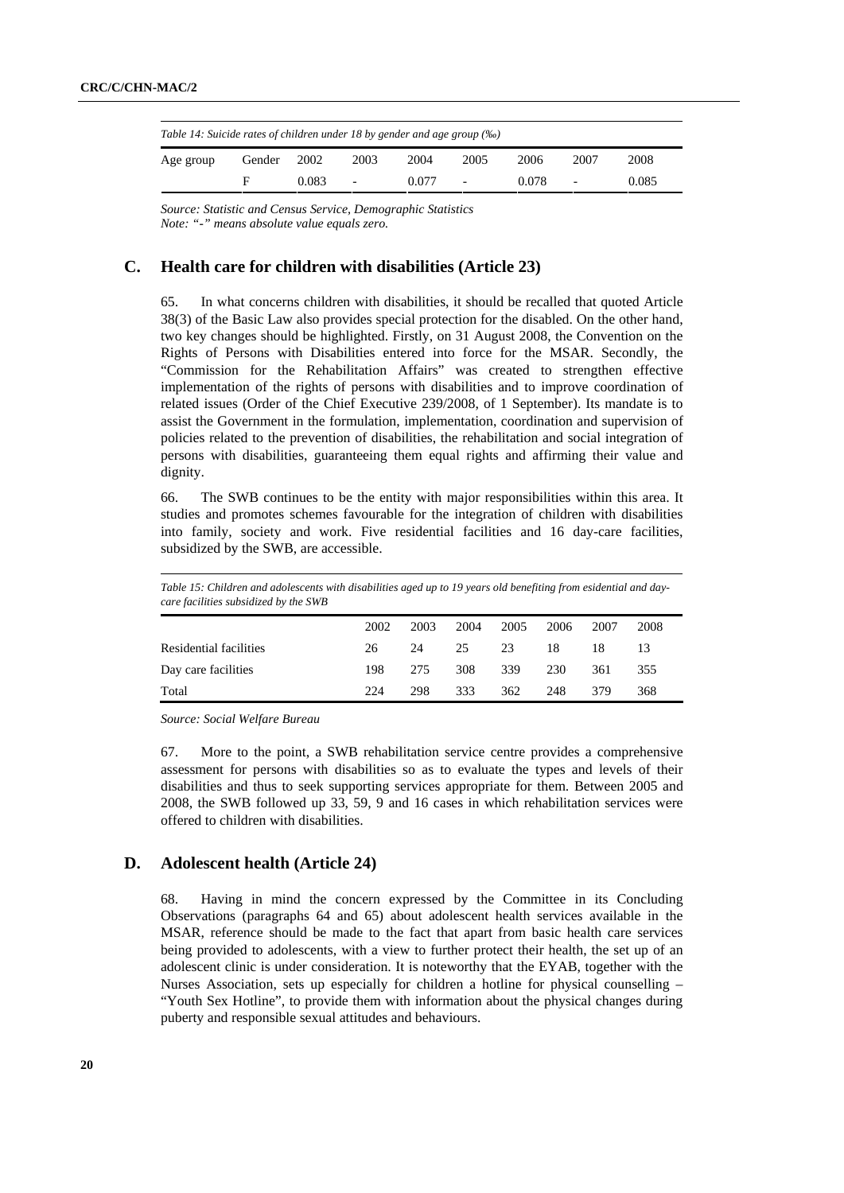*Table 14: Suicide rates of children under 18 by gender and age group (‰)*

| Age group | Gender | 2002 | 2003 | 2004 | 2005 | 2006 | 2007 | 2008 |
|---|---|---|---|---|---|---|---|---|
| | F | 0.083 | - | 0.077 | - | 0.078 | - | 0.085 |

*Source: Statistic and Census Service, Demographic Statistics*
*Note: "-" means absolute value equals zero.*

## C. Health care for children with disabilities (Article 23)

65. In what concerns children with disabilities, it should be recalled that quoted Article 38(3) of the Basic Law also provides special protection for the disabled. On the other hand, two key changes should be highlighted. Firstly, on 31 August 2008, the Convention on the Rights of Persons with Disabilities entered into force for the MSAR. Secondly, the "Commission for the Rehabilitation Affairs" was created to strengthen effective implementation of the rights of persons with disabilities and to improve coordination of related issues (Order of the Chief Executive 239/2008, of 1 September). Its mandate is to assist the Government in the formulation, implementation, coordination and supervision of policies related to the prevention of disabilities, the rehabilitation and social integration of persons with disabilities, guaranteeing them equal rights and affirming their value and dignity.

66. The SWB continues to be the entity with major responsibilities within this area. It studies and promotes schemes favourable for the integration of children with disabilities into family, society and work. Five residential facilities and 16 day-care facilities, subsidized by the SWB, are accessible.

*Table 15: Children and adolescents with disabilities aged up to 19 years old benefiting from esidential and day-care facilities subsidized by the SWB*

| | 2002 | 2003 | 2004 | 2005 | 2006 | 2007 | 2008 |
|---|---|---|---|---|---|---|---|
| Residential facilities | 26 | 24 | 25 | 23 | 18 | 18 | 13 |
| Day care facilities | 198 | 275 | 308 | 339 | 230 | 361 | 355 |
| Total | 224 | 298 | 333 | 362 | 248 | 379 | 368 |

*Source: Social Welfare Bureau*

67. More to the point, a SWB rehabilitation service centre provides a comprehensive assessment for persons with disabilities so as to evaluate the types and levels of their disabilities and thus to seek supporting services appropriate for them. Between 2005 and 2008, the SWB followed up 33, 59, 9 and 16 cases in which rehabilitation services were offered to children with disabilities.

## D. Adolescent health (Article 24)

68. Having in mind the concern expressed by the Committee in its Concluding Observations (paragraphs 64 and 65) about adolescent health services available in the MSAR, reference should be made to the fact that apart from basic health care services being provided to adolescents, with a view to further protect their health, the set up of an adolescent clinic is under consideration. It is noteworthy that the EYAB, together with the Nurses Association, sets up especially for children a hotline for physical counselling – "Youth Sex Hotline", to provide them with information about the physical changes during puberty and responsible sexual attitudes and behaviours.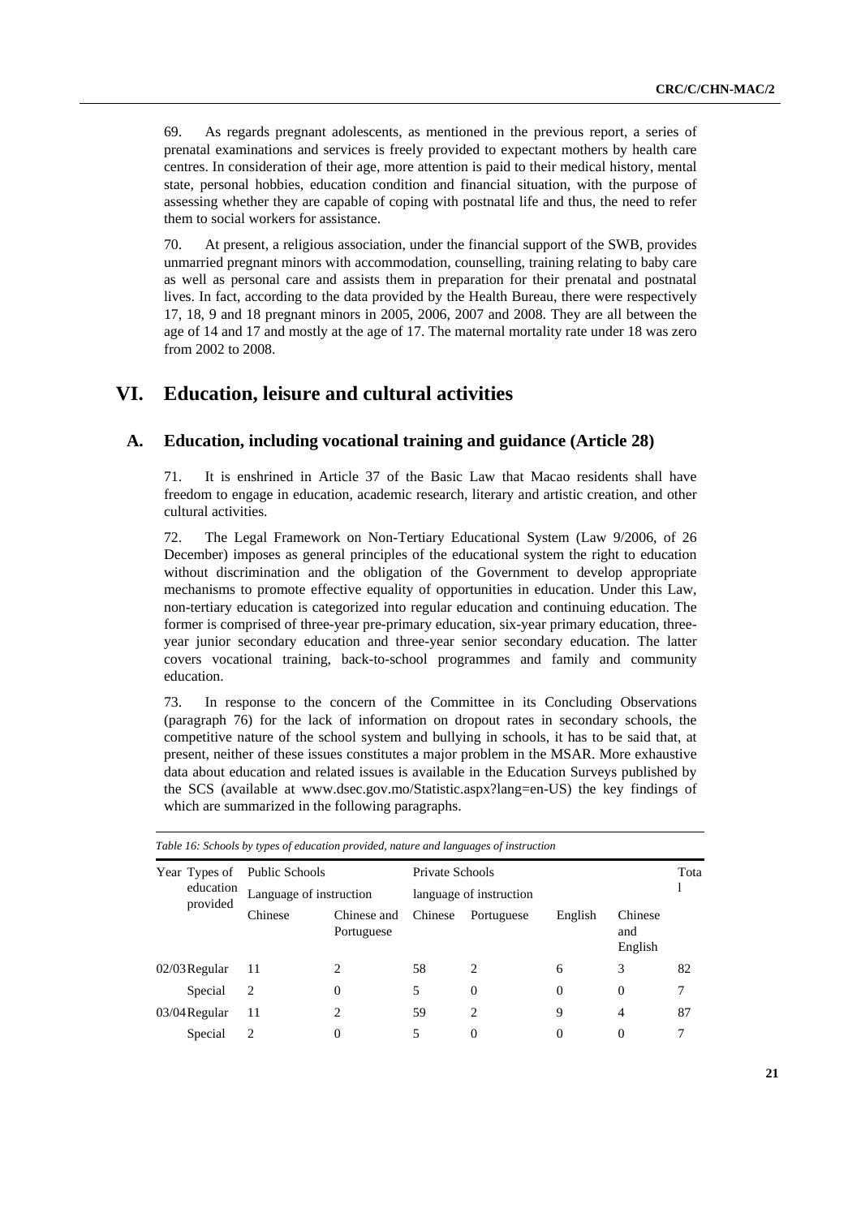69. As regards pregnant adolescents, as mentioned in the previous report, a series of prenatal examinations and services is freely provided to expectant mothers by health care centres. In consideration of their age, more attention is paid to their medical history, mental state, personal hobbies, education condition and financial situation, with the purpose of assessing whether they are capable of coping with postnatal life and thus, the need to refer them to social workers for assistance.

70. At present, a religious association, under the financial support of the SWB, provides unmarried pregnant minors with accommodation, counselling, training relating to baby care as well as personal care and assists them in preparation for their prenatal and postnatal lives. In fact, according to the data provided by the Health Bureau, there were respectively 17, 18, 9 and 18 pregnant minors in 2005, 2006, 2007 and 2008. They are all between the age of 14 and 17 and mostly at the age of 17. The maternal mortality rate under 18 was zero from 2002 to 2008.

# VI. Education, leisure and cultural activities

## A. Education, including vocational training and guidance (Article 28)

71. It is enshrined in Article 37 of the Basic Law that Macao residents shall have freedom to engage in education, academic research, literary and artistic creation, and other cultural activities.

72. The Legal Framework on Non-Tertiary Educational System (Law 9/2006, of 26 December) imposes as general principles of the educational system the right to education without discrimination and the obligation of the Government to develop appropriate mechanisms to promote effective equality of opportunities in education. Under this Law, non-tertiary education is categorized into regular education and continuing education. The former is comprised of three-year pre-primary education, six-year primary education, three-year junior secondary education and three-year senior secondary education. The latter covers vocational training, back-to-school programmes and family and community education.

73. In response to the concern of the Committee in its Concluding Observations (paragraph 76) for the lack of information on dropout rates in secondary schools, the competitive nature of the school system and bullying in schools, it has to be said that, at present, neither of these issues constitutes a major problem in the MSAR. More exhaustive data about education and related issues is available in the Education Surveys published by the SCS (available at www.dsec.gov.mo/Statistic.aspx?lang=en-US) the key findings of which are summarized in the following paragraphs.

*Table 16: Schools by types of education provided, nature and languages of instruction*

| Year | Types of education provided | Public Schools | | Private Schools | | | | Total |
|---|---|---|---|---|---|---|---|---|
| | | Language of instruction | | language of instruction | | | | |
| | | Chinese | Chinese and Portuguese | Chinese | Portuguese | English | Chinese and English | |
| 02/03 | Regular | 11 | 2 | 58 | 2 | 6 | 3 | 82 |
| | Special | 2 | 0 | 5 | 0 | 0 | 0 | 7 |
| 03/04 | Regular | 11 | 2 | 59 | 2 | 9 | 4 | 87 |
| | Special | 2 | 0 | 5 | 0 | 0 | 0 | 7 |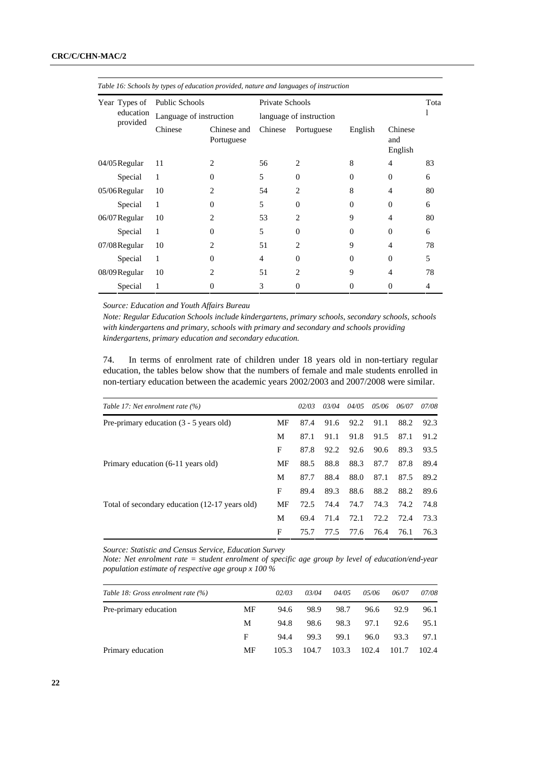*Table 16: Schools by types of education provided, nature and languages of instruction*

| Year | Types of education provided | Public Schools | | Private Schools | | | | Total |
|---|---|---|---|---|---|---|---|---|
| | | Language of instruction | | language of instruction | | | | |
| | | Chinese | Chinese and Portuguese | Chinese | Portuguese | English | Chinese and English | |
| 04/05 | Regular | 11 | 2 | 56 | 2 | 8 | 4 | 83 |
| | Special | 1 | 0 | 5 | 0 | 0 | 0 | 6 |
| 05/06 | Regular | 10 | 2 | 54 | 2 | 8 | 4 | 80 |
| | Special | 1 | 0 | 5 | 0 | 0 | 0 | 6 |
| 06/07 | Regular | 10 | 2 | 53 | 2 | 9 | 4 | 80 |
| | Special | 1 | 0 | 5 | 0 | 0 | 0 | 6 |
| 07/08 | Regular | 10 | 2 | 51 | 2 | 9 | 4 | 78 |
| | Special | 1 | 0 | 4 | 0 | 0 | 0 | 5 |
| 08/09 | Regular | 10 | 2 | 51 | 2 | 9 | 4 | 78 |
| | Special | 1 | 0 | 3 | 0 | 0 | 0 | 4 |

*Source: Education and Youth Affairs Bureau*

*Note: Regular Education Schools include kindergartens, primary schools, secondary schools, schools with kindergartens and primary, schools with primary and secondary and schools providing kindergartens, primary education and secondary education.*

74. In terms of enrolment rate of children under 18 years old in non-tertiary regular education, the tables below show that the numbers of female and male students enrolled in non-tertiary education between the academic years 2002/2003 and 2007/2008 were similar.

| *Table 17: Net enrolment rate (%)* | | *02/03* | *03/04* | *04/05* | *05/06* | *06/07* | *07/08* |
|---|---|---|---|---|---|---|---|
| Pre-primary education (3 - 5 years old) | MF | 87.4 | 91.6 | 92.2 | 91.1 | 88.2 | 92.3 |
| | M | 87.1 | 91.1 | 91.8 | 91.5 | 87.1 | 91.2 |
| | F | 87.8 | 92.2 | 92.6 | 90.6 | 89.3 | 93.5 |
| Primary education (6-11 years old) | MF | 88.5 | 88.8 | 88.3 | 87.7 | 87.8 | 89.4 |
| | M | 87.7 | 88.4 | 88.0 | 87.1 | 87.5 | 89.2 |
| | F | 89.4 | 89.3 | 88.6 | 88.2 | 88.2 | 89.6 |
| Total of secondary education (12-17 years old) | MF | 72.5 | 74.4 | 74.7 | 74.3 | 74.2 | 74.8 |
| | M | 69.4 | 71.4 | 72.1 | 72.2 | 72.4 | 73.3 |
| | F | 75.7 | 77.5 | 77.6 | 76.4 | 76.1 | 76.3 |

*Source: Statistic and Census Service, Education Survey*

*Note: Net enrolment rate = student enrolment of specific age group by level of education/end-year population estimate of respective age group x 100 %*

| *Table 18: Gross enrolment rate (%)* | | *02/03* | *03/04* | *04/05* | *05/06* | *06/07* | *07/08* |
|---|---|---|---|---|---|---|---|
| Pre-primary education | MF | 94.6 | 98.9 | 98.7 | 96.6 | 92.9 | 96.1 |
| | M | 94.8 | 98.6 | 98.3 | 97.1 | 92.6 | 95.1 |
| | F | 94.4 | 99.3 | 99.1 | 96.0 | 93.3 | 97.1 |
| Primary education | MF | 105.3 | 104.7 | 103.3 | 102.4 | 101.7 | 102.4 |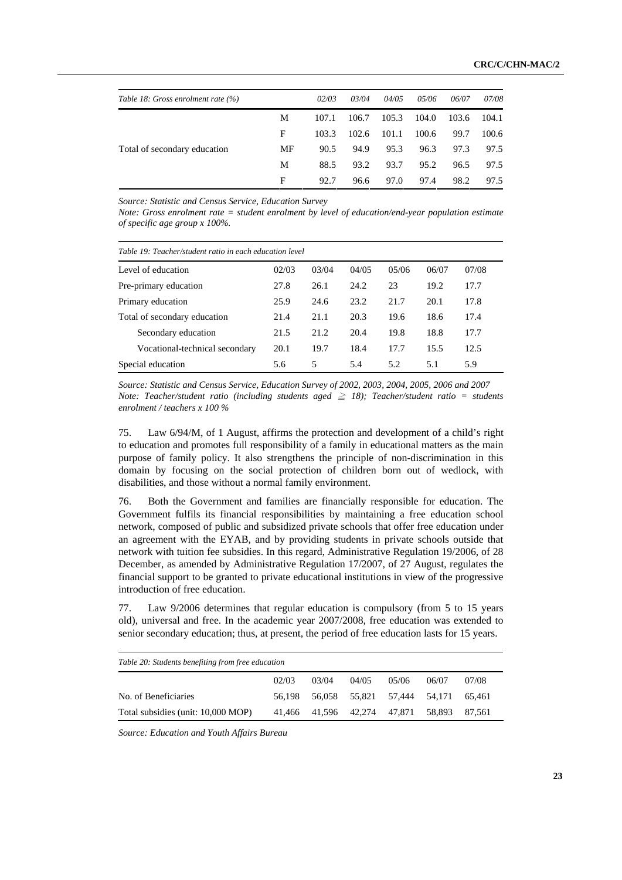| Table 18: Gross enrolment rate (%) | | 02/03 | 03/04 | 04/05 | 05/06 | 06/07 | 07/08 |
|---|---|---|---|---|---|---|---|
| | M | 107.1 | 106.7 | 105.3 | 104.0 | 103.6 | 104.1 |
| | F | 103.3 | 102.6 | 101.1 | 100.6 | 99.7 | 100.6 |
| Total of secondary education | MF | 90.5 | 94.9 | 95.3 | 96.3 | 97.3 | 97.5 |
| | M | 88.5 | 93.2 | 93.7 | 95.2 | 96.5 | 97.5 |
| | F | 92.7 | 96.6 | 97.0 | 97.4 | 98.2 | 97.5 |

*Source: Statistic and Census Service, Education Survey*

*Note: Gross enrolment rate = student enrolment by level of education/end-year population estimate of specific age group x 100%.*

*Table 19: Teacher/student ratio in each education level*

| Level of education | 02/03 | 03/04 | 04/05 | 05/06 | 06/07 | 07/08 |
|---|---|---|---|---|---|---|
| Pre-primary education | 27.8 | 26.1 | 24.2 | 23 | 19.2 | 17.7 |
| Primary education | 25.9 | 24.6 | 23.2 | 21.7 | 20.1 | 17.8 |
| Total of secondary education | 21.4 | 21.1 | 20.3 | 19.6 | 18.6 | 17.4 |
| Secondary education | 21.5 | 21.2 | 20.4 | 19.8 | 18.8 | 17.7 |
| Vocational-technical secondary | 20.1 | 19.7 | 18.4 | 17.7 | 15.5 | 12.5 |
| Special education | 5.6 | 5 | 5.4 | 5.2 | 5.1 | 5.9 |

*Source: Statistic and Census Service, Education Survey of 2002, 2003, 2004, 2005, 2006 and 2007*

*Note: Teacher/student ratio (including students aged ≧ 18); Teacher/student ratio = students enrolment / teachers x 100 %*

75. Law 6/94/M, of 1 August, affirms the protection and development of a child's right to education and promotes full responsibility of a family in educational matters as the main purpose of family policy. It also strengthens the principle of non-discrimination in this domain by focusing on the social protection of children born out of wedlock, with disabilities, and those without a normal family environment.

76. Both the Government and families are financially responsible for education. The Government fulfils its financial responsibilities by maintaining a free education school network, composed of public and subsidized private schools that offer free education under an agreement with the EYAB, and by providing students in private schools outside that network with tuition fee subsidies. In this regard, Administrative Regulation 19/2006, of 28 December, as amended by Administrative Regulation 17/2007, of 27 August, regulates the financial support to be granted to private educational institutions in view of the progressive introduction of free education.

77. Law 9/2006 determines that regular education is compulsory (from 5 to 15 years old), universal and free. In the academic year 2007/2008, free education was extended to senior secondary education; thus, at present, the period of free education lasts for 15 years.

*Table 20: Students benefiting from free education*

| | 02/03 | 03/04 | 04/05 | 05/06 | 06/07 | 07/08 |
|---|---|---|---|---|---|---|
| No. of Beneficiaries | 56,198 | 56,058 | 55,821 | 57,444 | 54,171 | 65,461 |
| Total subsidies (unit: 10,000 MOP) | 41,466 | 41,596 | 42,274 | 47,871 | 58,893 | 87,561 |

*Source: Education and Youth Affairs Bureau*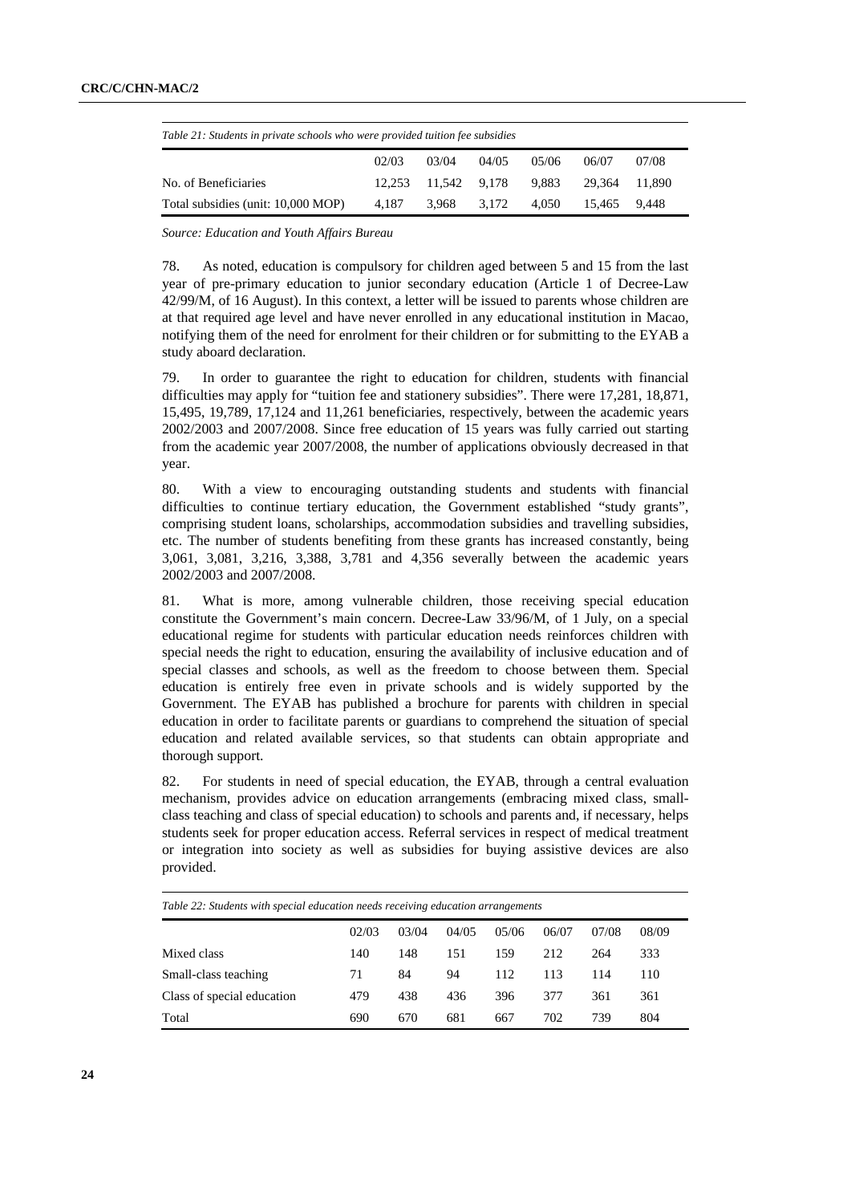*Table 21: Students in private schools who were provided tuition fee subsidies*

| | 02/03 | 03/04 | 04/05 | 05/06 | 06/07 | 07/08 |
|---|---|---|---|---|---|---|
| No. of Beneficiaries | 12,253 | 11,542 | 9,178 | 9,883 | 29,364 | 11,890 |
| Total subsidies (unit: 10,000 MOP) | 4,187 | 3,968 | 3,172 | 4,050 | 15,465 | 9,448 |

*Source: Education and Youth Affairs Bureau*

78. As noted, education is compulsory for children aged between 5 and 15 from the last year of pre-primary education to junior secondary education (Article 1 of Decree-Law 42/99/M, of 16 August). In this context, a letter will be issued to parents whose children are at that required age level and have never enrolled in any educational institution in Macao, notifying them of the need for enrolment for their children or for submitting to the EYAB a study aboard declaration.

79. In order to guarantee the right to education for children, students with financial difficulties may apply for "tuition fee and stationery subsidies". There were 17,281, 18,871, 15,495, 19,789, 17,124 and 11,261 beneficiaries, respectively, between the academic years 2002/2003 and 2007/2008. Since free education of 15 years was fully carried out starting from the academic year 2007/2008, the number of applications obviously decreased in that year.

80. With a view to encouraging outstanding students and students with financial difficulties to continue tertiary education, the Government established "study grants", comprising student loans, scholarships, accommodation subsidies and travelling subsidies, etc. The number of students benefiting from these grants has increased constantly, being 3,061, 3,081, 3,216, 3,388, 3,781 and 4,356 severally between the academic years 2002/2003 and 2007/2008.

81. What is more, among vulnerable children, those receiving special education constitute the Government's main concern. Decree-Law 33/96/M, of 1 July, on a special educational regime for students with particular education needs reinforces children with special needs the right to education, ensuring the availability of inclusive education and of special classes and schools, as well as the freedom to choose between them. Special education is entirely free even in private schools and is widely supported by the Government. The EYAB has published a brochure for parents with children in special education in order to facilitate parents or guardians to comprehend the situation of special education and related available services, so that students can obtain appropriate and thorough support.

82. For students in need of special education, the EYAB, through a central evaluation mechanism, provides advice on education arrangements (embracing mixed class, small-class teaching and class of special education) to schools and parents and, if necessary, helps students seek for proper education access. Referral services in respect of medical treatment or integration into society as well as subsidies for buying assistive devices are also provided.

*Table 22: Students with special education needs receiving education arrangements*

| | 02/03 | 03/04 | 04/05 | 05/06 | 06/07 | 07/08 | 08/09 |
|---|---|---|---|---|---|---|---|
| Mixed class | 140 | 148 | 151 | 159 | 212 | 264 | 333 |
| Small-class teaching | 71 | 84 | 94 | 112 | 113 | 114 | 110 |
| Class of special education | 479 | 438 | 436 | 396 | 377 | 361 | 361 |
| Total | 690 | 670 | 681 | 667 | 702 | 739 | 804 |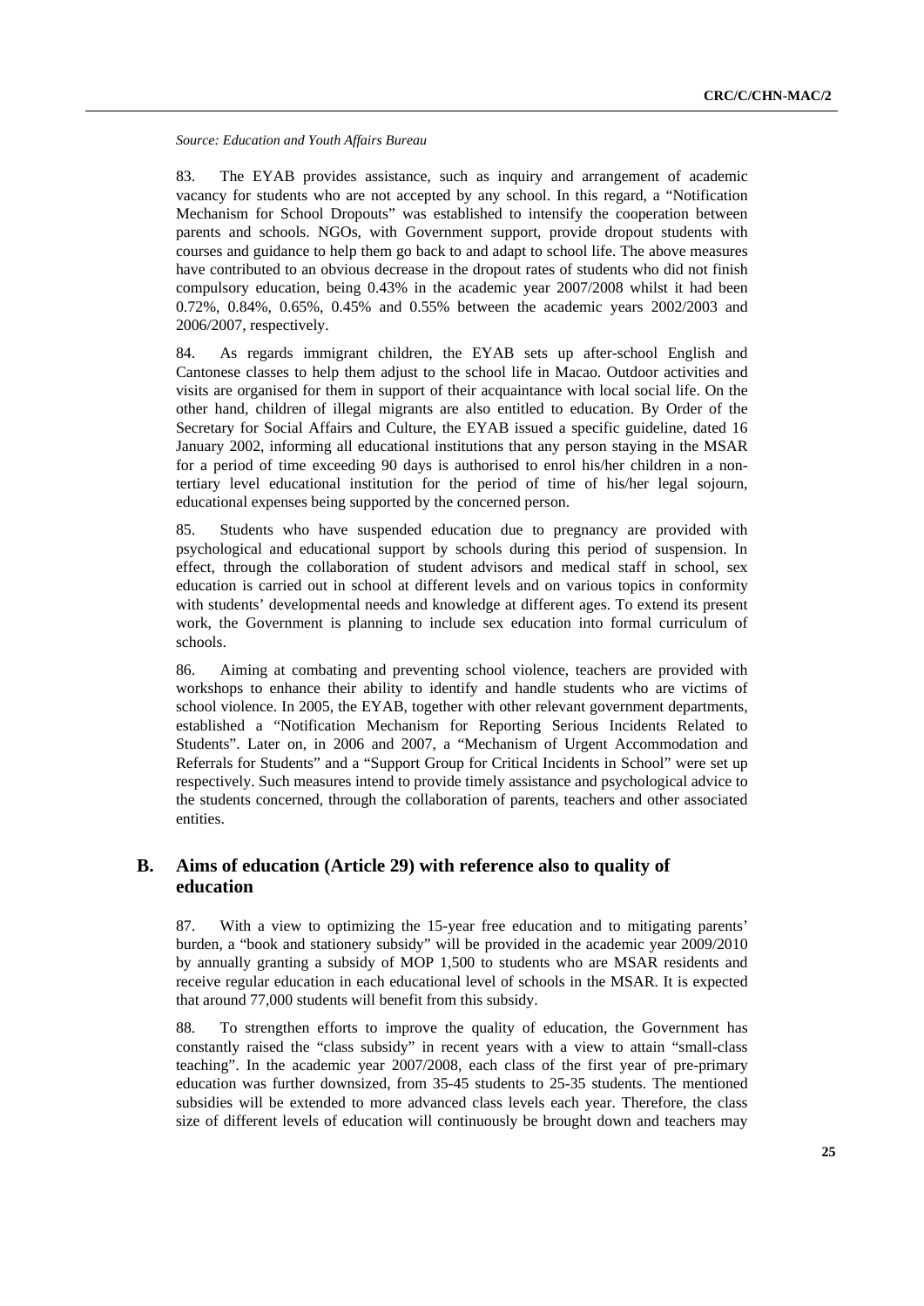*Source: Education and Youth Affairs Bureau*

83. The EYAB provides assistance, such as inquiry and arrangement of academic vacancy for students who are not accepted by any school. In this regard, a "Notification Mechanism for School Dropouts" was established to intensify the cooperation between parents and schools. NGOs, with Government support, provide dropout students with courses and guidance to help them go back to and adapt to school life. The above measures have contributed to an obvious decrease in the dropout rates of students who did not finish compulsory education, being 0.43% in the academic year 2007/2008 whilst it had been 0.72%, 0.84%, 0.65%, 0.45% and 0.55% between the academic years 2002/2003 and 2006/2007, respectively.

84. As regards immigrant children, the EYAB sets up after-school English and Cantonese classes to help them adjust to the school life in Macao. Outdoor activities and visits are organised for them in support of their acquaintance with local social life. On the other hand, children of illegal migrants are also entitled to education. By Order of the Secretary for Social Affairs and Culture, the EYAB issued a specific guideline, dated 16 January 2002, informing all educational institutions that any person staying in the MSAR for a period of time exceeding 90 days is authorised to enrol his/her children in a non-tertiary level educational institution for the period of time of his/her legal sojourn, educational expenses being supported by the concerned person.

85. Students who have suspended education due to pregnancy are provided with psychological and educational support by schools during this period of suspension. In effect, through the collaboration of student advisors and medical staff in school, sex education is carried out in school at different levels and on various topics in conformity with students' developmental needs and knowledge at different ages. To extend its present work, the Government is planning to include sex education into formal curriculum of schools.

86. Aiming at combating and preventing school violence, teachers are provided with workshops to enhance their ability to identify and handle students who are victims of school violence. In 2005, the EYAB, together with other relevant government departments, established a "Notification Mechanism for Reporting Serious Incidents Related to Students". Later on, in 2006 and 2007, a "Mechanism of Urgent Accommodation and Referrals for Students" and a "Support Group for Critical Incidents in School" were set up respectively. Such measures intend to provide timely assistance and psychological advice to the students concerned, through the collaboration of parents, teachers and other associated entities.

## B. Aims of education (Article 29) with reference also to quality of education

87. With a view to optimizing the 15-year free education and to mitigating parents' burden, a "book and stationery subsidy" will be provided in the academic year 2009/2010 by annually granting a subsidy of MOP 1,500 to students who are MSAR residents and receive regular education in each educational level of schools in the MSAR. It is expected that around 77,000 students will benefit from this subsidy.

88. To strengthen efforts to improve the quality of education, the Government has constantly raised the "class subsidy" in recent years with a view to attain "small-class teaching". In the academic year 2007/2008, each class of the first year of pre-primary education was further downsized, from 35-45 students to 25-35 students. The mentioned subsidies will be extended to more advanced class levels each year. Therefore, the class size of different levels of education will continuously be brought down and teachers may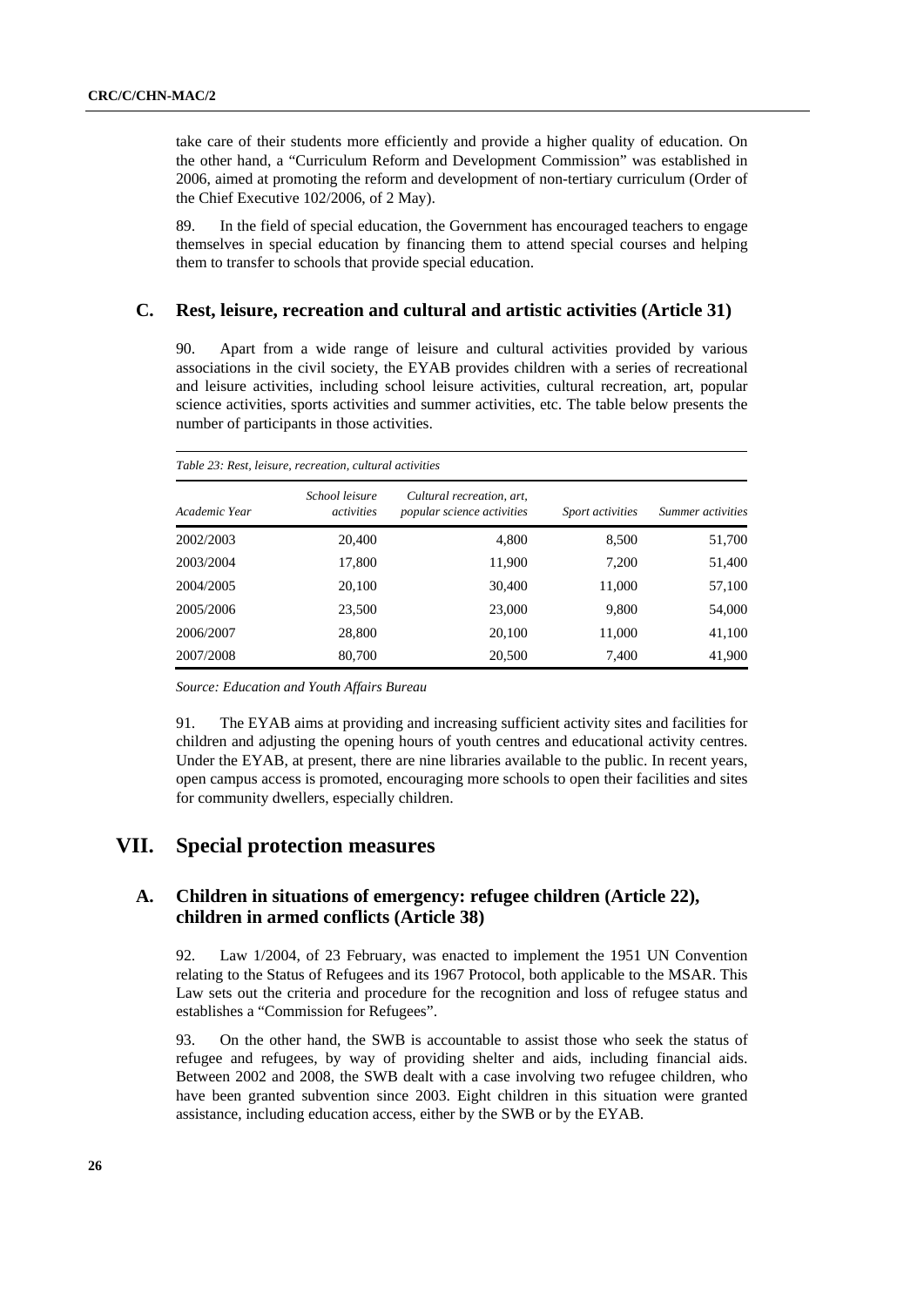take care of their students more efficiently and provide a higher quality of education. On the other hand, a "Curriculum Reform and Development Commission" was established in 2006, aimed at promoting the reform and development of non-tertiary curriculum (Order of the Chief Executive 102/2006, of 2 May).

89. In the field of special education, the Government has encouraged teachers to engage themselves in special education by financing them to attend special courses and helping them to transfer to schools that provide special education.

## C. Rest, leisure, recreation and cultural and artistic activities (Article 31)

90. Apart from a wide range of leisure and cultural activities provided by various associations in the civil society, the EYAB provides children with a series of recreational and leisure activities, including school leisure activities, cultural recreation, art, popular science activities, sports activities and summer activities, etc. The table below presents the number of participants in those activities.

*Table 23: Rest, leisure, recreation, cultural activities*

| *Academic Year* | *School leisure activities* | *Cultural recreation, art, popular science activities* | *Sport activities* | *Summer activities* |
|---|---|---|---|---|
| 2002/2003 | 20,400 | 4,800 | 8,500 | 51,700 |
| 2003/2004 | 17,800 | 11,900 | 7,200 | 51,400 |
| 2004/2005 | 20,100 | 30,400 | 11,000 | 57,100 |
| 2005/2006 | 23,500 | 23,000 | 9,800 | 54,000 |
| 2006/2007 | 28,800 | 20,100 | 11,000 | 41,100 |
| 2007/2008 | 80,700 | 20,500 | 7,400 | 41,900 |

*Source: Education and Youth Affairs Bureau*

91. The EYAB aims at providing and increasing sufficient activity sites and facilities for children and adjusting the opening hours of youth centres and educational activity centres. Under the EYAB, at present, there are nine libraries available to the public. In recent years, open campus access is promoted, encouraging more schools to open their facilities and sites for community dwellers, especially children.

# VII. Special protection measures

## A. Children in situations of emergency: refugee children (Article 22), children in armed conflicts (Article 38)

92. Law 1/2004, of 23 February, was enacted to implement the 1951 UN Convention relating to the Status of Refugees and its 1967 Protocol, both applicable to the MSAR. This Law sets out the criteria and procedure for the recognition and loss of refugee status and establishes a "Commission for Refugees".

93. On the other hand, the SWB is accountable to assist those who seek the status of refugee and refugees, by way of providing shelter and aids, including financial aids. Between 2002 and 2008, the SWB dealt with a case involving two refugee children, who have been granted subvention since 2003. Eight children in this situation were granted assistance, including education access, either by the SWB or by the EYAB.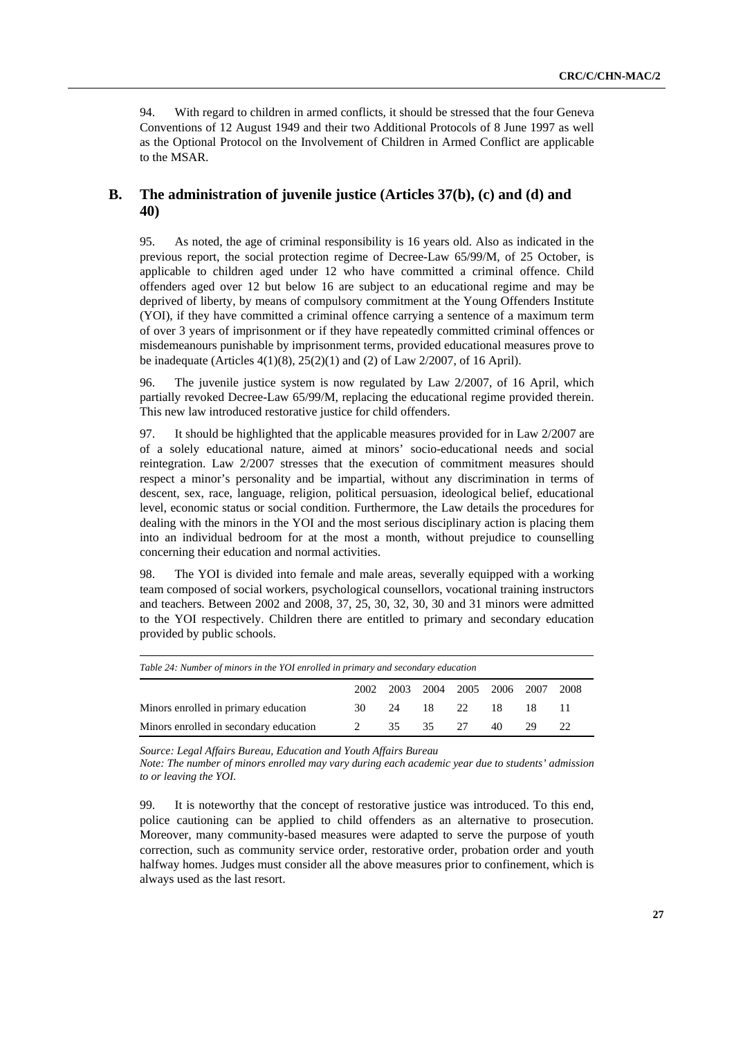94. With regard to children in armed conflicts, it should be stressed that the four Geneva Conventions of 12 August 1949 and their two Additional Protocols of 8 June 1997 as well as the Optional Protocol on the Involvement of Children in Armed Conflict are applicable to the MSAR.

## B. The administration of juvenile justice (Articles 37(b), (c) and (d) and 40)

95. As noted, the age of criminal responsibility is 16 years old. Also as indicated in the previous report, the social protection regime of Decree-Law 65/99/M, of 25 October, is applicable to children aged under 12 who have committed a criminal offence. Child offenders aged over 12 but below 16 are subject to an educational regime and may be deprived of liberty, by means of compulsory commitment at the Young Offenders Institute (YOI), if they have committed a criminal offence carrying a sentence of a maximum term of over 3 years of imprisonment or if they have repeatedly committed criminal offences or misdemeanours punishable by imprisonment terms, provided educational measures prove to be inadequate (Articles 4(1)(8), 25(2)(1) and (2) of Law 2/2007, of 16 April).

96. The juvenile justice system is now regulated by Law 2/2007, of 16 April, which partially revoked Decree-Law 65/99/M, replacing the educational regime provided therein. This new law introduced restorative justice for child offenders.

97. It should be highlighted that the applicable measures provided for in Law 2/2007 are of a solely educational nature, aimed at minors' socio-educational needs and social reintegration. Law 2/2007 stresses that the execution of commitment measures should respect a minor's personality and be impartial, without any discrimination in terms of descent, sex, race, language, religion, political persuasion, ideological belief, educational level, economic status or social condition. Furthermore, the Law details the procedures for dealing with the minors in the YOI and the most serious disciplinary action is placing them into an individual bedroom for at the most a month, without prejudice to counselling concerning their education and normal activities.

98. The YOI is divided into female and male areas, severally equipped with a working team composed of social workers, psychological counsellors, vocational training instructors and teachers. Between 2002 and 2008, 37, 25, 30, 32, 30, 30 and 31 minors were admitted to the YOI respectively. Children there are entitled to primary and secondary education provided by public schools.

*Table 24: Number of minors in the YOI enrolled in primary and secondary education*

| | 2002 | 2003 | 2004 | 2005 | 2006 | 2007 | 2008 |
|---|---|---|---|---|---|---|---|
| Minors enrolled in primary education | 30 | 24 | 18 | 22 | 18 | 18 | 11 |
| Minors enrolled in secondary education | 2 | 35 | 35 | 27 | 40 | 29 | 22 |

*Source: Legal Affairs Bureau, Education and Youth Affairs Bureau*
*Note: The number of minors enrolled may vary during each academic year due to students' admission to or leaving the YOI.*

99. It is noteworthy that the concept of restorative justice was introduced. To this end, police cautioning can be applied to child offenders as an alternative to prosecution. Moreover, many community-based measures were adapted to serve the purpose of youth correction, such as community service order, restorative order, probation order and youth halfway homes. Judges must consider all the above measures prior to confinement, which is always used as the last resort.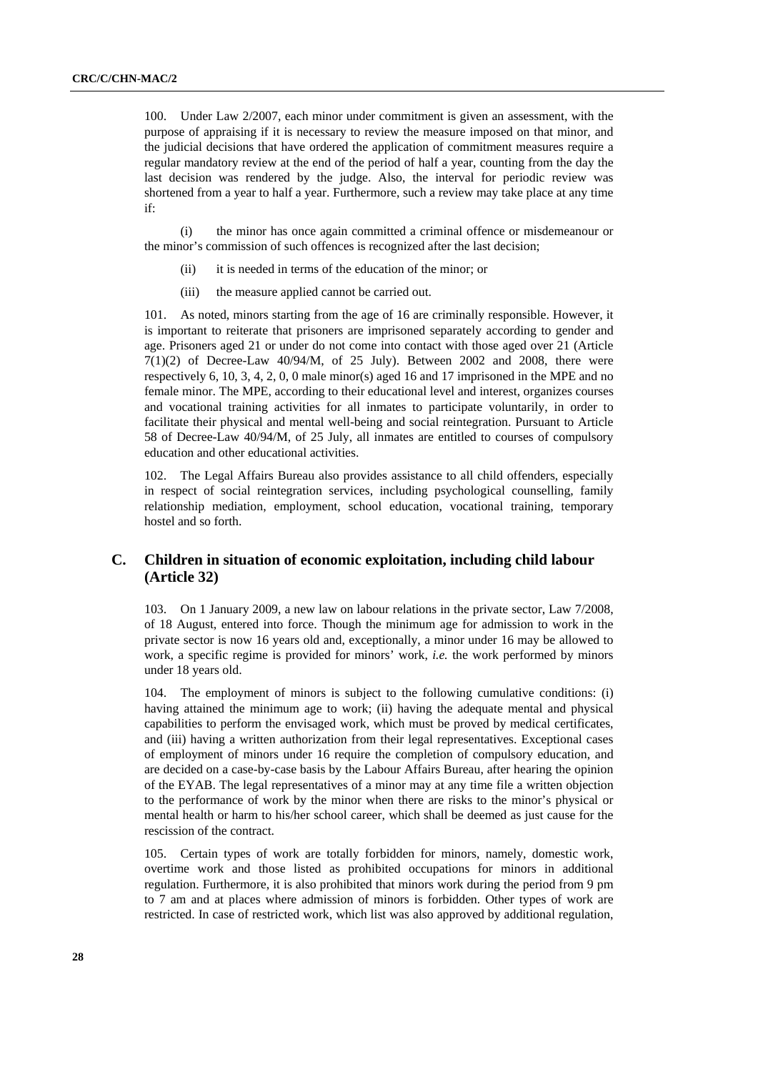100. Under Law 2/2007, each minor under commitment is given an assessment, with the purpose of appraising if it is necessary to review the measure imposed on that minor, and the judicial decisions that have ordered the application of commitment measures require a regular mandatory review at the end of the period of half a year, counting from the day the last decision was rendered by the judge. Also, the interval for periodic review was shortened from a year to half a year. Furthermore, such a review may take place at any time if:

(i) the minor has once again committed a criminal offence or misdemeanour or the minor's commission of such offences is recognized after the last decision;

(ii) it is needed in terms of the education of the minor; or

(iii) the measure applied cannot be carried out.

101. As noted, minors starting from the age of 16 are criminally responsible. However, it is important to reiterate that prisoners are imprisoned separately according to gender and age. Prisoners aged 21 or under do not come into contact with those aged over 21 (Article 7(1)(2) of Decree-Law 40/94/M, of 25 July). Between 2002 and 2008, there were respectively 6, 10, 3, 4, 2, 0, 0 male minor(s) aged 16 and 17 imprisoned in the MPE and no female minor. The MPE, according to their educational level and interest, organizes courses and vocational training activities for all inmates to participate voluntarily, in order to facilitate their physical and mental well-being and social reintegration. Pursuant to Article 58 of Decree-Law 40/94/M, of 25 July, all inmates are entitled to courses of compulsory education and other educational activities.

102. The Legal Affairs Bureau also provides assistance to all child offenders, especially in respect of social reintegration services, including psychological counselling, family relationship mediation, employment, school education, vocational training, temporary hostel and so forth.

## C. Children in situation of economic exploitation, including child labour (Article 32)

103. On 1 January 2009, a new law on labour relations in the private sector, Law 7/2008, of 18 August, entered into force. Though the minimum age for admission to work in the private sector is now 16 years old and, exceptionally, a minor under 16 may be allowed to work, a specific regime is provided for minors' work, *i.e.* the work performed by minors under 18 years old.

104. The employment of minors is subject to the following cumulative conditions: (i) having attained the minimum age to work; (ii) having the adequate mental and physical capabilities to perform the envisaged work, which must be proved by medical certificates, and (iii) having a written authorization from their legal representatives. Exceptional cases of employment of minors under 16 require the completion of compulsory education, and are decided on a case-by-case basis by the Labour Affairs Bureau, after hearing the opinion of the EYAB. The legal representatives of a minor may at any time file a written objection to the performance of work by the minor when there are risks to the minor's physical or mental health or harm to his/her school career, which shall be deemed as just cause for the rescission of the contract.

105. Certain types of work are totally forbidden for minors, namely, domestic work, overtime work and those listed as prohibited occupations for minors in additional regulation. Furthermore, it is also prohibited that minors work during the period from 9 pm to 7 am and at places where admission of minors is forbidden. Other types of work are restricted. In case of restricted work, which list was also approved by additional regulation,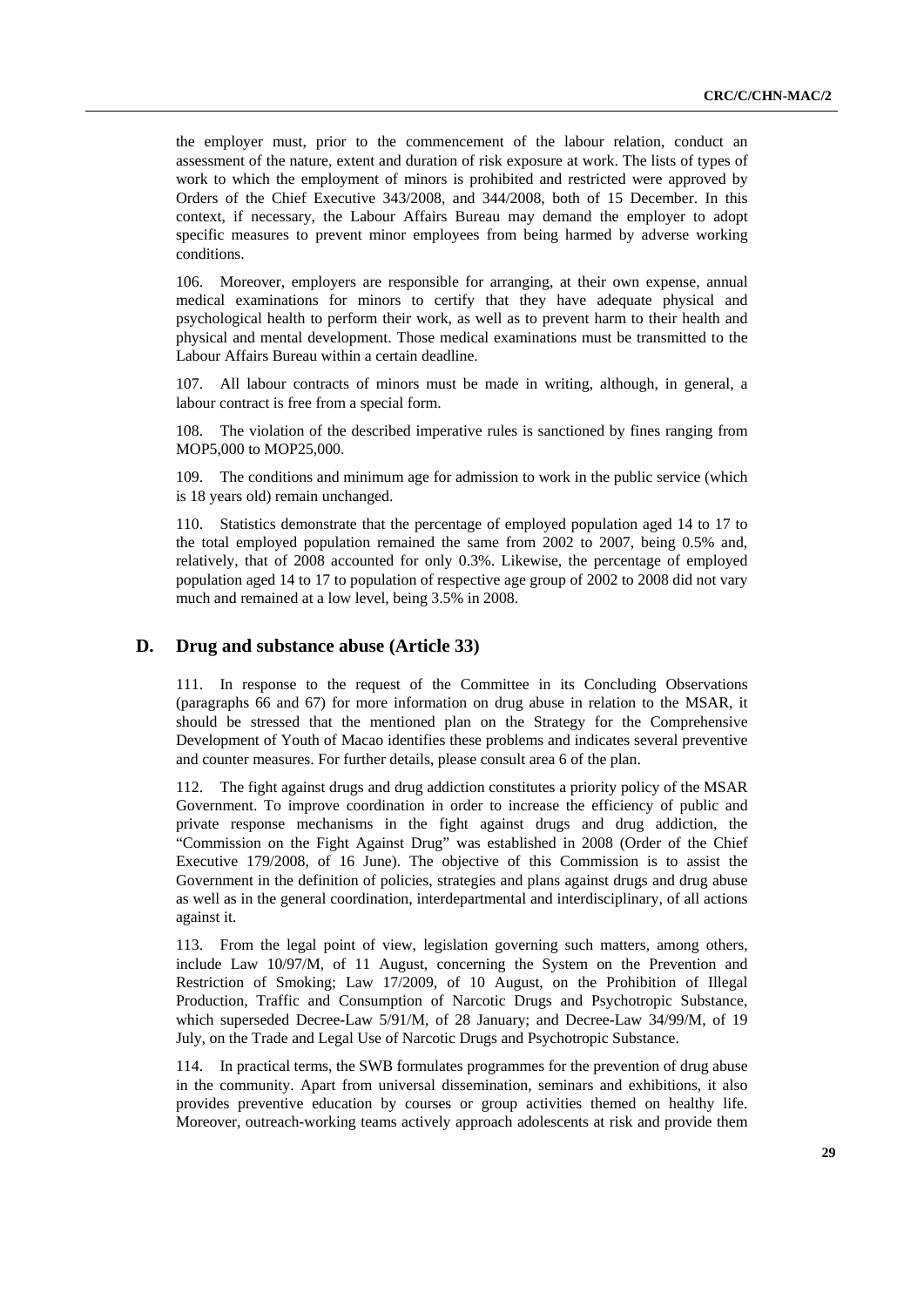the employer must, prior to the commencement of the labour relation, conduct an assessment of the nature, extent and duration of risk exposure at work. The lists of types of work to which the employment of minors is prohibited and restricted were approved by Orders of the Chief Executive 343/2008, and 344/2008, both of 15 December. In this context, if necessary, the Labour Affairs Bureau may demand the employer to adopt specific measures to prevent minor employees from being harmed by adverse working conditions.

106. Moreover, employers are responsible for arranging, at their own expense, annual medical examinations for minors to certify that they have adequate physical and psychological health to perform their work, as well as to prevent harm to their health and physical and mental development. Those medical examinations must be transmitted to the Labour Affairs Bureau within a certain deadline.

107. All labour contracts of minors must be made in writing, although, in general, a labour contract is free from a special form.

108. The violation of the described imperative rules is sanctioned by fines ranging from MOP5,000 to MOP25,000.

109. The conditions and minimum age for admission to work in the public service (which is 18 years old) remain unchanged.

110. Statistics demonstrate that the percentage of employed population aged 14 to 17 to the total employed population remained the same from 2002 to 2007, being 0.5% and, relatively, that of 2008 accounted for only 0.3%. Likewise, the percentage of employed population aged 14 to 17 to population of respective age group of 2002 to 2008 did not vary much and remained at a low level, being 3.5% in 2008.

## D. Drug and substance abuse (Article 33)

111. In response to the request of the Committee in its Concluding Observations (paragraphs 66 and 67) for more information on drug abuse in relation to the MSAR, it should be stressed that the mentioned plan on the Strategy for the Comprehensive Development of Youth of Macao identifies these problems and indicates several preventive and counter measures. For further details, please consult area 6 of the plan.

112. The fight against drugs and drug addiction constitutes a priority policy of the MSAR Government. To improve coordination in order to increase the efficiency of public and private response mechanisms in the fight against drugs and drug addiction, the "Commission on the Fight Against Drug" was established in 2008 (Order of the Chief Executive 179/2008, of 16 June). The objective of this Commission is to assist the Government in the definition of policies, strategies and plans against drugs and drug abuse as well as in the general coordination, interdepartmental and interdisciplinary, of all actions against it.

113. From the legal point of view, legislation governing such matters, among others, include Law 10/97/M, of 11 August, concerning the System on the Prevention and Restriction of Smoking; Law 17/2009, of 10 August, on the Prohibition of Illegal Production, Traffic and Consumption of Narcotic Drugs and Psychotropic Substance, which superseded Decree-Law 5/91/M, of 28 January; and Decree-Law 34/99/M, of 19 July, on the Trade and Legal Use of Narcotic Drugs and Psychotropic Substance.

114. In practical terms, the SWB formulates programmes for the prevention of drug abuse in the community. Apart from universal dissemination, seminars and exhibitions, it also provides preventive education by courses or group activities themed on healthy life. Moreover, outreach-working teams actively approach adolescents at risk and provide them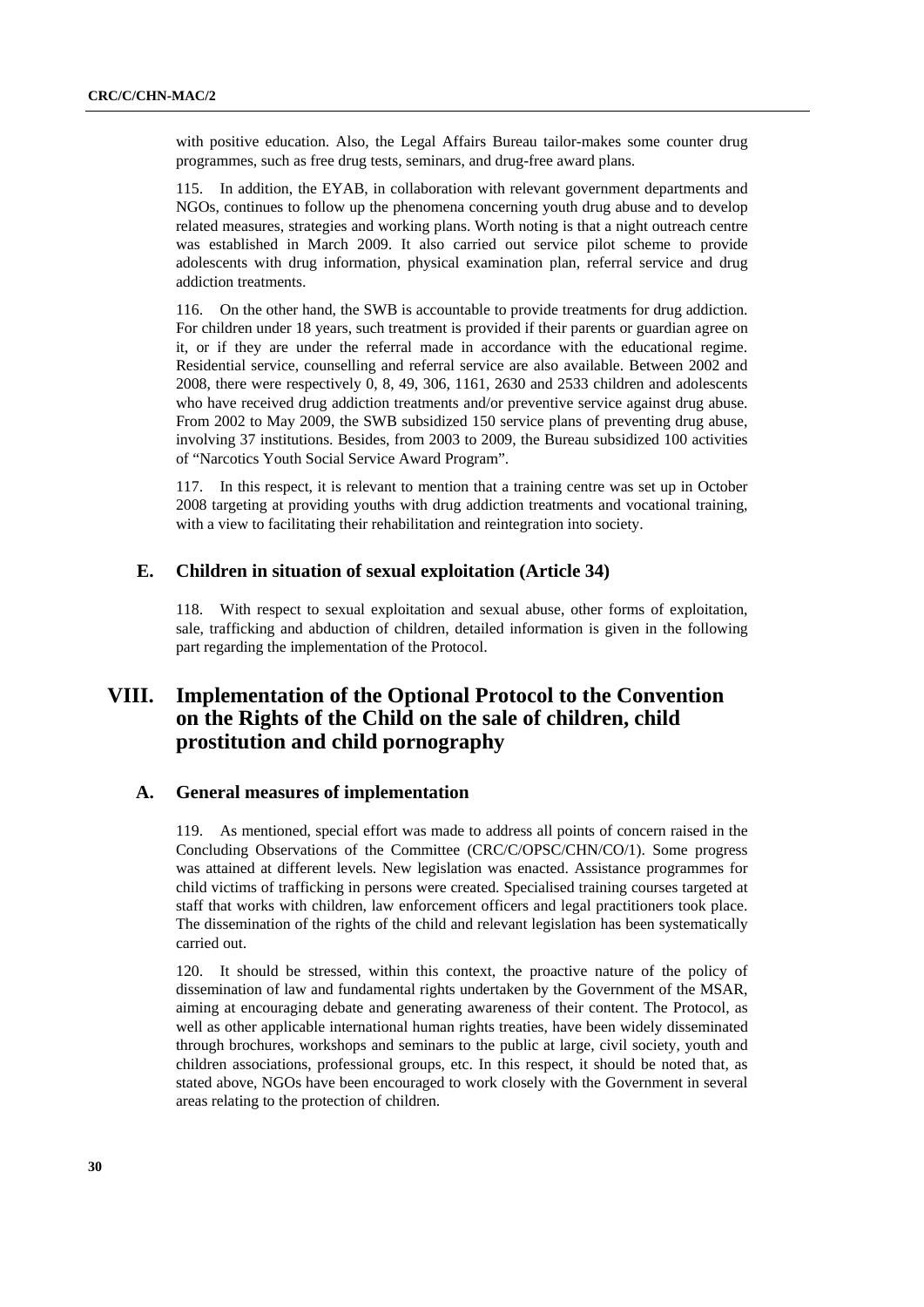with positive education. Also, the Legal Affairs Bureau tailor-makes some counter drug programmes, such as free drug tests, seminars, and drug-free award plans.

115. In addition, the EYAB, in collaboration with relevant government departments and NGOs, continues to follow up the phenomena concerning youth drug abuse and to develop related measures, strategies and working plans. Worth noting is that a night outreach centre was established in March 2009. It also carried out service pilot scheme to provide adolescents with drug information, physical examination plan, referral service and drug addiction treatments.

116. On the other hand, the SWB is accountable to provide treatments for drug addiction. For children under 18 years, such treatment is provided if their parents or guardian agree on it, or if they are under the referral made in accordance with the educational regime. Residential service, counselling and referral service are also available. Between 2002 and 2008, there were respectively 0, 8, 49, 306, 1161, 2630 and 2533 children and adolescents who have received drug addiction treatments and/or preventive service against drug abuse. From 2002 to May 2009, the SWB subsidized 150 service plans of preventing drug abuse, involving 37 institutions. Besides, from 2003 to 2009, the Bureau subsidized 100 activities of "Narcotics Youth Social Service Award Program".

117. In this respect, it is relevant to mention that a training centre was set up in October 2008 targeting at providing youths with drug addiction treatments and vocational training, with a view to facilitating their rehabilitation and reintegration into society.

## E. Children in situation of sexual exploitation (Article 34)

118. With respect to sexual exploitation and sexual abuse, other forms of exploitation, sale, trafficking and abduction of children, detailed information is given in the following part regarding the implementation of the Protocol.

# VIII. Implementation of the Optional Protocol to the Convention on the Rights of the Child on the sale of children, child prostitution and child pornography

## A. General measures of implementation

119. As mentioned, special effort was made to address all points of concern raised in the Concluding Observations of the Committee (CRC/C/OPSC/CHN/CO/1). Some progress was attained at different levels. New legislation was enacted. Assistance programmes for child victims of trafficking in persons were created. Specialised training courses targeted at staff that works with children, law enforcement officers and legal practitioners took place. The dissemination of the rights of the child and relevant legislation has been systematically carried out.

120. It should be stressed, within this context, the proactive nature of the policy of dissemination of law and fundamental rights undertaken by the Government of the MSAR, aiming at encouraging debate and generating awareness of their content. The Protocol, as well as other applicable international human rights treaties, have been widely disseminated through brochures, workshops and seminars to the public at large, civil society, youth and children associations, professional groups, etc. In this respect, it should be noted that, as stated above, NGOs have been encouraged to work closely with the Government in several areas relating to the protection of children.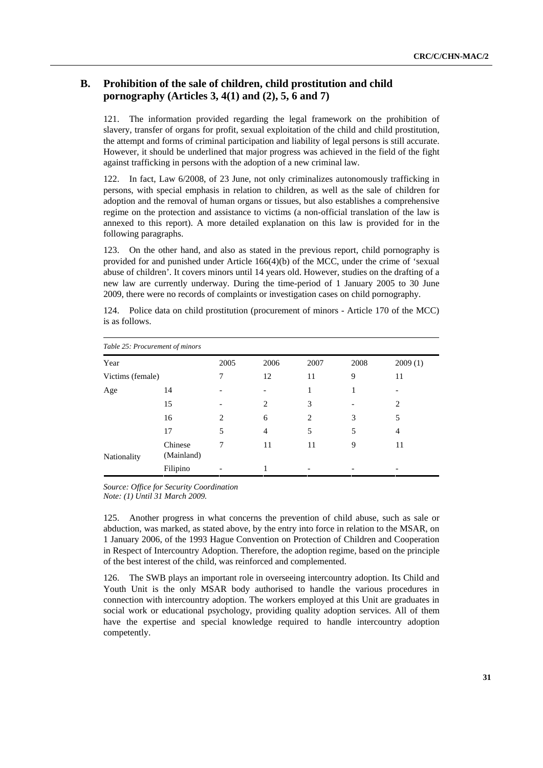## B. Prohibition of the sale of children, child prostitution and child pornography (Articles 3, 4(1) and (2), 5, 6 and 7)

121. The information provided regarding the legal framework on the prohibition of slavery, transfer of organs for profit, sexual exploitation of the child and child prostitution, the attempt and forms of criminal participation and liability of legal persons is still accurate. However, it should be underlined that major progress was achieved in the field of the fight against trafficking in persons with the adoption of a new criminal law.

122. In fact, Law 6/2008, of 23 June, not only criminalizes autonomously trafficking in persons, with special emphasis in relation to children, as well as the sale of children for adoption and the removal of human organs or tissues, but also establishes a comprehensive regime on the protection and assistance to victims (a non-official translation of the law is annexed to this report). A more detailed explanation on this law is provided for in the following paragraphs.

123. On the other hand, and also as stated in the previous report, child pornography is provided for and punished under Article 166(4)(b) of the MCC, under the crime of 'sexual abuse of children'. It covers minors until 14 years old. However, studies on the drafting of a new law are currently underway. During the time-period of 1 January 2005 to 30 June 2009, there were no records of complaints or investigation cases on child pornography.

124. Police data on child prostitution (procurement of minors - Article 170 of the MCC) is as follows.

*Table 25: Procurement of minors*

| Year | | 2005 | 2006 | 2007 | 2008 | 2009 (1) |
|---|---|---|---|---|---|---|
| Victims (female) | | 7 | 12 | 11 | 9 | 11 |
| Age | 14 | - | - | 1 | 1 | - |
| | 15 | - | 2 | 3 | - | 2 |
| | 16 | 2 | 6 | 2 | 3 | 5 |
| | 17 | 5 | 4 | 5 | 5 | 4 |
| Nationality | Chinese (Mainland) | 7 | 11 | 11 | 9 | 11 |
| | Filipino | - | 1 | - | - | - |

*Source: Office for Security Coordination*
*Note: (1) Until 31 March 2009.*

125. Another progress in what concerns the prevention of child abuse, such as sale or abduction, was marked, as stated above, by the entry into force in relation to the MSAR, on 1 January 2006, of the 1993 Hague Convention on Protection of Children and Cooperation in Respect of Intercountry Adoption. Therefore, the adoption regime, based on the principle of the best interest of the child, was reinforced and complemented.

126. The SWB plays an important role in overseeing intercountry adoption. Its Child and Youth Unit is the only MSAR body authorised to handle the various procedures in connection with intercountry adoption. The workers employed at this Unit are graduates in social work or educational psychology, providing quality adoption services. All of them have the expertise and special knowledge required to handle intercountry adoption competently.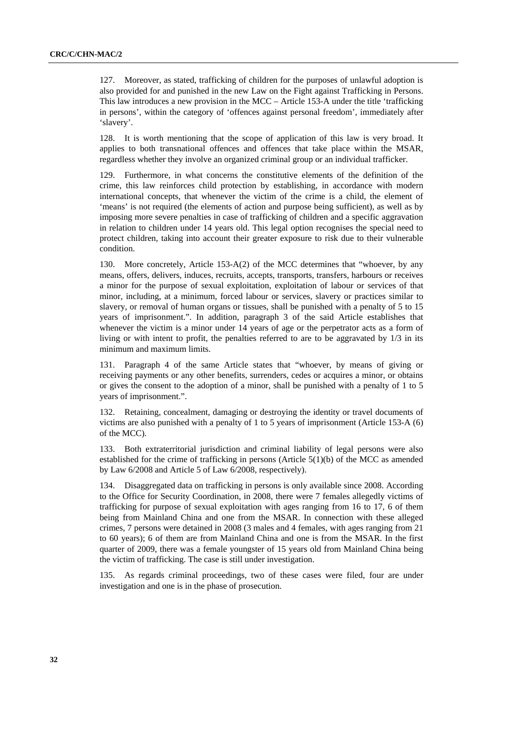127. Moreover, as stated, trafficking of children for the purposes of unlawful adoption is also provided for and punished in the new Law on the Fight against Trafficking in Persons. This law introduces a new provision in the MCC – Article 153-A under the title 'trafficking in persons', within the category of 'offences against personal freedom', immediately after 'slavery'.

128. It is worth mentioning that the scope of application of this law is very broad. It applies to both transnational offences and offences that take place within the MSAR, regardless whether they involve an organized criminal group or an individual trafficker.

129. Furthermore, in what concerns the constitutive elements of the definition of the crime, this law reinforces child protection by establishing, in accordance with modern international concepts, that whenever the victim of the crime is a child, the element of 'means' is not required (the elements of action and purpose being sufficient), as well as by imposing more severe penalties in case of trafficking of children and a specific aggravation in relation to children under 14 years old. This legal option recognises the special need to protect children, taking into account their greater exposure to risk due to their vulnerable condition.

130. More concretely, Article 153-A(2) of the MCC determines that "whoever, by any means, offers, delivers, induces, recruits, accepts, transports, transfers, harbours or receives a minor for the purpose of sexual exploitation, exploitation of labour or services of that minor, including, at a minimum, forced labour or services, slavery or practices similar to slavery, or removal of human organs or tissues, shall be punished with a penalty of 5 to 15 years of imprisonment.". In addition, paragraph 3 of the said Article establishes that whenever the victim is a minor under 14 years of age or the perpetrator acts as a form of living or with intent to profit, the penalties referred to are to be aggravated by 1/3 in its minimum and maximum limits.

131. Paragraph 4 of the same Article states that "whoever, by means of giving or receiving payments or any other benefits, surrenders, cedes or acquires a minor, or obtains or gives the consent to the adoption of a minor, shall be punished with a penalty of 1 to 5 years of imprisonment.".

132. Retaining, concealment, damaging or destroying the identity or travel documents of victims are also punished with a penalty of 1 to 5 years of imprisonment (Article 153-A (6) of the MCC).

133. Both extraterritorial jurisdiction and criminal liability of legal persons were also established for the crime of trafficking in persons (Article 5(1)(b) of the MCC as amended by Law 6/2008 and Article 5 of Law 6/2008, respectively).

134. Disaggregated data on trafficking in persons is only available since 2008. According to the Office for Security Coordination, in 2008, there were 7 females allegedly victims of trafficking for purpose of sexual exploitation with ages ranging from 16 to 17, 6 of them being from Mainland China and one from the MSAR. In connection with these alleged crimes, 7 persons were detained in 2008 (3 males and 4 females, with ages ranging from 21 to 60 years); 6 of them are from Mainland China and one is from the MSAR. In the first quarter of 2009, there was a female youngster of 15 years old from Mainland China being the victim of trafficking. The case is still under investigation.

135. As regards criminal proceedings, two of these cases were filed, four are under investigation and one is in the phase of prosecution.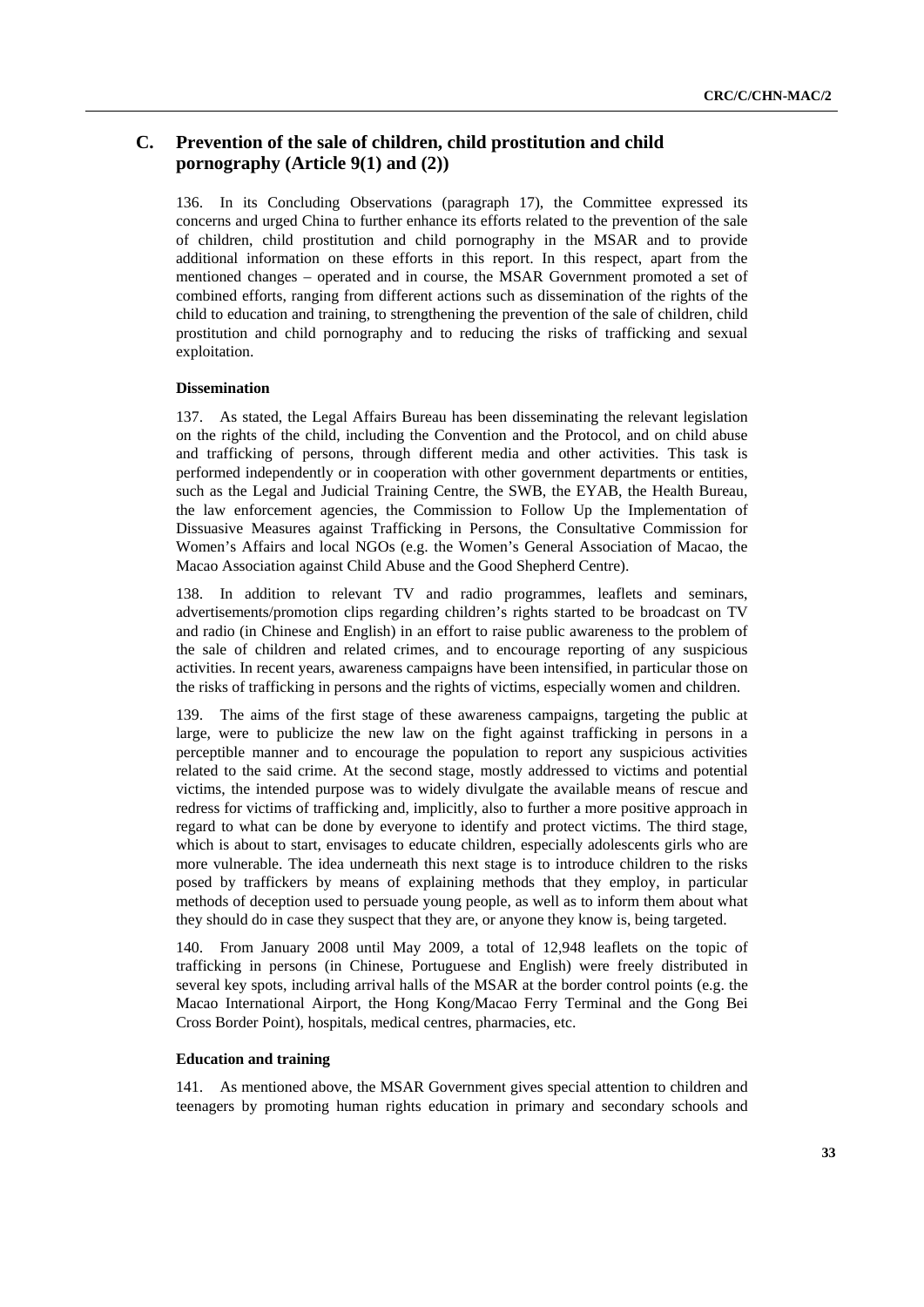## C. Prevention of the sale of children, child prostitution and child pornography (Article 9(1) and (2))

136. In its Concluding Observations (paragraph 17), the Committee expressed its concerns and urged China to further enhance its efforts related to the prevention of the sale of children, child prostitution and child pornography in the MSAR and to provide additional information on these efforts in this report. In this respect, apart from the mentioned changes – operated and in course, the MSAR Government promoted a set of combined efforts, ranging from different actions such as dissemination of the rights of the child to education and training, to strengthening the prevention of the sale of children, child prostitution and child pornography and to reducing the risks of trafficking and sexual exploitation.

#### Dissemination

137. As stated, the Legal Affairs Bureau has been disseminating the relevant legislation on the rights of the child, including the Convention and the Protocol, and on child abuse and trafficking of persons, through different media and other activities. This task is performed independently or in cooperation with other government departments or entities, such as the Legal and Judicial Training Centre, the SWB, the EYAB, the Health Bureau, the law enforcement agencies, the Commission to Follow Up the Implementation of Dissuasive Measures against Trafficking in Persons, the Consultative Commission for Women's Affairs and local NGOs (e.g. the Women's General Association of Macao, the Macao Association against Child Abuse and the Good Shepherd Centre).

138. In addition to relevant TV and radio programmes, leaflets and seminars, advertisements/promotion clips regarding children's rights started to be broadcast on TV and radio (in Chinese and English) in an effort to raise public awareness to the problem of the sale of children and related crimes, and to encourage reporting of any suspicious activities. In recent years, awareness campaigns have been intensified, in particular those on the risks of trafficking in persons and the rights of victims, especially women and children.

139. The aims of the first stage of these awareness campaigns, targeting the public at large, were to publicize the new law on the fight against trafficking in persons in a perceptible manner and to encourage the population to report any suspicious activities related to the said crime. At the second stage, mostly addressed to victims and potential victims, the intended purpose was to widely divulgate the available means of rescue and redress for victims of trafficking and, implicitly, also to further a more positive approach in regard to what can be done by everyone to identify and protect victims. The third stage, which is about to start, envisages to educate children, especially adolescents girls who are more vulnerable. The idea underneath this next stage is to introduce children to the risks posed by traffickers by means of explaining methods that they employ, in particular methods of deception used to persuade young people, as well as to inform them about what they should do in case they suspect that they are, or anyone they know is, being targeted.

140. From January 2008 until May 2009, a total of 12,948 leaflets on the topic of trafficking in persons (in Chinese, Portuguese and English) were freely distributed in several key spots, including arrival halls of the MSAR at the border control points (e.g. the Macao International Airport, the Hong Kong/Macao Ferry Terminal and the Gong Bei Cross Border Point), hospitals, medical centres, pharmacies, etc.

#### Education and training

141. As mentioned above, the MSAR Government gives special attention to children and teenagers by promoting human rights education in primary and secondary schools and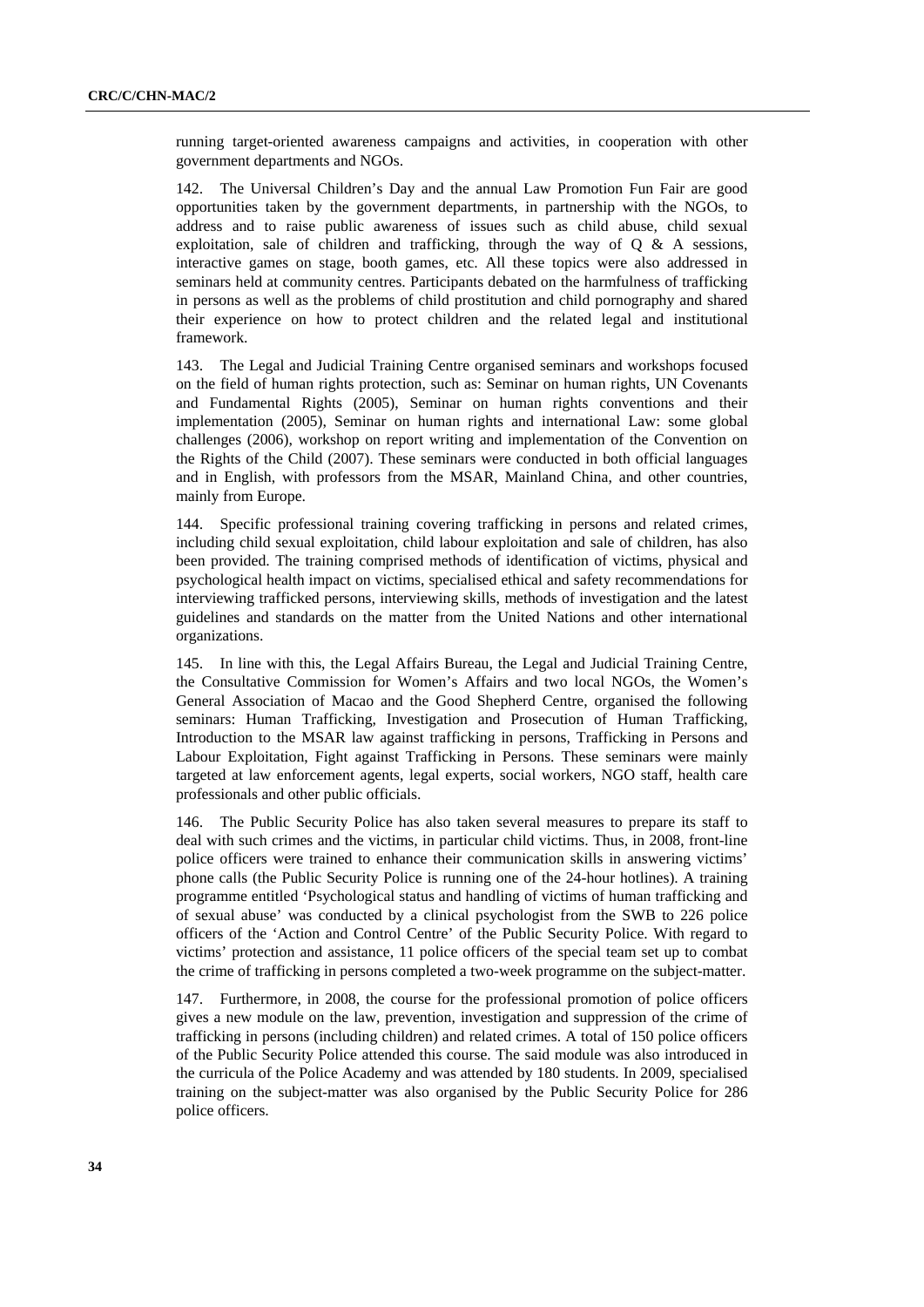running target-oriented awareness campaigns and activities, in cooperation with other government departments and NGOs.

142. The Universal Children's Day and the annual Law Promotion Fun Fair are good opportunities taken by the government departments, in partnership with the NGOs, to address and to raise public awareness of issues such as child abuse, child sexual exploitation, sale of children and trafficking, through the way of Q & A sessions, interactive games on stage, booth games, etc. All these topics were also addressed in seminars held at community centres. Participants debated on the harmfulness of trafficking in persons as well as the problems of child prostitution and child pornography and shared their experience on how to protect children and the related legal and institutional framework.

143. The Legal and Judicial Training Centre organised seminars and workshops focused on the field of human rights protection, such as: Seminar on human rights, UN Covenants and Fundamental Rights (2005), Seminar on human rights conventions and their implementation (2005), Seminar on human rights and international Law: some global challenges (2006), workshop on report writing and implementation of the Convention on the Rights of the Child (2007). These seminars were conducted in both official languages and in English, with professors from the MSAR, Mainland China, and other countries, mainly from Europe.

144. Specific professional training covering trafficking in persons and related crimes, including child sexual exploitation, child labour exploitation and sale of children, has also been provided. The training comprised methods of identification of victims, physical and psychological health impact on victims, specialised ethical and safety recommendations for interviewing trafficked persons, interviewing skills, methods of investigation and the latest guidelines and standards on the matter from the United Nations and other international organizations.

145. In line with this, the Legal Affairs Bureau, the Legal and Judicial Training Centre, the Consultative Commission for Women's Affairs and two local NGOs, the Women's General Association of Macao and the Good Shepherd Centre, organised the following seminars: Human Trafficking, Investigation and Prosecution of Human Trafficking, Introduction to the MSAR law against trafficking in persons, Trafficking in Persons and Labour Exploitation, Fight against Trafficking in Persons. These seminars were mainly targeted at law enforcement agents, legal experts, social workers, NGO staff, health care professionals and other public officials.

146. The Public Security Police has also taken several measures to prepare its staff to deal with such crimes and the victims, in particular child victims. Thus, in 2008, front-line police officers were trained to enhance their communication skills in answering victims' phone calls (the Public Security Police is running one of the 24-hour hotlines). A training programme entitled 'Psychological status and handling of victims of human trafficking and of sexual abuse' was conducted by a clinical psychologist from the SWB to 226 police officers of the 'Action and Control Centre' of the Public Security Police. With regard to victims' protection and assistance, 11 police officers of the special team set up to combat the crime of trafficking in persons completed a two-week programme on the subject-matter.

147. Furthermore, in 2008, the course for the professional promotion of police officers gives a new module on the law, prevention, investigation and suppression of the crime of trafficking in persons (including children) and related crimes. A total of 150 police officers of the Public Security Police attended this course. The said module was also introduced in the curricula of the Police Academy and was attended by 180 students. In 2009, specialised training on the subject-matter was also organised by the Public Security Police for 286 police officers.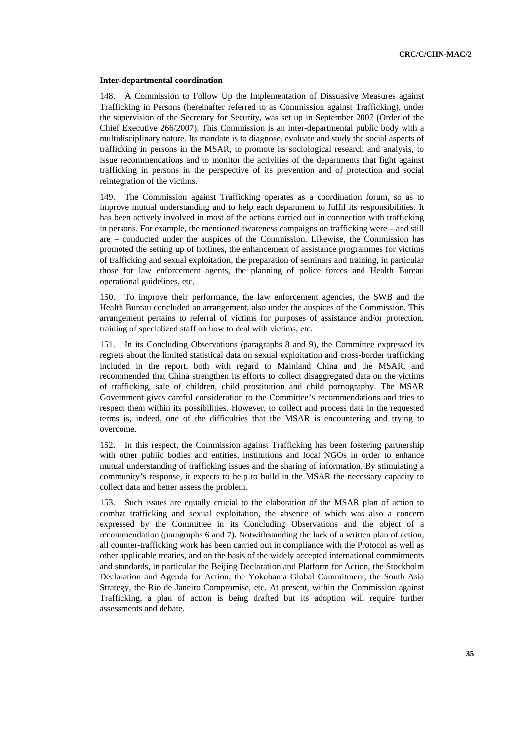### Inter-departmental coordination

148. A Commission to Follow Up the Implementation of Dissuasive Measures against Trafficking in Persons (hereinafter referred to as Commission against Trafficking), under the supervision of the Secretary for Security, was set up in September 2007 (Order of the Chief Executive 266/2007). This Commission is an inter-departmental public body with a multidisciplinary nature. Its mandate is to diagnose, evaluate and study the social aspects of trafficking in persons in the MSAR, to promote its sociological research and analysis, to issue recommendations and to monitor the activities of the departments that fight against trafficking in persons in the perspective of its prevention and of protection and social reintegration of the victims.

149. The Commission against Trafficking operates as a coordination forum, so as to improve mutual understanding and to help each department to fulfil its responsibilities. It has been actively involved in most of the actions carried out in connection with trafficking in persons. For example, the mentioned awareness campaigns on trafficking were – and still are – conducted under the auspices of the Commission. Likewise, the Commission has promoted the setting up of hotlines, the enhancement of assistance programmes for victims of trafficking and sexual exploitation, the preparation of seminars and training, in particular those for law enforcement agents, the planning of police forces and Health Bureau operational guidelines, etc.

150. To improve their performance, the law enforcement agencies, the SWB and the Health Bureau concluded an arrangement, also under the auspices of the Commission. This arrangement pertains to referral of victims for purposes of assistance and/or protection, training of specialized staff on how to deal with victims, etc.

151. In its Concluding Observations (paragraphs 8 and 9), the Committee expressed its regrets about the limited statistical data on sexual exploitation and cross-border trafficking included in the report, both with regard to Mainland China and the MSAR, and recommended that China strengthen its efforts to collect disaggregated data on the victims of trafficking, sale of children, child prostitution and child pornography. The MSAR Government gives careful consideration to the Committee's recommendations and tries to respect them within its possibilities. However, to collect and process data in the requested terms is, indeed, one of the difficulties that the MSAR is encountering and trying to overcome.

152. In this respect, the Commission against Trafficking has been fostering partnership with other public bodies and entities, institutions and local NGOs in order to enhance mutual understanding of trafficking issues and the sharing of information. By stimulating a community's response, it expects to help to build in the MSAR the necessary capacity to collect data and better assess the problem.

153. Such issues are equally crucial to the elaboration of the MSAR plan of action to combat trafficking and sexual exploitation, the absence of which was also a concern expressed by the Committee in its Concluding Observations and the object of a recommendation (paragraphs 6 and 7). Notwithstanding the lack of a written plan of action, all counter-trafficking work has been carried out in compliance with the Protocol as well as other applicable treaties, and on the basis of the widely accepted international commitments and standards, in particular the Beijing Declaration and Platform for Action, the Stockholm Declaration and Agenda for Action, the Yokohama Global Commitment, the South Asia Strategy, the Rio de Janeiro Compromise, etc. At present, within the Commission against Trafficking, a plan of action is being drafted but its adoption will require further assessments and debate.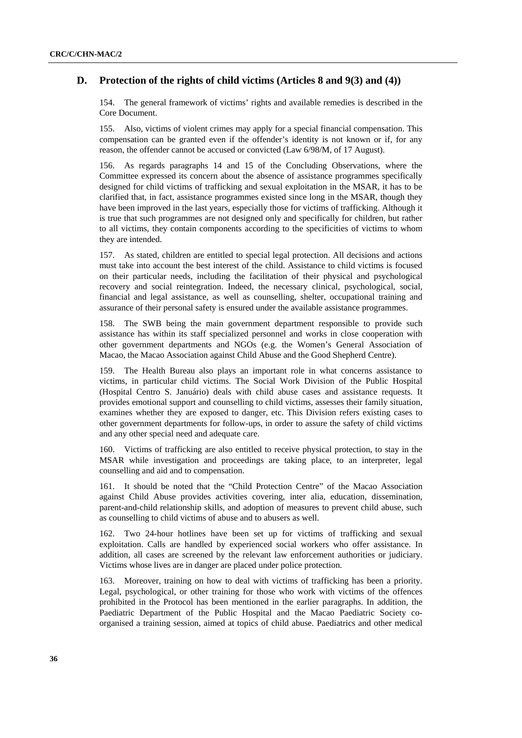## D. Protection of the rights of child victims (Articles 8 and 9(3) and (4))

154. The general framework of victims' rights and available remedies is described in the Core Document.

155. Also, victims of violent crimes may apply for a special financial compensation. This compensation can be granted even if the offender's identity is not known or if, for any reason, the offender cannot be accused or convicted (Law 6/98/M, of 17 August).

156. As regards paragraphs 14 and 15 of the Concluding Observations, where the Committee expressed its concern about the absence of assistance programmes specifically designed for child victims of trafficking and sexual exploitation in the MSAR, it has to be clarified that, in fact, assistance programmes existed since long in the MSAR, though they have been improved in the last years, especially those for victims of trafficking. Although it is true that such programmes are not designed only and specifically for children, but rather to all victims, they contain components according to the specificities of victims to whom they are intended.

157. As stated, children are entitled to special legal protection. All decisions and actions must take into account the best interest of the child. Assistance to child victims is focused on their particular needs, including the facilitation of their physical and psychological recovery and social reintegration. Indeed, the necessary clinical, psychological, social, financial and legal assistance, as well as counselling, shelter, occupational training and assurance of their personal safety is ensured under the available assistance programmes.

158. The SWB being the main government department responsible to provide such assistance has within its staff specialized personnel and works in close cooperation with other government departments and NGOs (e.g. the Women's General Association of Macao, the Macao Association against Child Abuse and the Good Shepherd Centre).

159. The Health Bureau also plays an important role in what concerns assistance to victims, in particular child victims. The Social Work Division of the Public Hospital (Hospital Centro S. Januário) deals with child abuse cases and assistance requests. It provides emotional support and counselling to child victims, assesses their family situation, examines whether they are exposed to danger, etc. This Division refers existing cases to other government departments for follow-ups, in order to assure the safety of child victims and any other special need and adequate care.

160. Victims of trafficking are also entitled to receive physical protection, to stay in the MSAR while investigation and proceedings are taking place, to an interpreter, legal counselling and aid and to compensation.

161. It should be noted that the "Child Protection Centre" of the Macao Association against Child Abuse provides activities covering, inter alia, education, dissemination, parent-and-child relationship skills, and adoption of measures to prevent child abuse, such as counselling to child victims of abuse and to abusers as well.

162. Two 24-hour hotlines have been set up for victims of trafficking and sexual exploitation. Calls are handled by experienced social workers who offer assistance. In addition, all cases are screened by the relevant law enforcement authorities or judiciary. Victims whose lives are in danger are placed under police protection.

163. Moreover, training on how to deal with victims of trafficking has been a priority. Legal, psychological, or other training for those who work with victims of the offences prohibited in the Protocol has been mentioned in the earlier paragraphs. In addition, the Paediatric Department of the Public Hospital and the Macao Paediatric Society co-organised a training session, aimed at topics of child abuse. Paediatrics and other medical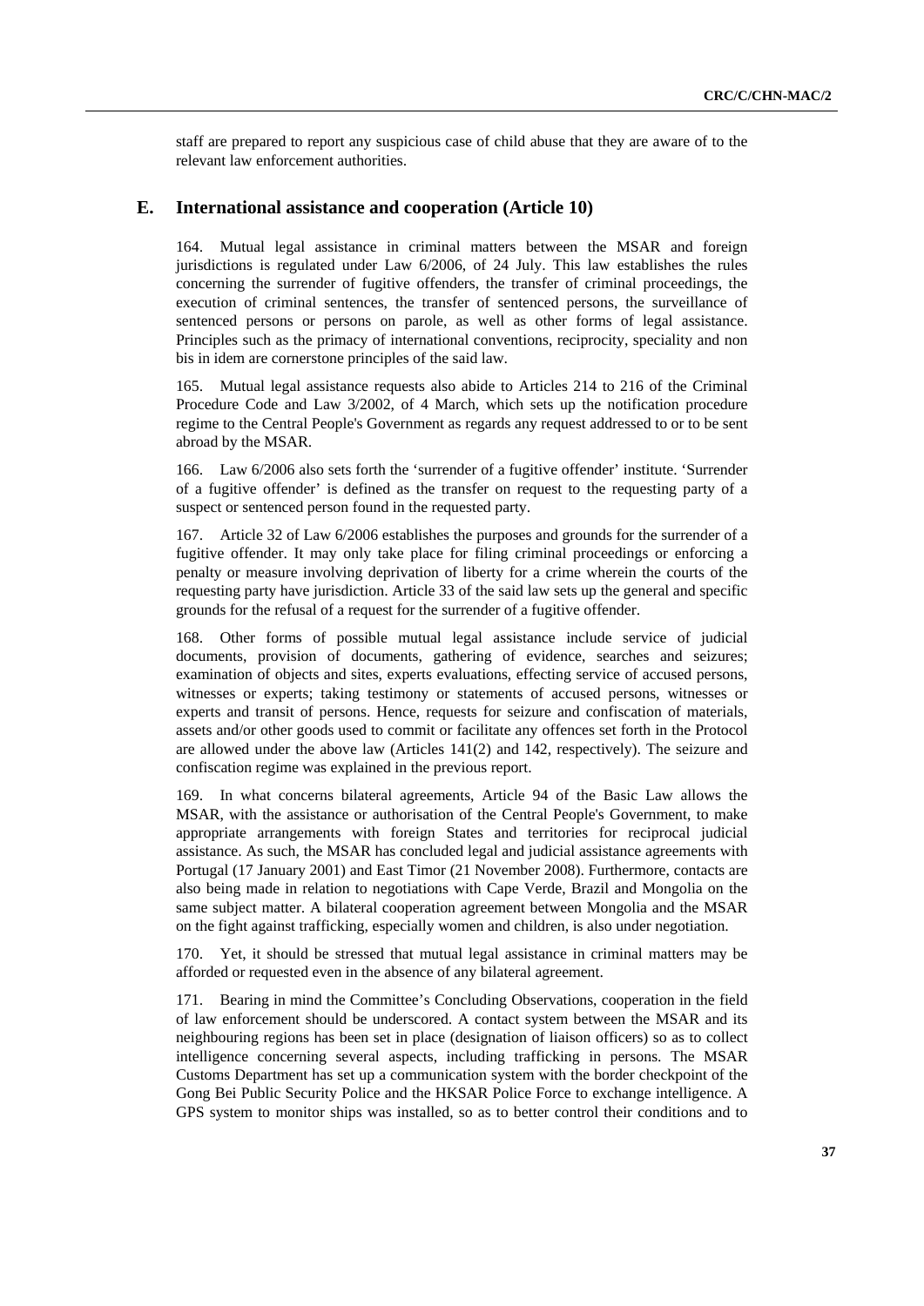staff are prepared to report any suspicious case of child abuse that they are aware of to the relevant law enforcement authorities.

## E. International assistance and cooperation (Article 10)

164. Mutual legal assistance in criminal matters between the MSAR and foreign jurisdictions is regulated under Law 6/2006, of 24 July. This law establishes the rules concerning the surrender of fugitive offenders, the transfer of criminal proceedings, the execution of criminal sentences, the transfer of sentenced persons, the surveillance of sentenced persons or persons on parole, as well as other forms of legal assistance. Principles such as the primacy of international conventions, reciprocity, speciality and non bis in idem are cornerstone principles of the said law.

165. Mutual legal assistance requests also abide to Articles 214 to 216 of the Criminal Procedure Code and Law 3/2002, of 4 March, which sets up the notification procedure regime to the Central People's Government as regards any request addressed to or to be sent abroad by the MSAR.

166. Law 6/2006 also sets forth the 'surrender of a fugitive offender' institute. 'Surrender of a fugitive offender' is defined as the transfer on request to the requesting party of a suspect or sentenced person found in the requested party.

167. Article 32 of Law 6/2006 establishes the purposes and grounds for the surrender of a fugitive offender. It may only take place for filing criminal proceedings or enforcing a penalty or measure involving deprivation of liberty for a crime wherein the courts of the requesting party have jurisdiction. Article 33 of the said law sets up the general and specific grounds for the refusal of a request for the surrender of a fugitive offender.

168. Other forms of possible mutual legal assistance include service of judicial documents, provision of documents, gathering of evidence, searches and seizures; examination of objects and sites, experts evaluations, effecting service of accused persons, witnesses or experts; taking testimony or statements of accused persons, witnesses or experts and transit of persons. Hence, requests for seizure and confiscation of materials, assets and/or other goods used to commit or facilitate any offences set forth in the Protocol are allowed under the above law (Articles 141(2) and 142, respectively). The seizure and confiscation regime was explained in the previous report.

169. In what concerns bilateral agreements, Article 94 of the Basic Law allows the MSAR, with the assistance or authorisation of the Central People's Government, to make appropriate arrangements with foreign States and territories for reciprocal judicial assistance. As such, the MSAR has concluded legal and judicial assistance agreements with Portugal (17 January 2001) and East Timor (21 November 2008). Furthermore, contacts are also being made in relation to negotiations with Cape Verde, Brazil and Mongolia on the same subject matter. A bilateral cooperation agreement between Mongolia and the MSAR on the fight against trafficking, especially women and children, is also under negotiation.

170. Yet, it should be stressed that mutual legal assistance in criminal matters may be afforded or requested even in the absence of any bilateral agreement.

171. Bearing in mind the Committee's Concluding Observations, cooperation in the field of law enforcement should be underscored. A contact system between the MSAR and its neighbouring regions has been set in place (designation of liaison officers) so as to collect intelligence concerning several aspects, including trafficking in persons. The MSAR Customs Department has set up a communication system with the border checkpoint of the Gong Bei Public Security Police and the HKSAR Police Force to exchange intelligence. A GPS system to monitor ships was installed, so as to better control their conditions and to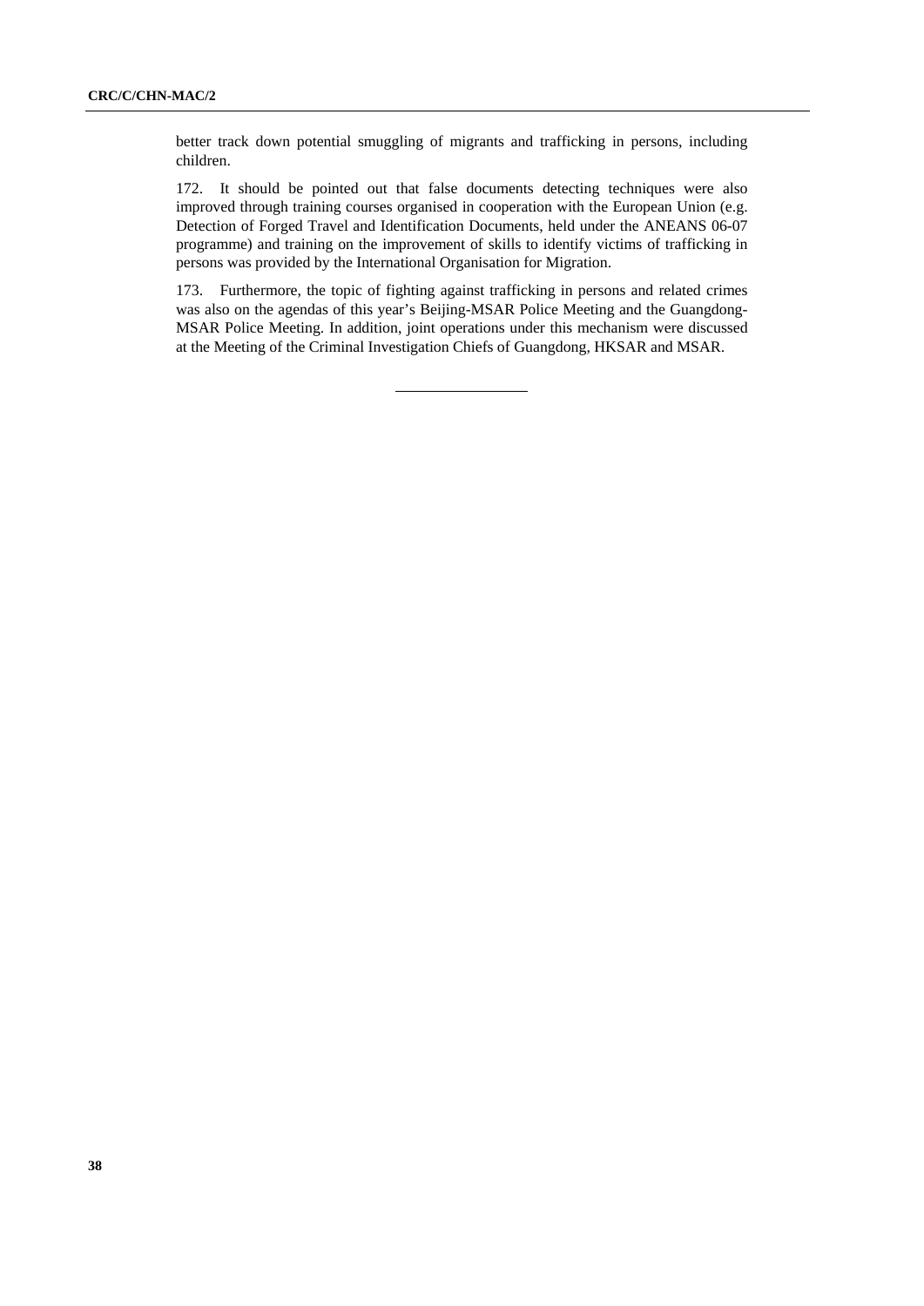better track down potential smuggling of migrants and trafficking in persons, including children.

172. It should be pointed out that false documents detecting techniques were also improved through training courses organised in cooperation with the European Union (e.g. Detection of Forged Travel and Identification Documents, held under the ANEANS 06-07 programme) and training on the improvement of skills to identify victims of trafficking in persons was provided by the International Organisation for Migration.

173. Furthermore, the topic of fighting against trafficking in persons and related crimes was also on the agendas of this year's Beijing-MSAR Police Meeting and the Guangdong-MSAR Police Meeting. In addition, joint operations under this mechanism were discussed at the Meeting of the Criminal Investigation Chiefs of Guangdong, HKSAR and MSAR.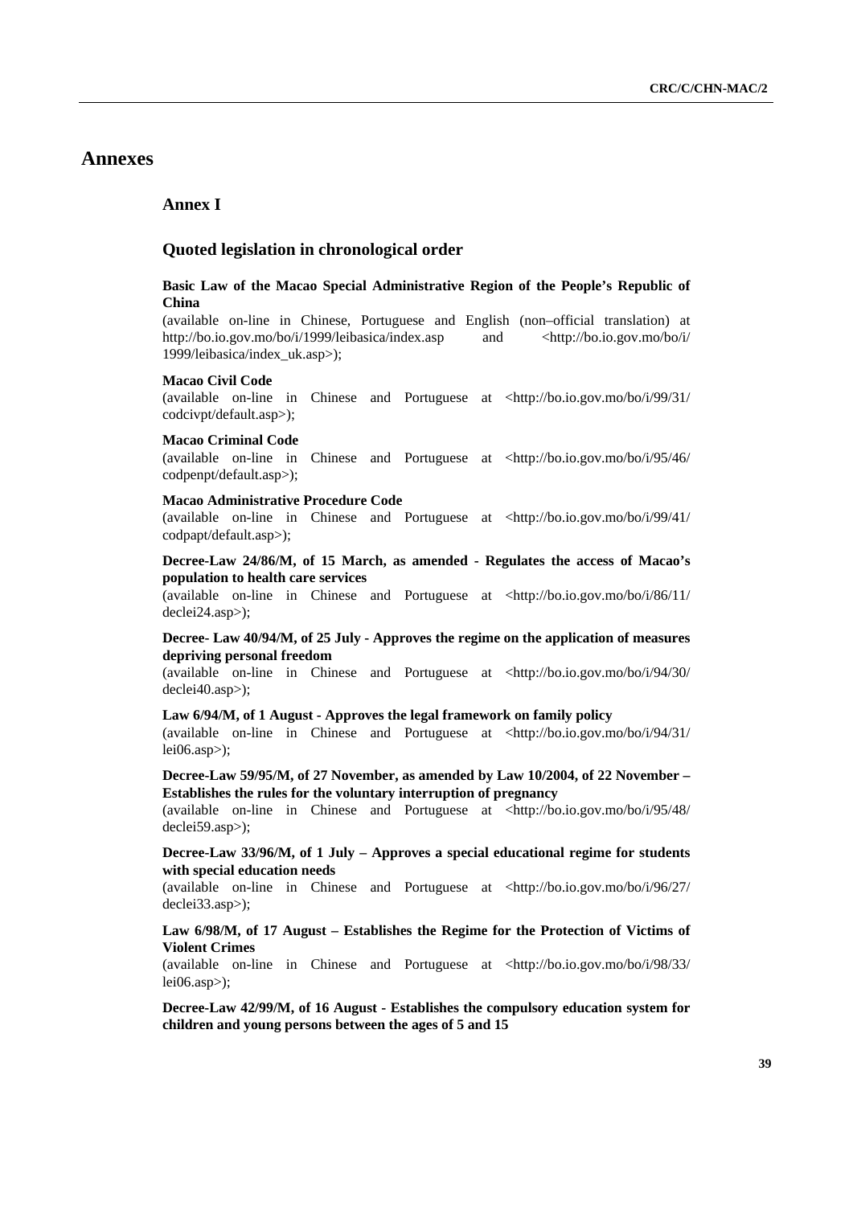# Annexes

## Annex I

## Quoted legislation in chronological order

**Basic Law of the Macao Special Administrative Region of the People's Republic of China**
(available on-line in Chinese, Portuguese and English (non–official translation) at http://bo.io.gov.mo/bo/i/1999/leibasica/index.asp and <http://bo.io.gov.mo/bo/i/1999/leibasica/index_uk.asp>);

**Macao Civil Code**
(available on-line in Chinese and Portuguese at <http://bo.io.gov.mo/bo/i/99/31/codcivpt/default.asp>);

**Macao Criminal Code**
(available on-line in Chinese and Portuguese at <http://bo.io.gov.mo/bo/i/95/46/codpenpt/default.asp>);

**Macao Administrative Procedure Code**
(available on-line in Chinese and Portuguese at <http://bo.io.gov.mo/bo/i/99/41/codpapt/default.asp>);

**Decree-Law 24/86/M, of 15 March, as amended - Regulates the access of Macao's population to health care services**
(available on-line in Chinese and Portuguese at <http://bo.io.gov.mo/bo/i/86/11/declei24.asp>);

**Decree- Law 40/94/M, of 25 July - Approves the regime on the application of measures depriving personal freedom**
(available on-line in Chinese and Portuguese at <http://bo.io.gov.mo/bo/i/94/30/declei40.asp>);

**Law 6/94/M, of 1 August - Approves the legal framework on family policy**
(available on-line in Chinese and Portuguese at <http://bo.io.gov.mo/bo/i/94/31/lei06.asp>);

**Decree-Law 59/95/M, of 27 November, as amended by Law 10/2004, of 22 November – Establishes the rules for the voluntary interruption of pregnancy**
(available on-line in Chinese and Portuguese at <http://bo.io.gov.mo/bo/i/95/48/declei59.asp>);

**Decree-Law 33/96/M, of 1 July – Approves a special educational regime for students with special education needs**
(available on-line in Chinese and Portuguese at <http://bo.io.gov.mo/bo/i/96/27/declei33.asp>);

**Law 6/98/M, of 17 August – Establishes the Regime for the Protection of Victims of Violent Crimes**
(available on-line in Chinese and Portuguese at <http://bo.io.gov.mo/bo/i/98/33/lei06.asp>);

**Decree-Law 42/99/M, of 16 August - Establishes the compulsory education system for children and young persons between the ages of 5 and 15**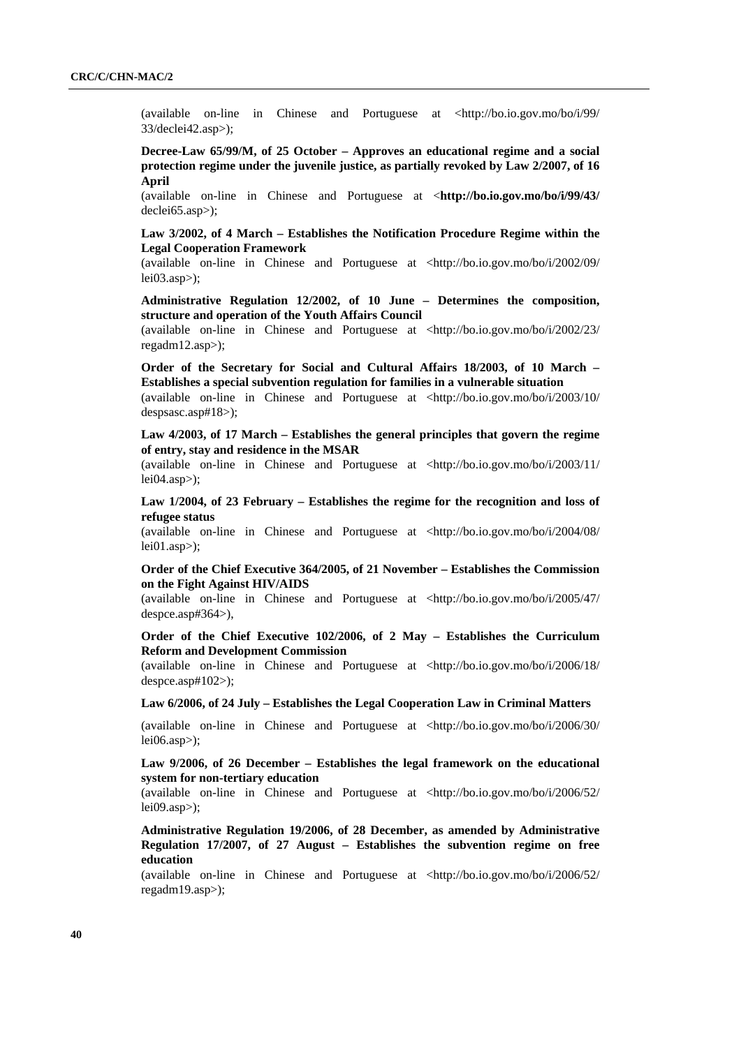(available on-line in Chinese and Portuguese at <http://bo.io.gov.mo/bo/i/99/33/declei42.asp>);

**Decree-Law 65/99/M, of 25 October – Approves an educational regime and a social protection regime under the juvenile justice, as partially revoked by Law 2/2007, of 16 April**

(available on-line in Chinese and Portuguese at <**http://bo.io.gov.mo/bo/i/99/43/**declei65.asp>);

**Law 3/2002, of 4 March – Establishes the Notification Procedure Regime within the Legal Cooperation Framework**

(available on-line in Chinese and Portuguese at <http://bo.io.gov.mo/bo/i/2002/09/lei03.asp>);

**Administrative Regulation 12/2002, of 10 June – Determines the composition, structure and operation of the Youth Affairs Council**

(available on-line in Chinese and Portuguese at <http://bo.io.gov.mo/bo/i/2002/23/regadm12.asp>);

**Order of the Secretary for Social and Cultural Affairs 18/2003, of 10 March – Establishes a special subvention regulation for families in a vulnerable situation**

(available on-line in Chinese and Portuguese at <http://bo.io.gov.mo/bo/i/2003/10/despsasc.asp#18>);

**Law 4/2003, of 17 March – Establishes the general principles that govern the regime of entry, stay and residence in the MSAR**

(available on-line in Chinese and Portuguese at <http://bo.io.gov.mo/bo/i/2003/11/lei04.asp>);

**Law 1/2004, of 23 February – Establishes the regime for the recognition and loss of refugee status**

(available on-line in Chinese and Portuguese at <http://bo.io.gov.mo/bo/i/2004/08/lei01.asp>);

**Order of the Chief Executive 364/2005, of 21 November – Establishes the Commission on the Fight Against HIV/AIDS**

(available on-line in Chinese and Portuguese at <http://bo.io.gov.mo/bo/i/2005/47/despce.asp#364>),

**Order of the Chief Executive 102/2006, of 2 May – Establishes the Curriculum Reform and Development Commission**

(available on-line in Chinese and Portuguese at <http://bo.io.gov.mo/bo/i/2006/18/despce.asp#102>);

**Law 6/2006, of 24 July – Establishes the Legal Cooperation Law in Criminal Matters**

(available on-line in Chinese and Portuguese at <http://bo.io.gov.mo/bo/i/2006/30/lei06.asp>);

**Law 9/2006, of 26 December – Establishes the legal framework on the educational system for non-tertiary education**

(available on-line in Chinese and Portuguese at <http://bo.io.gov.mo/bo/i/2006/52/lei09.asp>);

**Administrative Regulation 19/2006, of 28 December, as amended by Administrative Regulation 17/2007, of 27 August – Establishes the subvention regime on free education**

(available on-line in Chinese and Portuguese at <http://bo.io.gov.mo/bo/i/2006/52/regadm19.asp>);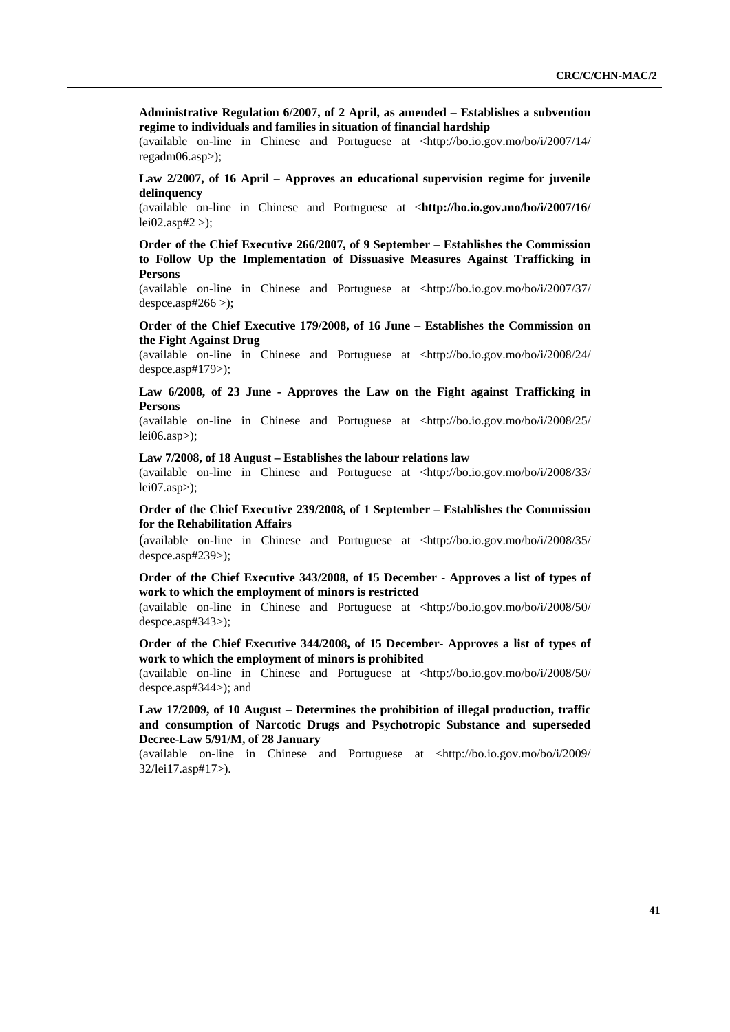**Administrative Regulation 6/2007, of 2 April, as amended – Establishes a subvention regime to individuals and families in situation of financial hardship**

(available on-line in Chinese and Portuguese at <http://bo.io.gov.mo/bo/i/2007/14/regadm06.asp>);

**Law 2/2007, of 16 April – Approves an educational supervision regime for juvenile delinquency**

(available on-line in Chinese and Portuguese at <**http://bo.io.gov.mo/bo/i/2007/16/** lei02.asp#2 >);

**Order of the Chief Executive 266/2007, of 9 September – Establishes the Commission to Follow Up the Implementation of Dissuasive Measures Against Trafficking in Persons**

(available on-line in Chinese and Portuguese at <http://bo.io.gov.mo/bo/i/2007/37/despce.asp#266 >);

**Order of the Chief Executive 179/2008, of 16 June – Establishes the Commission on the Fight Against Drug**

(available on-line in Chinese and Portuguese at <http://bo.io.gov.mo/bo/i/2008/24/despce.asp#179>);

**Law 6/2008, of 23 June - Approves the Law on the Fight against Trafficking in Persons**

(available on-line in Chinese and Portuguese at <http://bo.io.gov.mo/bo/i/2008/25/lei06.asp>);

**Law 7/2008, of 18 August – Establishes the labour relations law**

(available on-line in Chinese and Portuguese at <http://bo.io.gov.mo/bo/i/2008/33/lei07.asp>);

**Order of the Chief Executive 239/2008, of 1 September – Establishes the Commission for the Rehabilitation Affairs**

(available on-line in Chinese and Portuguese at <http://bo.io.gov.mo/bo/i/2008/35/despce.asp#239>);

**Order of the Chief Executive 343/2008, of 15 December - Approves a list of types of work to which the employment of minors is restricted**

(available on-line in Chinese and Portuguese at <http://bo.io.gov.mo/bo/i/2008/50/despce.asp#343>);

**Order of the Chief Executive 344/2008, of 15 December- Approves a list of types of work to which the employment of minors is prohibited**

(available on-line in Chinese and Portuguese at <http://bo.io.gov.mo/bo/i/2008/50/despce.asp#344>); and

**Law 17/2009, of 10 August – Determines the prohibition of illegal production, traffic and consumption of Narcotic Drugs and Psychotropic Substance and superseded Decree-Law 5/91/M, of 28 January**

(available on-line in Chinese and Portuguese at <http://bo.io.gov.mo/bo/i/2009/32/lei17.asp#17>).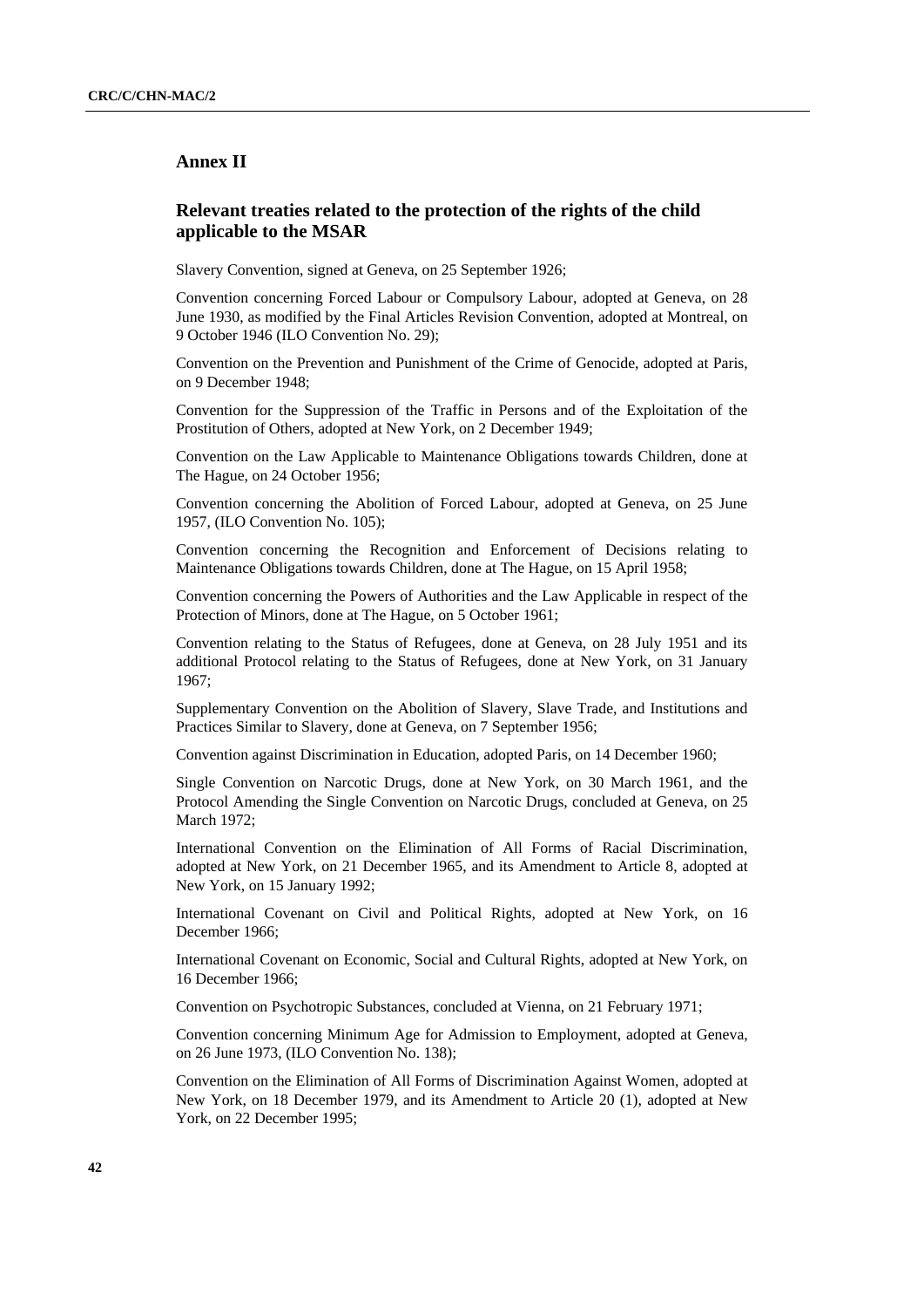## Annex II

### Relevant treaties related to the protection of the rights of the child applicable to the MSAR

Slavery Convention, signed at Geneva, on 25 September 1926;

Convention concerning Forced Labour or Compulsory Labour, adopted at Geneva, on 28 June 1930, as modified by the Final Articles Revision Convention, adopted at Montreal, on 9 October 1946 (ILO Convention No. 29);

Convention on the Prevention and Punishment of the Crime of Genocide, adopted at Paris, on 9 December 1948;

Convention for the Suppression of the Traffic in Persons and of the Exploitation of the Prostitution of Others, adopted at New York, on 2 December 1949;

Convention on the Law Applicable to Maintenance Obligations towards Children, done at The Hague, on 24 October 1956;

Convention concerning the Abolition of Forced Labour, adopted at Geneva, on 25 June 1957, (ILO Convention No. 105);

Convention concerning the Recognition and Enforcement of Decisions relating to Maintenance Obligations towards Children, done at The Hague, on 15 April 1958;

Convention concerning the Powers of Authorities and the Law Applicable in respect of the Protection of Minors, done at The Hague, on 5 October 1961;

Convention relating to the Status of Refugees, done at Geneva, on 28 July 1951 and its additional Protocol relating to the Status of Refugees, done at New York, on 31 January 1967;

Supplementary Convention on the Abolition of Slavery, Slave Trade, and Institutions and Practices Similar to Slavery, done at Geneva, on 7 September 1956;

Convention against Discrimination in Education, adopted Paris, on 14 December 1960;

Single Convention on Narcotic Drugs, done at New York, on 30 March 1961, and the Protocol Amending the Single Convention on Narcotic Drugs, concluded at Geneva, on 25 March 1972;

International Convention on the Elimination of All Forms of Racial Discrimination, adopted at New York, on 21 December 1965, and its Amendment to Article 8, adopted at New York, on 15 January 1992;

International Covenant on Civil and Political Rights, adopted at New York, on 16 December 1966;

International Covenant on Economic, Social and Cultural Rights, adopted at New York, on 16 December 1966;

Convention on Psychotropic Substances, concluded at Vienna, on 21 February 1971;

Convention concerning Minimum Age for Admission to Employment, adopted at Geneva, on 26 June 1973, (ILO Convention No. 138);

Convention on the Elimination of All Forms of Discrimination Against Women, adopted at New York, on 18 December 1979, and its Amendment to Article 20 (1), adopted at New York, on 22 December 1995;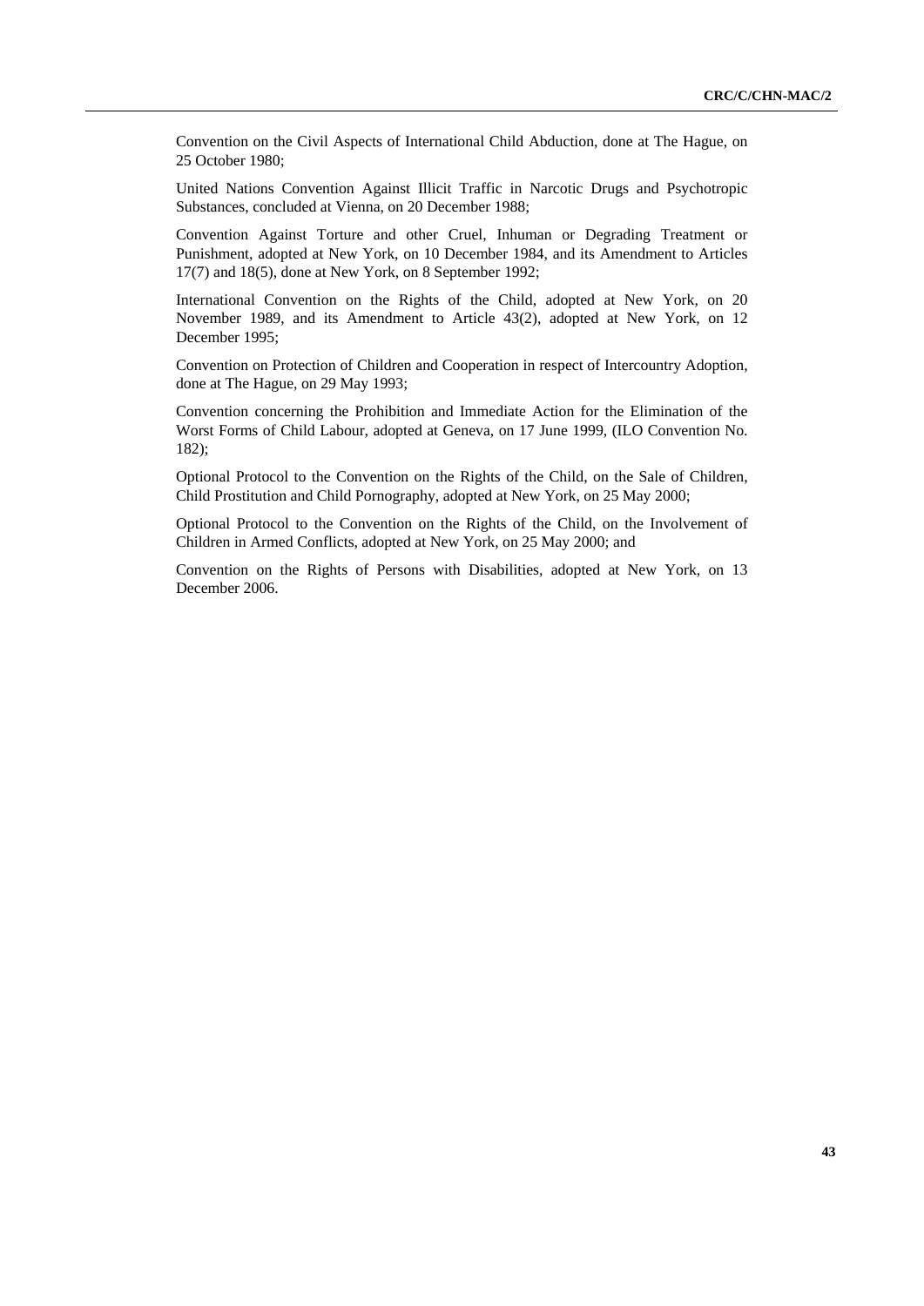Convention on the Civil Aspects of International Child Abduction, done at The Hague, on 25 October 1980;

United Nations Convention Against Illicit Traffic in Narcotic Drugs and Psychotropic Substances, concluded at Vienna, on 20 December 1988;

Convention Against Torture and other Cruel, Inhuman or Degrading Treatment or Punishment, adopted at New York, on 10 December 1984, and its Amendment to Articles 17(7) and 18(5), done at New York, on 8 September 1992;

International Convention on the Rights of the Child, adopted at New York, on 20 November 1989, and its Amendment to Article 43(2), adopted at New York, on 12 December 1995;

Convention on Protection of Children and Cooperation in respect of Intercountry Adoption, done at The Hague, on 29 May 1993;

Convention concerning the Prohibition and Immediate Action for the Elimination of the Worst Forms of Child Labour, adopted at Geneva, on 17 June 1999, (ILO Convention No. 182);

Optional Protocol to the Convention on the Rights of the Child, on the Sale of Children, Child Prostitution and Child Pornography, adopted at New York, on 25 May 2000;

Optional Protocol to the Convention on the Rights of the Child, on the Involvement of Children in Armed Conflicts, adopted at New York, on 25 May 2000; and

Convention on the Rights of Persons with Disabilities, adopted at New York, on 13 December 2006.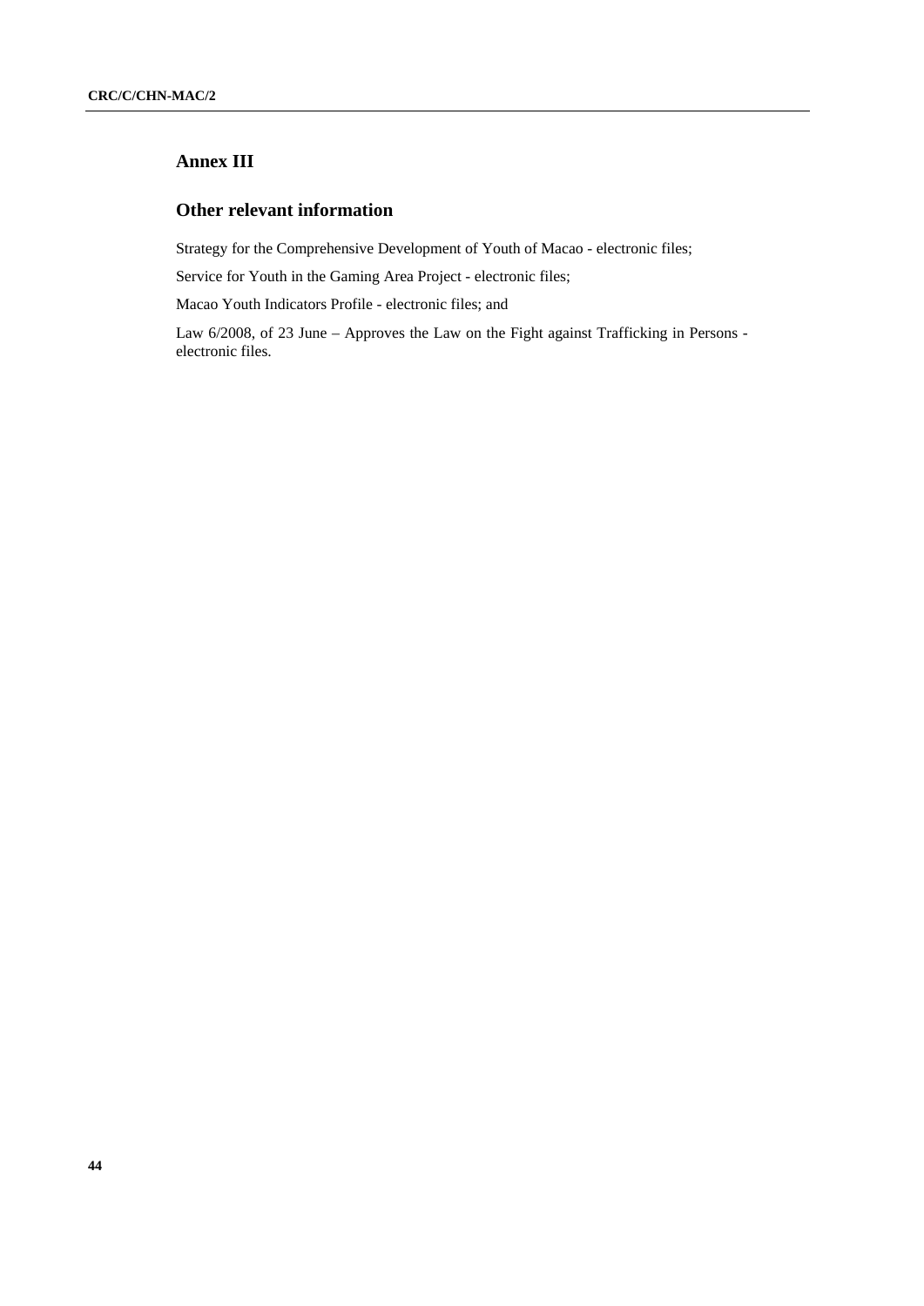## Annex III

## Other relevant information

Strategy for the Comprehensive Development of Youth of Macao - electronic files;

Service for Youth in the Gaming Area Project - electronic files;

Macao Youth Indicators Profile - electronic files; and

Law 6/2008, of 23 June – Approves the Law on the Fight against Trafficking in Persons - electronic files.